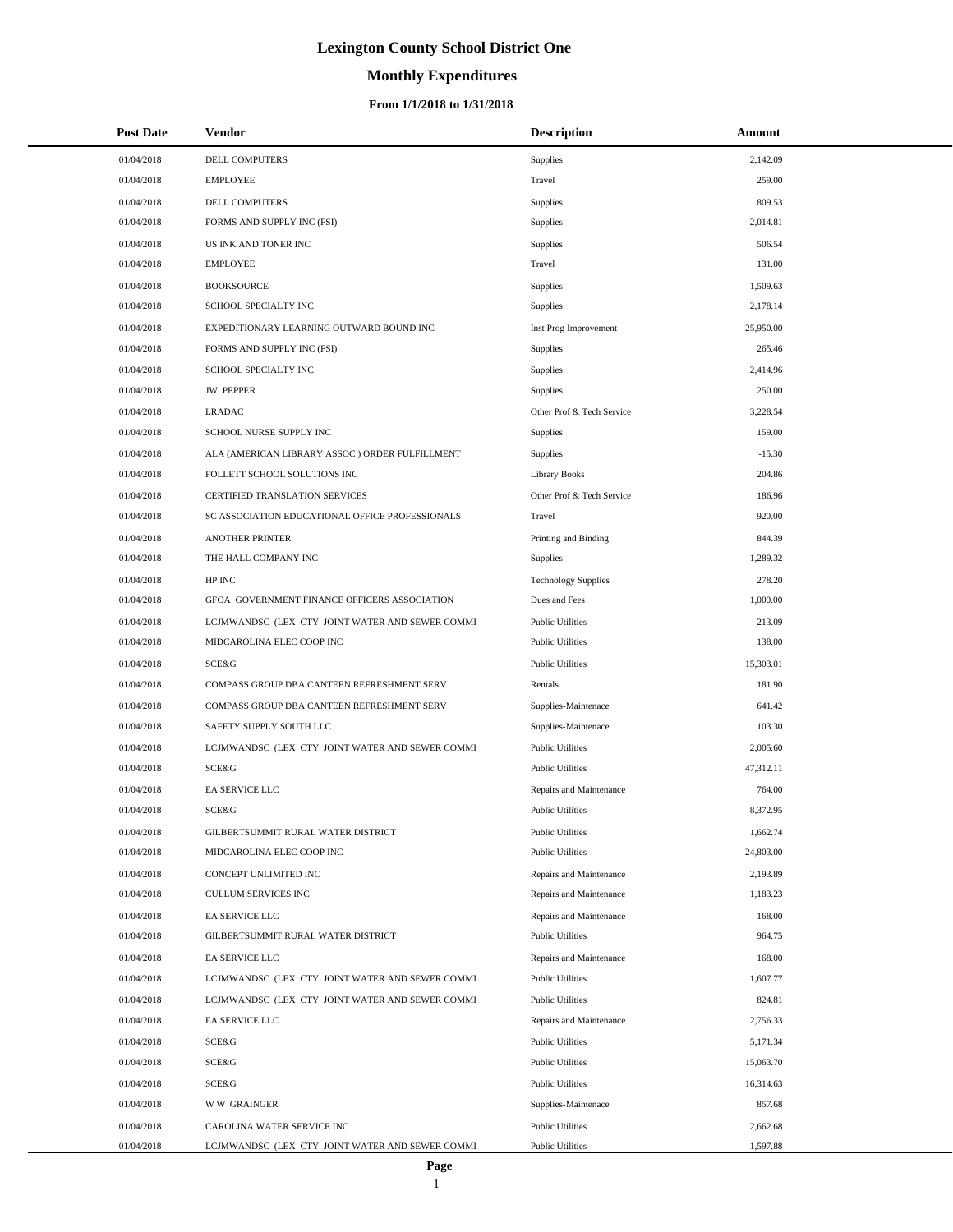# Lexington County School District One

## Monthly Expenditures

### From 1/1/2018 to 1/31/2018

| Post Date | Vendor | Description | Amount |
|---|---|---|---|
| 01/04/2018 | DELL COMPUTERS | Supplies | 2,142.09 |
| 01/04/2018 | EMPLOYEE | Travel | 259.00 |
| 01/04/2018 | DELL COMPUTERS | Supplies | 809.53 |
| 01/04/2018 | FORMS AND SUPPLY INC (FSI) | Supplies | 2,014.81 |
| 01/04/2018 | US INK AND TONER INC | Supplies | 506.54 |
| 01/04/2018 | EMPLOYEE | Travel | 131.00 |
| 01/04/2018 | BOOKSOURCE | Supplies | 1,509.63 |
| 01/04/2018 | SCHOOL SPECIALTY INC | Supplies | 2,178.14 |
| 01/04/2018 | EXPEDITIONARY LEARNING OUTWARD BOUND INC | Inst Prog Improvement | 25,950.00 |
| 01/04/2018 | FORMS AND SUPPLY INC (FSI) | Supplies | 265.46 |
| 01/04/2018 | SCHOOL SPECIALTY INC | Supplies | 2,414.96 |
| 01/04/2018 | JW PEPPER | Supplies | 250.00 |
| 01/04/2018 | LRADAC | Other Prof & Tech Service | 3,228.54 |
| 01/04/2018 | SCHOOL NURSE SUPPLY INC | Supplies | 159.00 |
| 01/04/2018 | ALA (AMERICAN LIBRARY ASSOC ) ORDER FULFILLMENT | Supplies | -15.30 |
| 01/04/2018 | FOLLETT SCHOOL SOLUTIONS INC | Library Books | 204.86 |
| 01/04/2018 | CERTIFIED TRANSLATION SERVICES | Other Prof & Tech Service | 186.96 |
| 01/04/2018 | SC ASSOCIATION EDUCATIONAL OFFICE PROFESSIONALS | Travel | 920.00 |
| 01/04/2018 | ANOTHER PRINTER | Printing and Binding | 844.39 |
| 01/04/2018 | THE HALL COMPANY INC | Supplies | 1,289.32 |
| 01/04/2018 | HP INC | Technology Supplies | 278.20 |
| 01/04/2018 | GFOA GOVERNMENT FINANCE OFFICERS ASSOCIATION | Dues and Fees | 1,000.00 |
| 01/04/2018 | LCJMWANDSC (LEX CTY JOINT WATER AND SEWER COMMI | Public Utilities | 213.09 |
| 01/04/2018 | MIDCAROLINA ELEC COOP INC | Public Utilities | 138.00 |
| 01/04/2018 | SCE&G | Public Utilities | 15,303.01 |
| 01/04/2018 | COMPASS GROUP DBA CANTEEN REFRESHMENT SERV | Rentals | 181.90 |
| 01/04/2018 | COMPASS GROUP DBA CANTEEN REFRESHMENT SERV | Supplies-Maintenace | 641.42 |
| 01/04/2018 | SAFETY SUPPLY SOUTH LLC | Supplies-Maintenace | 103.30 |
| 01/04/2018 | LCJMWANDSC (LEX CTY JOINT WATER AND SEWER COMMI | Public Utilities | 2,005.60 |
| 01/04/2018 | SCE&G | Public Utilities | 47,312.11 |
| 01/04/2018 | EA SERVICE LLC | Repairs and Maintenance | 764.00 |
| 01/04/2018 | SCE&G | Public Utilities | 8,372.95 |
| 01/04/2018 | GILBERTSUMMIT RURAL WATER DISTRICT | Public Utilities | 1,662.74 |
| 01/04/2018 | MIDCAROLINA ELEC COOP INC | Public Utilities | 24,803.00 |
| 01/04/2018 | CONCEPT UNLIMITED INC | Repairs and Maintenance | 2,193.89 |
| 01/04/2018 | CULLUM SERVICES INC | Repairs and Maintenance | 1,183.23 |
| 01/04/2018 | EA SERVICE LLC | Repairs and Maintenance | 168.00 |
| 01/04/2018 | GILBERTSUMMIT RURAL WATER DISTRICT | Public Utilities | 964.75 |
| 01/04/2018 | EA SERVICE LLC | Repairs and Maintenance | 168.00 |
| 01/04/2018 | LCJMWANDSC (LEX CTY JOINT WATER AND SEWER COMMI | Public Utilities | 1,607.77 |
| 01/04/2018 | LCJMWANDSC (LEX CTY JOINT WATER AND SEWER COMMI | Public Utilities | 824.81 |
| 01/04/2018 | EA SERVICE LLC | Repairs and Maintenance | 2,756.33 |
| 01/04/2018 | SCE&G | Public Utilities | 5,171.34 |
| 01/04/2018 | SCE&G | Public Utilities | 15,063.70 |
| 01/04/2018 | SCE&G | Public Utilities | 16,314.63 |
| 01/04/2018 | W W GRAINGER | Supplies-Maintenace | 857.68 |
| 01/04/2018 | CAROLINA WATER SERVICE INC | Public Utilities | 2,662.68 |
| 01/04/2018 | LCJMWANDSC (LEX CTY JOINT WATER AND SEWER COMMI | Public Utilities | 1,597.88 |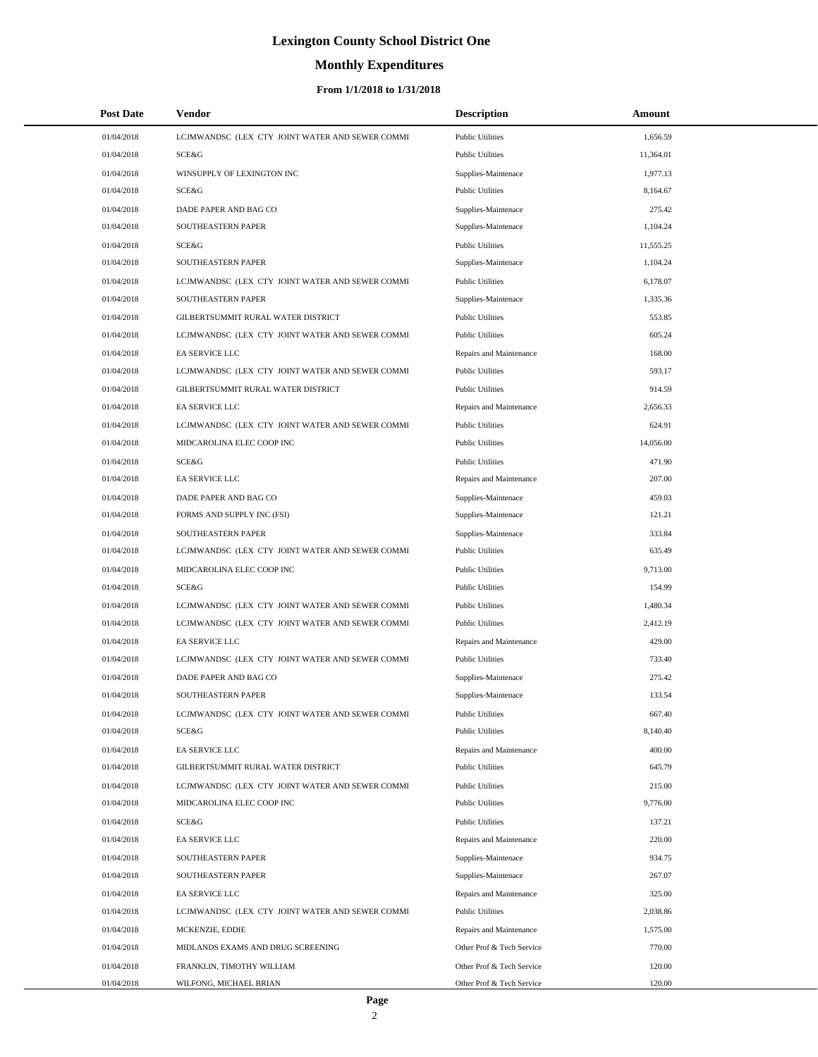# Lexington County School District One

## Monthly Expenditures

### From 1/1/2018 to 1/31/2018

| Post Date | Vendor | Description | Amount |
|---|---|---|---|
| 01/04/2018 | LCJMWANDSC (LEX CTY JOINT WATER AND SEWER COMMI | Public Utilities | 1,656.59 |
| 01/04/2018 | SCE&G | Public Utilities | 11,364.01 |
| 01/04/2018 | WINSUPPLY OF LEXINGTON INC | Supplies-Maintenace | 1,977.13 |
| 01/04/2018 | SCE&G | Public Utilities | 8,164.67 |
| 01/04/2018 | DADE PAPER AND BAG CO | Supplies-Maintenace | 275.42 |
| 01/04/2018 | SOUTHEASTERN PAPER | Supplies-Maintenace | 1,104.24 |
| 01/04/2018 | SCE&G | Public Utilities | 11,555.25 |
| 01/04/2018 | SOUTHEASTERN PAPER | Supplies-Maintenace | 1,104.24 |
| 01/04/2018 | LCJMWANDSC (LEX CTY JOINT WATER AND SEWER COMMI | Public Utilities | 6,178.07 |
| 01/04/2018 | SOUTHEASTERN PAPER | Supplies-Maintenace | 1,335.36 |
| 01/04/2018 | GILBERTSUMMIT RURAL WATER DISTRICT | Public Utilities | 553.85 |
| 01/04/2018 | LCJMWANDSC (LEX CTY JOINT WATER AND SEWER COMMI | Public Utilities | 605.24 |
| 01/04/2018 | EA SERVICE LLC | Repairs and Maintenance | 168.00 |
| 01/04/2018 | LCJMWANDSC (LEX CTY JOINT WATER AND SEWER COMMI | Public Utilities | 593.17 |
| 01/04/2018 | GILBERTSUMMIT RURAL WATER DISTRICT | Public Utilities | 914.59 |
| 01/04/2018 | EA SERVICE LLC | Repairs and Maintenance | 2,656.33 |
| 01/04/2018 | LCJMWANDSC (LEX CTY JOINT WATER AND SEWER COMMI | Public Utilities | 624.91 |
| 01/04/2018 | MIDCAROLINA ELEC COOP INC | Public Utilities | 14,056.00 |
| 01/04/2018 | SCE&G | Public Utilities | 471.90 |
| 01/04/2018 | EA SERVICE LLC | Repairs and Maintenance | 207.00 |
| 01/04/2018 | DADE PAPER AND BAG CO | Supplies-Maintenace | 459.03 |
| 01/04/2018 | FORMS AND SUPPLY INC (FSI) | Supplies-Maintenace | 121.21 |
| 01/04/2018 | SOUTHEASTERN PAPER | Supplies-Maintenace | 333.84 |
| 01/04/2018 | LCJMWANDSC (LEX CTY JOINT WATER AND SEWER COMMI | Public Utilities | 635.49 |
| 01/04/2018 | MIDCAROLINA ELEC COOP INC | Public Utilities | 9,713.00 |
| 01/04/2018 | SCE&G | Public Utilities | 154.99 |
| 01/04/2018 | LCJMWANDSC (LEX CTY JOINT WATER AND SEWER COMMI | Public Utilities | 1,480.34 |
| 01/04/2018 | LCJMWANDSC (LEX CTY JOINT WATER AND SEWER COMMI | Public Utilities | 2,412.19 |
| 01/04/2018 | EA SERVICE LLC | Repairs and Maintenance | 429.00 |
| 01/04/2018 | LCJMWANDSC (LEX CTY JOINT WATER AND SEWER COMMI | Public Utilities | 733.40 |
| 01/04/2018 | DADE PAPER AND BAG CO | Supplies-Maintenace | 275.42 |
| 01/04/2018 | SOUTHEASTERN PAPER | Supplies-Maintenace | 133.54 |
| 01/04/2018 | LCJMWANDSC (LEX CTY JOINT WATER AND SEWER COMMI | Public Utilities | 667.40 |
| 01/04/2018 | SCE&G | Public Utilities | 8,140.40 |
| 01/04/2018 | EA SERVICE LLC | Repairs and Maintenance | 400.00 |
| 01/04/2018 | GILBERTSUMMIT RURAL WATER DISTRICT | Public Utilities | 645.79 |
| 01/04/2018 | LCJMWANDSC (LEX CTY JOINT WATER AND SEWER COMMI | Public Utilities | 215.00 |
| 01/04/2018 | MIDCAROLINA ELEC COOP INC | Public Utilities | 9,776.00 |
| 01/04/2018 | SCE&G | Public Utilities | 137.21 |
| 01/04/2018 | EA SERVICE LLC | Repairs and Maintenance | 220.00 |
| 01/04/2018 | SOUTHEASTERN PAPER | Supplies-Maintenace | 934.75 |
| 01/04/2018 | SOUTHEASTERN PAPER | Supplies-Maintenace | 267.07 |
| 01/04/2018 | EA SERVICE LLC | Repairs and Maintenance | 325.00 |
| 01/04/2018 | LCJMWANDSC (LEX CTY JOINT WATER AND SEWER COMMI | Public Utilities | 2,038.86 |
| 01/04/2018 | MCKENZIE, EDDIE | Repairs and Maintenance | 1,575.00 |
| 01/04/2018 | MIDLANDS EXAMS AND DRUG SCREENING | Other Prof & Tech Service | 770.00 |
| 01/04/2018 | FRANKLIN, TIMOTHY WILLIAM | Other Prof & Tech Service | 120.00 |
| 01/04/2018 | WILFONG, MICHAEL BRIAN | Other Prof & Tech Service | 120.00 |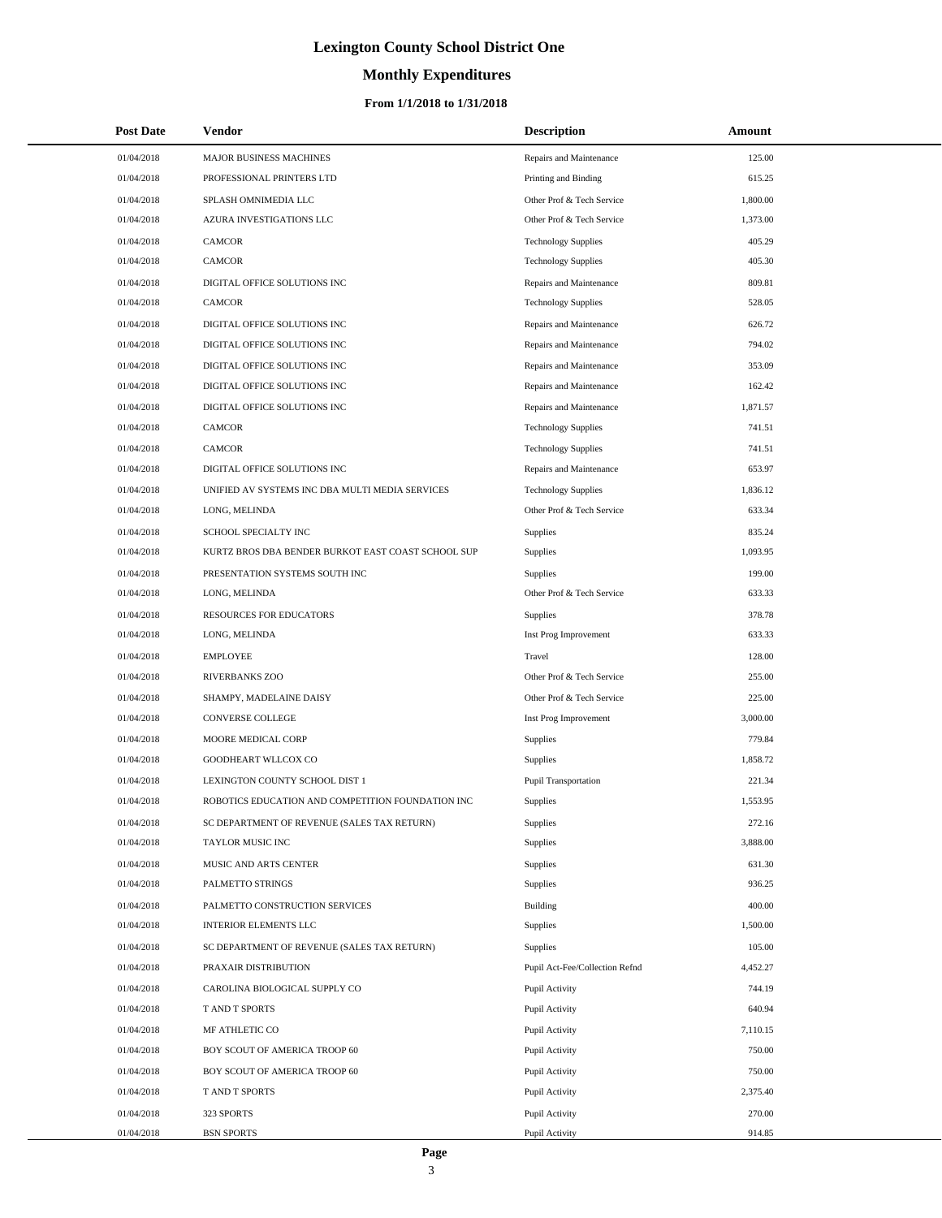# Lexington County School District One

## Monthly Expenditures

### From 1/1/2018 to 1/31/2018

| Post Date | Vendor | Description | Amount |
|---|---|---|---|
| 01/04/2018 | MAJOR BUSINESS MACHINES | Repairs and Maintenance | 125.00 |
| 01/04/2018 | PROFESSIONAL PRINTERS LTD | Printing and Binding | 615.25 |
| 01/04/2018 | SPLASH OMNIMEDIA LLC | Other Prof & Tech Service | 1,800.00 |
| 01/04/2018 | AZURA INVESTIGATIONS LLC | Other Prof & Tech Service | 1,373.00 |
| 01/04/2018 | CAMCOR | Technology Supplies | 405.29 |
| 01/04/2018 | CAMCOR | Technology Supplies | 405.30 |
| 01/04/2018 | DIGITAL OFFICE SOLUTIONS INC | Repairs and Maintenance | 809.81 |
| 01/04/2018 | CAMCOR | Technology Supplies | 528.05 |
| 01/04/2018 | DIGITAL OFFICE SOLUTIONS INC | Repairs and Maintenance | 626.72 |
| 01/04/2018 | DIGITAL OFFICE SOLUTIONS INC | Repairs and Maintenance | 794.02 |
| 01/04/2018 | DIGITAL OFFICE SOLUTIONS INC | Repairs and Maintenance | 353.09 |
| 01/04/2018 | DIGITAL OFFICE SOLUTIONS INC | Repairs and Maintenance | 162.42 |
| 01/04/2018 | DIGITAL OFFICE SOLUTIONS INC | Repairs and Maintenance | 1,871.57 |
| 01/04/2018 | CAMCOR | Technology Supplies | 741.51 |
| 01/04/2018 | CAMCOR | Technology Supplies | 741.51 |
| 01/04/2018 | DIGITAL OFFICE SOLUTIONS INC | Repairs and Maintenance | 653.97 |
| 01/04/2018 | UNIFIED AV SYSTEMS INC DBA MULTI MEDIA SERVICES | Technology Supplies | 1,836.12 |
| 01/04/2018 | LONG, MELINDA | Other Prof & Tech Service | 633.34 |
| 01/04/2018 | SCHOOL SPECIALTY INC | Supplies | 835.24 |
| 01/04/2018 | KURTZ BROS DBA BENDER BURKOT EAST COAST SCHOOL SUP | Supplies | 1,093.95 |
| 01/04/2018 | PRESENTATION SYSTEMS SOUTH INC | Supplies | 199.00 |
| 01/04/2018 | LONG, MELINDA | Other Prof & Tech Service | 633.33 |
| 01/04/2018 | RESOURCES FOR EDUCATORS | Supplies | 378.78 |
| 01/04/2018 | LONG, MELINDA | Inst Prog Improvement | 633.33 |
| 01/04/2018 | EMPLOYEE | Travel | 128.00 |
| 01/04/2018 | RIVERBANKS ZOO | Other Prof & Tech Service | 255.00 |
| 01/04/2018 | SHAMPY, MADELAINE DAISY | Other Prof & Tech Service | 225.00 |
| 01/04/2018 | CONVERSE COLLEGE | Inst Prog Improvement | 3,000.00 |
| 01/04/2018 | MOORE MEDICAL CORP | Supplies | 779.84 |
| 01/04/2018 | GOODHEART WLLCOX CO | Supplies | 1,858.72 |
| 01/04/2018 | LEXINGTON COUNTY SCHOOL DIST 1 | Pupil Transportation | 221.34 |
| 01/04/2018 | ROBOTICS EDUCATION AND COMPETITION FOUNDATION INC | Supplies | 1,553.95 |
| 01/04/2018 | SC DEPARTMENT OF REVENUE (SALES TAX RETURN) | Supplies | 272.16 |
| 01/04/2018 | TAYLOR MUSIC INC | Supplies | 3,888.00 |
| 01/04/2018 | MUSIC AND ARTS CENTER | Supplies | 631.30 |
| 01/04/2018 | PALMETTO STRINGS | Supplies | 936.25 |
| 01/04/2018 | PALMETTO CONSTRUCTION SERVICES | Building | 400.00 |
| 01/04/2018 | INTERIOR ELEMENTS LLC | Supplies | 1,500.00 |
| 01/04/2018 | SC DEPARTMENT OF REVENUE (SALES TAX RETURN) | Supplies | 105.00 |
| 01/04/2018 | PRAXAIR DISTRIBUTION | Pupil Act-Fee/Collection Refnd | 4,452.27 |
| 01/04/2018 | CAROLINA BIOLOGICAL SUPPLY CO | Pupil Activity | 744.19 |
| 01/04/2018 | T AND T SPORTS | Pupil Activity | 640.94 |
| 01/04/2018 | MF ATHLETIC CO | Pupil Activity | 7,110.15 |
| 01/04/2018 | BOY SCOUT OF AMERICA TROOP 60 | Pupil Activity | 750.00 |
| 01/04/2018 | BOY SCOUT OF AMERICA TROOP 60 | Pupil Activity | 750.00 |
| 01/04/2018 | T AND T SPORTS | Pupil Activity | 2,375.40 |
| 01/04/2018 | 323 SPORTS | Pupil Activity | 270.00 |
| 01/04/2018 | BSN SPORTS | Pupil Activity | 914.85 |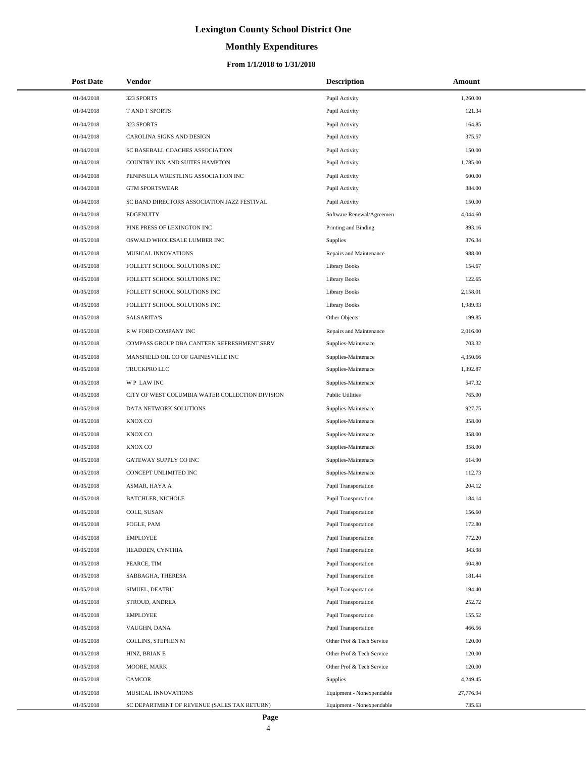# Lexington County School District One

## Monthly Expenditures

### From 1/1/2018 to 1/31/2018

| Post Date | Vendor | Description | Amount |
|---|---|---|---|
| 01/04/2018 | 323 SPORTS | Pupil Activity | 1,260.00 |
| 01/04/2018 | T AND T SPORTS | Pupil Activity | 121.34 |
| 01/04/2018 | 323 SPORTS | Pupil Activity | 164.85 |
| 01/04/2018 | CAROLINA SIGNS AND DESIGN | Pupil Activity | 375.57 |
| 01/04/2018 | SC BASEBALL COACHES ASSOCIATION | Pupil Activity | 150.00 |
| 01/04/2018 | COUNTRY INN AND SUITES HAMPTON | Pupil Activity | 1,785.00 |
| 01/04/2018 | PENINSULA WRESTLING ASSOCIATION INC | Pupil Activity | 600.00 |
| 01/04/2018 | GTM SPORTSWEAR | Pupil Activity | 384.00 |
| 01/04/2018 | SC BAND DIRECTORS ASSOCIATION JAZZ FESTIVAL | Pupil Activity | 150.00 |
| 01/04/2018 | EDGENUITY | Software Renewal/Agreemen | 4,044.60 |
| 01/05/2018 | PINE PRESS OF LEXINGTON INC | Printing and Binding | 893.16 |
| 01/05/2018 | OSWALD WHOLESALE LUMBER INC | Supplies | 376.34 |
| 01/05/2018 | MUSICAL INNOVATIONS | Repairs and Maintenance | 988.00 |
| 01/05/2018 | FOLLETT SCHOOL SOLUTIONS INC | Library Books | 154.67 |
| 01/05/2018 | FOLLETT SCHOOL SOLUTIONS INC | Library Books | 122.65 |
| 01/05/2018 | FOLLETT SCHOOL SOLUTIONS INC | Library Books | 2,158.01 |
| 01/05/2018 | FOLLETT SCHOOL SOLUTIONS INC | Library Books | 1,989.93 |
| 01/05/2018 | SALSARITA'S | Other Objects | 199.85 |
| 01/05/2018 | R W FORD COMPANY INC | Repairs and Maintenance | 2,016.00 |
| 01/05/2018 | COMPASS GROUP DBA CANTEEN REFRESHMENT SERV | Supplies-Maintenace | 703.32 |
| 01/05/2018 | MANSFIELD OIL CO OF GAINESVILLE INC | Supplies-Maintenace | 4,350.66 |
| 01/05/2018 | TRUCKPRO LLC | Supplies-Maintenace | 1,392.87 |
| 01/05/2018 | W P LAW INC | Supplies-Maintenace | 547.32 |
| 01/05/2018 | CITY OF WEST COLUMBIA WATER COLLECTION DIVISION | Public Utilities | 765.00 |
| 01/05/2018 | DATA NETWORK SOLUTIONS | Supplies-Maintenace | 927.75 |
| 01/05/2018 | KNOX CO | Supplies-Maintenace | 358.00 |
| 01/05/2018 | KNOX CO | Supplies-Maintenace | 358.00 |
| 01/05/2018 | KNOX CO | Supplies-Maintenace | 358.00 |
| 01/05/2018 | GATEWAY SUPPLY CO INC | Supplies-Maintenace | 614.90 |
| 01/05/2018 | CONCEPT UNLIMITED INC | Supplies-Maintenace | 112.73 |
| 01/05/2018 | ASMAR, HAYA A | Pupil Transportation | 204.12 |
| 01/05/2018 | BATCHLER, NICHOLE | Pupil Transportation | 184.14 |
| 01/05/2018 | COLE, SUSAN | Pupil Transportation | 156.60 |
| 01/05/2018 | FOGLE, PAM | Pupil Transportation | 172.80 |
| 01/05/2018 | EMPLOYEE | Pupil Transportation | 772.20 |
| 01/05/2018 | HEADDEN, CYNTHIA | Pupil Transportation | 343.98 |
| 01/05/2018 | PEARCE, TIM | Pupil Transportation | 604.80 |
| 01/05/2018 | SABBAGHA, THERESA | Pupil Transportation | 181.44 |
| 01/05/2018 | SIMUEL, DEATRU | Pupil Transportation | 194.40 |
| 01/05/2018 | STROUD, ANDREA | Pupil Transportation | 252.72 |
| 01/05/2018 | EMPLOYEE | Pupil Transportation | 155.52 |
| 01/05/2018 | VAUGHN, DANA | Pupil Transportation | 466.56 |
| 01/05/2018 | COLLINS, STEPHEN M | Other Prof & Tech Service | 120.00 |
| 01/05/2018 | HINZ, BRIAN E | Other Prof & Tech Service | 120.00 |
| 01/05/2018 | MOORE, MARK | Other Prof & Tech Service | 120.00 |
| 01/05/2018 | CAMCOR | Supplies | 4,249.45 |
| 01/05/2018 | MUSICAL INNOVATIONS | Equipment - Nonexpendable | 27,776.94 |
| 01/05/2018 | SC DEPARTMENT OF REVENUE (SALES TAX RETURN) | Equipment - Nonexpendable | 735.63 |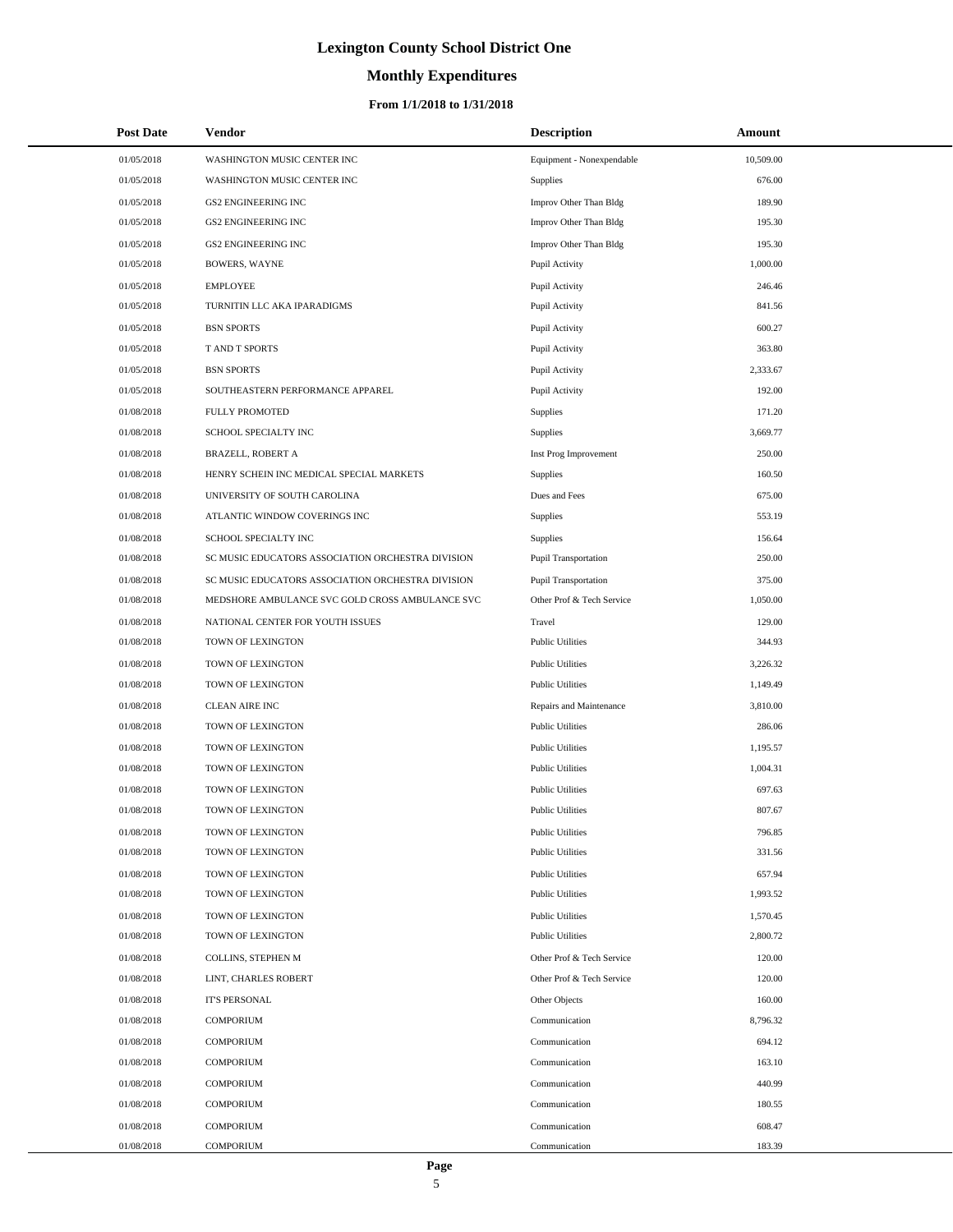# Lexington County School District One

## Monthly Expenditures

### From 1/1/2018 to 1/31/2018

| Post Date | Vendor | Description | Amount |
|---|---|---|---|
| 01/05/2018 | WASHINGTON MUSIC CENTER INC | Equipment - Nonexpendable | 10,509.00 |
| 01/05/2018 | WASHINGTON MUSIC CENTER INC | Supplies | 676.00 |
| 01/05/2018 | GS2 ENGINEERING INC | Improv Other Than Bldg | 189.90 |
| 01/05/2018 | GS2 ENGINEERING INC | Improv Other Than Bldg | 195.30 |
| 01/05/2018 | GS2 ENGINEERING INC | Improv Other Than Bldg | 195.30 |
| 01/05/2018 | BOWERS, WAYNE | Pupil Activity | 1,000.00 |
| 01/05/2018 | EMPLOYEE | Pupil Activity | 246.46 |
| 01/05/2018 | TURNITIN LLC AKA IPARADIGMS | Pupil Activity | 841.56 |
| 01/05/2018 | BSN SPORTS | Pupil Activity | 600.27 |
| 01/05/2018 | T AND T SPORTS | Pupil Activity | 363.80 |
| 01/05/2018 | BSN SPORTS | Pupil Activity | 2,333.67 |
| 01/05/2018 | SOUTHEASTERN PERFORMANCE APPAREL | Pupil Activity | 192.00 |
| 01/08/2018 | FULLY PROMOTED | Supplies | 171.20 |
| 01/08/2018 | SCHOOL SPECIALTY INC | Supplies | 3,669.77 |
| 01/08/2018 | BRAZELL, ROBERT A | Inst Prog Improvement | 250.00 |
| 01/08/2018 | HENRY SCHEIN INC MEDICAL SPECIAL MARKETS | Supplies | 160.50 |
| 01/08/2018 | UNIVERSITY OF SOUTH CAROLINA | Dues and Fees | 675.00 |
| 01/08/2018 | ATLANTIC WINDOW COVERINGS INC | Supplies | 553.19 |
| 01/08/2018 | SCHOOL SPECIALTY INC | Supplies | 156.64 |
| 01/08/2018 | SC MUSIC EDUCATORS ASSOCIATION ORCHESTRA DIVISION | Pupil Transportation | 250.00 |
| 01/08/2018 | SC MUSIC EDUCATORS ASSOCIATION ORCHESTRA DIVISION | Pupil Transportation | 375.00 |
| 01/08/2018 | MEDSHORE AMBULANCE SVC GOLD CROSS AMBULANCE SVC | Other Prof & Tech Service | 1,050.00 |
| 01/08/2018 | NATIONAL CENTER FOR YOUTH ISSUES | Travel | 129.00 |
| 01/08/2018 | TOWN OF LEXINGTON | Public Utilities | 344.93 |
| 01/08/2018 | TOWN OF LEXINGTON | Public Utilities | 3,226.32 |
| 01/08/2018 | TOWN OF LEXINGTON | Public Utilities | 1,149.49 |
| 01/08/2018 | CLEAN AIRE INC | Repairs and Maintenance | 3,810.00 |
| 01/08/2018 | TOWN OF LEXINGTON | Public Utilities | 286.06 |
| 01/08/2018 | TOWN OF LEXINGTON | Public Utilities | 1,195.57 |
| 01/08/2018 | TOWN OF LEXINGTON | Public Utilities | 1,004.31 |
| 01/08/2018 | TOWN OF LEXINGTON | Public Utilities | 697.63 |
| 01/08/2018 | TOWN OF LEXINGTON | Public Utilities | 807.67 |
| 01/08/2018 | TOWN OF LEXINGTON | Public Utilities | 796.85 |
| 01/08/2018 | TOWN OF LEXINGTON | Public Utilities | 331.56 |
| 01/08/2018 | TOWN OF LEXINGTON | Public Utilities | 657.94 |
| 01/08/2018 | TOWN OF LEXINGTON | Public Utilities | 1,993.52 |
| 01/08/2018 | TOWN OF LEXINGTON | Public Utilities | 1,570.45 |
| 01/08/2018 | TOWN OF LEXINGTON | Public Utilities | 2,800.72 |
| 01/08/2018 | COLLINS, STEPHEN M | Other Prof & Tech Service | 120.00 |
| 01/08/2018 | LINT, CHARLES ROBERT | Other Prof & Tech Service | 120.00 |
| 01/08/2018 | IT'S PERSONAL | Other Objects | 160.00 |
| 01/08/2018 | COMPORIUM | Communication | 8,796.32 |
| 01/08/2018 | COMPORIUM | Communication | 694.12 |
| 01/08/2018 | COMPORIUM | Communication | 163.10 |
| 01/08/2018 | COMPORIUM | Communication | 440.99 |
| 01/08/2018 | COMPORIUM | Communication | 180.55 |
| 01/08/2018 | COMPORIUM | Communication | 608.47 |
| 01/08/2018 | COMPORIUM | Communication | 183.39 |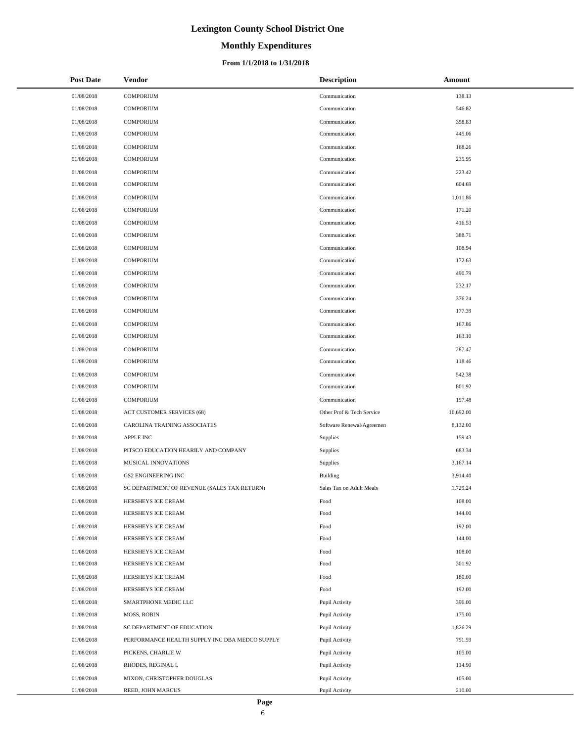# Lexington County School District One

## Monthly Expenditures

### From 1/1/2018 to 1/31/2018

| Post Date | Vendor | Description | Amount |
| --- | --- | --- | --- |
| 01/08/2018 | COMPORIUM | Communication | 138.13 |
| 01/08/2018 | COMPORIUM | Communication | 546.82 |
| 01/08/2018 | COMPORIUM | Communication | 398.83 |
| 01/08/2018 | COMPORIUM | Communication | 445.06 |
| 01/08/2018 | COMPORIUM | Communication | 168.26 |
| 01/08/2018 | COMPORIUM | Communication | 235.95 |
| 01/08/2018 | COMPORIUM | Communication | 223.42 |
| 01/08/2018 | COMPORIUM | Communication | 604.69 |
| 01/08/2018 | COMPORIUM | Communication | 1,011.86 |
| 01/08/2018 | COMPORIUM | Communication | 171.20 |
| 01/08/2018 | COMPORIUM | Communication | 416.53 |
| 01/08/2018 | COMPORIUM | Communication | 388.71 |
| 01/08/2018 | COMPORIUM | Communication | 108.94 |
| 01/08/2018 | COMPORIUM | Communication | 172.63 |
| 01/08/2018 | COMPORIUM | Communication | 490.79 |
| 01/08/2018 | COMPORIUM | Communication | 232.17 |
| 01/08/2018 | COMPORIUM | Communication | 376.24 |
| 01/08/2018 | COMPORIUM | Communication | 177.39 |
| 01/08/2018 | COMPORIUM | Communication | 167.86 |
| 01/08/2018 | COMPORIUM | Communication | 163.10 |
| 01/08/2018 | COMPORIUM | Communication | 287.47 |
| 01/08/2018 | COMPORIUM | Communication | 118.46 |
| 01/08/2018 | COMPORIUM | Communication | 542.38 |
| 01/08/2018 | COMPORIUM | Communication | 801.92 |
| 01/08/2018 | COMPORIUM | Communication | 197.48 |
| 01/08/2018 | ACT CUSTOMER SERVICES (68) | Other Prof & Tech Service | 16,692.00 |
| 01/08/2018 | CAROLINA TRAINING ASSOCIATES | Software Renewal/Agreemen | 8,132.00 |
| 01/08/2018 | APPLE INC | Supplies | 159.43 |
| 01/08/2018 | PITSCO EDUCATION HEARILY AND COMPANY | Supplies | 683.34 |
| 01/08/2018 | MUSICAL INNOVATIONS | Supplies | 3,167.14 |
| 01/08/2018 | GS2 ENGINEERING INC | Building | 3,914.40 |
| 01/08/2018 | SC DEPARTMENT OF REVENUE (SALES TAX RETURN) | Sales Tax on Adult Meals | 1,729.24 |
| 01/08/2018 | HERSHEYS ICE CREAM | Food | 108.00 |
| 01/08/2018 | HERSHEYS ICE CREAM | Food | 144.00 |
| 01/08/2018 | HERSHEYS ICE CREAM | Food | 192.00 |
| 01/08/2018 | HERSHEYS ICE CREAM | Food | 144.00 |
| 01/08/2018 | HERSHEYS ICE CREAM | Food | 108.00 |
| 01/08/2018 | HERSHEYS ICE CREAM | Food | 301.92 |
| 01/08/2018 | HERSHEYS ICE CREAM | Food | 180.00 |
| 01/08/2018 | HERSHEYS ICE CREAM | Food | 192.00 |
| 01/08/2018 | SMARTPHONE MEDIC LLC | Pupil Activity | 396.00 |
| 01/08/2018 | MOSS, ROBIN | Pupil Activity | 175.00 |
| 01/08/2018 | SC DEPARTMENT OF EDUCATION | Pupil Activity | 1,826.29 |
| 01/08/2018 | PERFORMANCE HEALTH SUPPLY INC DBA MEDCO SUPPLY | Pupil Activity | 791.59 |
| 01/08/2018 | PICKENS, CHARLIE W | Pupil Activity | 105.00 |
| 01/08/2018 | RHODES, REGINAL L | Pupil Activity | 114.90 |
| 01/08/2018 | MIXON, CHRISTOPHER DOUGLAS | Pupil Activity | 105.00 |
| 01/08/2018 | REED, JOHN MARCUS | Pupil Activity | 210.00 |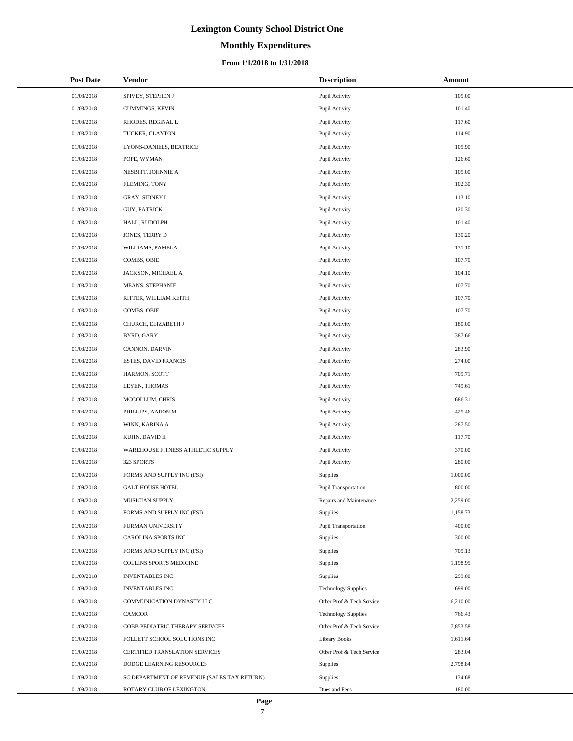# Lexington County School District One

## Monthly Expenditures

### From 1/1/2018 to 1/31/2018

| Post Date | Vendor | Description | Amount |
| --- | --- | --- | --- |
| 01/08/2018 | SPIVEY, STEPHEN J | Pupil Activity | 105.00 |
| 01/08/2018 | CUMMINGS, KEVIN | Pupil Activity | 101.40 |
| 01/08/2018 | RHODES, REGINAL L | Pupil Activity | 117.60 |
| 01/08/2018 | TUCKER, CLAYTON | Pupil Activity | 114.90 |
| 01/08/2018 | LYONS-DANIELS, BEATRICE | Pupil Activity | 105.90 |
| 01/08/2018 | POPE, WYMAN | Pupil Activity | 126.60 |
| 01/08/2018 | NESBITT, JOHNNIE A | Pupil Activity | 105.00 |
| 01/08/2018 | FLEMING, TONY | Pupil Activity | 102.30 |
| 01/08/2018 | GRAY, SIDNEY L | Pupil Activity | 113.10 |
| 01/08/2018 | GUY, PATRICK | Pupil Activity | 120.30 |
| 01/08/2018 | HALL, RUDOLPH | Pupil Activity | 101.40 |
| 01/08/2018 | JONES, TERRY D | Pupil Activity | 130.20 |
| 01/08/2018 | WILLIAMS, PAMELA | Pupil Activity | 131.10 |
| 01/08/2018 | COMBS, OBIE | Pupil Activity | 107.70 |
| 01/08/2018 | JACKSON, MICHAEL A | Pupil Activity | 104.10 |
| 01/08/2018 | MEANS, STEPHANIE | Pupil Activity | 107.70 |
| 01/08/2018 | RITTER, WILLIAM KEITH | Pupil Activity | 107.70 |
| 01/08/2018 | COMBS, OBIE | Pupil Activity | 107.70 |
| 01/08/2018 | CHURCH, ELIZABETH J | Pupil Activity | 180.00 |
| 01/08/2018 | BYRD, GARY | Pupil Activity | 387.66 |
| 01/08/2018 | CANNON, DARVIN | Pupil Activity | 283.90 |
| 01/08/2018 | ESTES, DAVID FRANCIS | Pupil Activity | 274.00 |
| 01/08/2018 | HARMON, SCOTT | Pupil Activity | 709.71 |
| 01/08/2018 | LEYEN, THOMAS | Pupil Activity | 749.61 |
| 01/08/2018 | MCCOLLUM, CHRIS | Pupil Activity | 686.31 |
| 01/08/2018 | PHILLIPS, AARON M | Pupil Activity | 425.46 |
| 01/08/2018 | WINN, KARINA A | Pupil Activity | 287.50 |
| 01/08/2018 | KUHN, DAVID H | Pupil Activity | 117.70 |
| 01/08/2018 | WAREHOUSE FITNESS ATHLETIC SUPPLY | Pupil Activity | 370.00 |
| 01/08/2018 | 323 SPORTS | Pupil Activity | 280.00 |
| 01/09/2018 | FORMS AND SUPPLY INC (FSI) | Supplies | 1,000.00 |
| 01/09/2018 | GALT HOUSE HOTEL | Pupil Transportation | 800.00 |
| 01/09/2018 | MUSICIAN SUPPLY | Repairs and Maintenance | 2,259.00 |
| 01/09/2018 | FORMS AND SUPPLY INC (FSI) | Supplies | 1,158.73 |
| 01/09/2018 | FURMAN UNIVERSITY | Pupil Transportation | 400.00 |
| 01/09/2018 | CAROLINA SPORTS INC | Supplies | 300.00 |
| 01/09/2018 | FORMS AND SUPPLY INC (FSI) | Supplies | 705.13 |
| 01/09/2018 | COLLINS SPORTS MEDICINE | Supplies | 1,198.95 |
| 01/09/2018 | INVENTABLES INC | Supplies | 299.00 |
| 01/09/2018 | INVENTABLES INC | Technology Supplies | 699.00 |
| 01/09/2018 | COMMUNICATION DYNASTY LLC | Other Prof & Tech Service | 6,210.00 |
| 01/09/2018 | CAMCOR | Technology Supplies | 766.43 |
| 01/09/2018 | COBB PEDIATRIC THERAPY SERIVCES | Other Prof & Tech Service | 7,853.58 |
| 01/09/2018 | FOLLETT SCHOOL SOLUTIONS INC | Library Books | 1,611.64 |
| 01/09/2018 | CERTIFIED TRANSLATION SERVICES | Other Prof & Tech Service | 283.04 |
| 01/09/2018 | DODGE LEARNING RESOURCES | Supplies | 2,798.84 |
| 01/09/2018 | SC DEPARTMENT OF REVENUE (SALES TAX RETURN) | Supplies | 134.68 |
| 01/09/2018 | ROTARY CLUB OF LEXINGTON | Dues and Fees | 180.00 |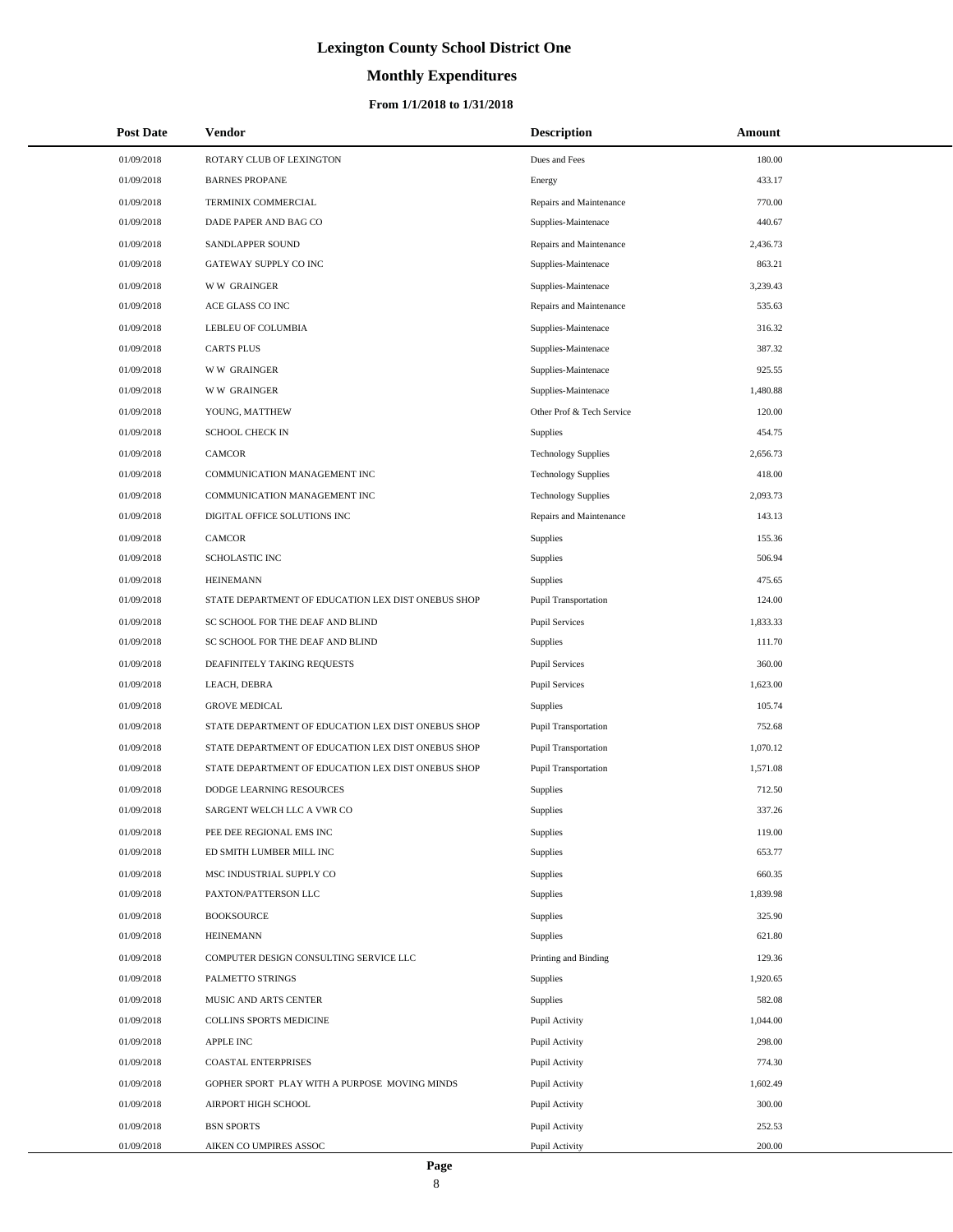# Lexington County School District One

## Monthly Expenditures

### From 1/1/2018 to 1/31/2018

| Post Date | Vendor | Description | Amount |
|---|---|---|---|
| 01/09/2018 | ROTARY CLUB OF LEXINGTON | Dues and Fees | 180.00 |
| 01/09/2018 | BARNES PROPANE | Energy | 433.17 |
| 01/09/2018 | TERMINIX COMMERCIAL | Repairs and Maintenance | 770.00 |
| 01/09/2018 | DADE PAPER AND BAG CO | Supplies-Maintenace | 440.67 |
| 01/09/2018 | SANDLAPPER SOUND | Repairs and Maintenance | 2,436.73 |
| 01/09/2018 | GATEWAY SUPPLY CO INC | Supplies-Maintenace | 863.21 |
| 01/09/2018 | W W GRAINGER | Supplies-Maintenace | 3,239.43 |
| 01/09/2018 | ACE GLASS CO INC | Repairs and Maintenance | 535.63 |
| 01/09/2018 | LEBLEU OF COLUMBIA | Supplies-Maintenace | 316.32 |
| 01/09/2018 | CARTS PLUS | Supplies-Maintenace | 387.32 |
| 01/09/2018 | W W GRAINGER | Supplies-Maintenace | 925.55 |
| 01/09/2018 | W W GRAINGER | Supplies-Maintenace | 1,480.88 |
| 01/09/2018 | YOUNG, MATTHEW | Other Prof & Tech Service | 120.00 |
| 01/09/2018 | SCHOOL CHECK IN | Supplies | 454.75 |
| 01/09/2018 | CAMCOR | Technology Supplies | 2,656.73 |
| 01/09/2018 | COMMUNICATION MANAGEMENT INC | Technology Supplies | 418.00 |
| 01/09/2018 | COMMUNICATION MANAGEMENT INC | Technology Supplies | 2,093.73 |
| 01/09/2018 | DIGITAL OFFICE SOLUTIONS INC | Repairs and Maintenance | 143.13 |
| 01/09/2018 | CAMCOR | Supplies | 155.36 |
| 01/09/2018 | SCHOLASTIC INC | Supplies | 506.94 |
| 01/09/2018 | HEINEMANN | Supplies | 475.65 |
| 01/09/2018 | STATE DEPARTMENT OF EDUCATION LEX DIST ONEBUS SHOP | Pupil Transportation | 124.00 |
| 01/09/2018 | SC SCHOOL FOR THE DEAF AND BLIND | Pupil Services | 1,833.33 |
| 01/09/2018 | SC SCHOOL FOR THE DEAF AND BLIND | Supplies | 111.70 |
| 01/09/2018 | DEAFINITELY TAKING REQUESTS | Pupil Services | 360.00 |
| 01/09/2018 | LEACH, DEBRA | Pupil Services | 1,623.00 |
| 01/09/2018 | GROVE MEDICAL | Supplies | 105.74 |
| 01/09/2018 | STATE DEPARTMENT OF EDUCATION LEX DIST ONEBUS SHOP | Pupil Transportation | 752.68 |
| 01/09/2018 | STATE DEPARTMENT OF EDUCATION LEX DIST ONEBUS SHOP | Pupil Transportation | 1,070.12 |
| 01/09/2018 | STATE DEPARTMENT OF EDUCATION LEX DIST ONEBUS SHOP | Pupil Transportation | 1,571.08 |
| 01/09/2018 | DODGE LEARNING RESOURCES | Supplies | 712.50 |
| 01/09/2018 | SARGENT WELCH LLC A VWR CO | Supplies | 337.26 |
| 01/09/2018 | PEE DEE REGIONAL EMS INC | Supplies | 119.00 |
| 01/09/2018 | ED SMITH LUMBER MILL INC | Supplies | 653.77 |
| 01/09/2018 | MSC INDUSTRIAL SUPPLY CO | Supplies | 660.35 |
| 01/09/2018 | PAXTON/PATTERSON LLC | Supplies | 1,839.98 |
| 01/09/2018 | BOOKSOURCE | Supplies | 325.90 |
| 01/09/2018 | HEINEMANN | Supplies | 621.80 |
| 01/09/2018 | COMPUTER DESIGN CONSULTING SERVICE LLC | Printing and Binding | 129.36 |
| 01/09/2018 | PALMETTO STRINGS | Supplies | 1,920.65 |
| 01/09/2018 | MUSIC AND ARTS CENTER | Supplies | 582.08 |
| 01/09/2018 | COLLINS SPORTS MEDICINE | Pupil Activity | 1,044.00 |
| 01/09/2018 | APPLE INC | Pupil Activity | 298.00 |
| 01/09/2018 | COASTAL ENTERPRISES | Pupil Activity | 774.30 |
| 01/09/2018 | GOPHER SPORT PLAY WITH A PURPOSE MOVING MINDS | Pupil Activity | 1,602.49 |
| 01/09/2018 | AIRPORT HIGH SCHOOL | Pupil Activity | 300.00 |
| 01/09/2018 | BSN SPORTS | Pupil Activity | 252.53 |
| 01/09/2018 | AIKEN CO UMPIRES ASSOC | Pupil Activity | 200.00 |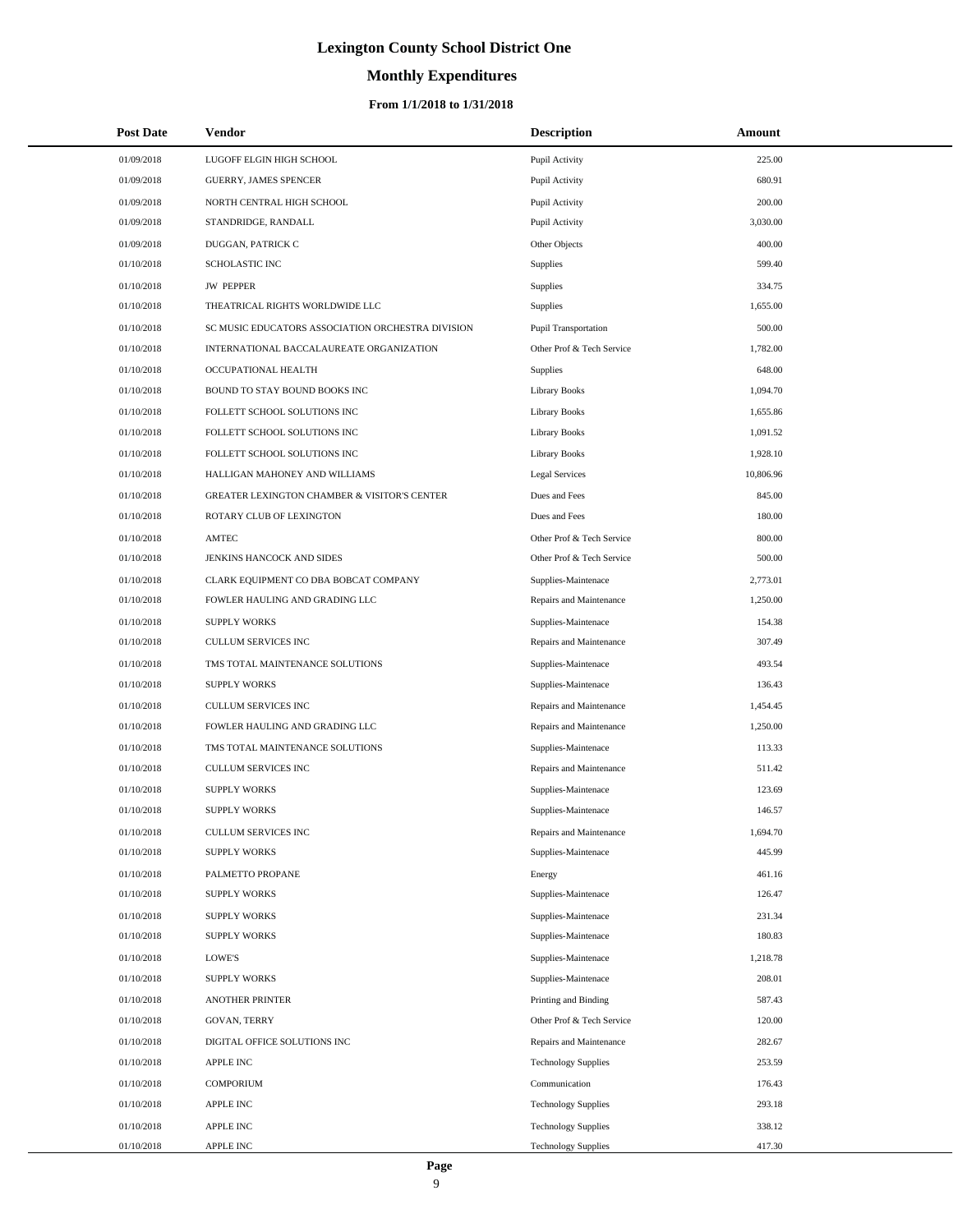# Lexington County School District One

## Monthly Expenditures

### From 1/1/2018 to 1/31/2018

| Post Date | Vendor | Description | Amount |
|---|---|---|---|
| 01/09/2018 | LUGOFF ELGIN HIGH SCHOOL | Pupil Activity | 225.00 |
| 01/09/2018 | GUERRY, JAMES SPENCER | Pupil Activity | 680.91 |
| 01/09/2018 | NORTH CENTRAL HIGH SCHOOL | Pupil Activity | 200.00 |
| 01/09/2018 | STANDRIDGE, RANDALL | Pupil Activity | 3,030.00 |
| 01/09/2018 | DUGGAN, PATRICK C | Other Objects | 400.00 |
| 01/10/2018 | SCHOLASTIC INC | Supplies | 599.40 |
| 01/10/2018 | JW PEPPER | Supplies | 334.75 |
| 01/10/2018 | THEATRICAL RIGHTS WORLDWIDE LLC | Supplies | 1,655.00 |
| 01/10/2018 | SC MUSIC EDUCATORS ASSOCIATION ORCHESTRA DIVISION | Pupil Transportation | 500.00 |
| 01/10/2018 | INTERNATIONAL BACCALAUREATE ORGANIZATION | Other Prof & Tech Service | 1,782.00 |
| 01/10/2018 | OCCUPATIONAL HEALTH | Supplies | 648.00 |
| 01/10/2018 | BOUND TO STAY BOUND BOOKS INC | Library Books | 1,094.70 |
| 01/10/2018 | FOLLETT SCHOOL SOLUTIONS INC | Library Books | 1,655.86 |
| 01/10/2018 | FOLLETT SCHOOL SOLUTIONS INC | Library Books | 1,091.52 |
| 01/10/2018 | FOLLETT SCHOOL SOLUTIONS INC | Library Books | 1,928.10 |
| 01/10/2018 | HALLIGAN MAHONEY AND WILLIAMS | Legal Services | 10,806.96 |
| 01/10/2018 | GREATER LEXINGTON CHAMBER & VISITOR'S CENTER | Dues and Fees | 845.00 |
| 01/10/2018 | ROTARY CLUB OF LEXINGTON | Dues and Fees | 180.00 |
| 01/10/2018 | AMTEC | Other Prof & Tech Service | 800.00 |
| 01/10/2018 | JENKINS HANCOCK AND SIDES | Other Prof & Tech Service | 500.00 |
| 01/10/2018 | CLARK EQUIPMENT CO DBA BOBCAT COMPANY | Supplies-Maintenace | 2,773.01 |
| 01/10/2018 | FOWLER HAULING AND GRADING LLC | Repairs and Maintenance | 1,250.00 |
| 01/10/2018 | SUPPLY WORKS | Supplies-Maintenace | 154.38 |
| 01/10/2018 | CULLUM SERVICES INC | Repairs and Maintenance | 307.49 |
| 01/10/2018 | TMS TOTAL MAINTENANCE SOLUTIONS | Supplies-Maintenace | 493.54 |
| 01/10/2018 | SUPPLY WORKS | Supplies-Maintenace | 136.43 |
| 01/10/2018 | CULLUM SERVICES INC | Repairs and Maintenance | 1,454.45 |
| 01/10/2018 | FOWLER HAULING AND GRADING LLC | Repairs and Maintenance | 1,250.00 |
| 01/10/2018 | TMS TOTAL MAINTENANCE SOLUTIONS | Supplies-Maintenace | 113.33 |
| 01/10/2018 | CULLUM SERVICES INC | Repairs and Maintenance | 511.42 |
| 01/10/2018 | SUPPLY WORKS | Supplies-Maintenace | 123.69 |
| 01/10/2018 | SUPPLY WORKS | Supplies-Maintenace | 146.57 |
| 01/10/2018 | CULLUM SERVICES INC | Repairs and Maintenance | 1,694.70 |
| 01/10/2018 | SUPPLY WORKS | Supplies-Maintenace | 445.99 |
| 01/10/2018 | PALMETTO PROPANE | Energy | 461.16 |
| 01/10/2018 | SUPPLY WORKS | Supplies-Maintenace | 126.47 |
| 01/10/2018 | SUPPLY WORKS | Supplies-Maintenace | 231.34 |
| 01/10/2018 | SUPPLY WORKS | Supplies-Maintenace | 180.83 |
| 01/10/2018 | LOWE'S | Supplies-Maintenace | 1,218.78 |
| 01/10/2018 | SUPPLY WORKS | Supplies-Maintenace | 208.01 |
| 01/10/2018 | ANOTHER PRINTER | Printing and Binding | 587.43 |
| 01/10/2018 | GOVAN, TERRY | Other Prof & Tech Service | 120.00 |
| 01/10/2018 | DIGITAL OFFICE SOLUTIONS INC | Repairs and Maintenance | 282.67 |
| 01/10/2018 | APPLE INC | Technology Supplies | 253.59 |
| 01/10/2018 | COMPORIUM | Communication | 176.43 |
| 01/10/2018 | APPLE INC | Technology Supplies | 293.18 |
| 01/10/2018 | APPLE INC | Technology Supplies | 338.12 |
| 01/10/2018 | APPLE INC | Technology Supplies | 417.30 |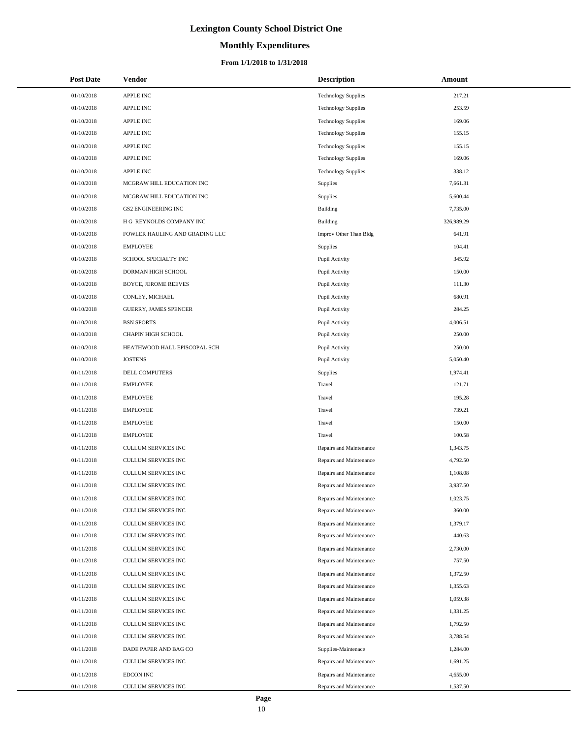# Lexington County School District One

## Monthly Expenditures

### From 1/1/2018 to 1/31/2018

| Post Date | Vendor | Description | Amount |
|---|---|---|---|
| 01/10/2018 | APPLE INC | Technology Supplies | 217.21 |
| 01/10/2018 | APPLE INC | Technology Supplies | 253.59 |
| 01/10/2018 | APPLE INC | Technology Supplies | 169.06 |
| 01/10/2018 | APPLE INC | Technology Supplies | 155.15 |
| 01/10/2018 | APPLE INC | Technology Supplies | 155.15 |
| 01/10/2018 | APPLE INC | Technology Supplies | 169.06 |
| 01/10/2018 | APPLE INC | Technology Supplies | 338.12 |
| 01/10/2018 | MCGRAW HILL EDUCATION INC | Supplies | 7,661.31 |
| 01/10/2018 | MCGRAW HILL EDUCATION INC | Supplies | 5,600.44 |
| 01/10/2018 | GS2 ENGINEERING INC | Building | 7,735.00 |
| 01/10/2018 | H G REYNOLDS COMPANY INC | Building | 326,989.29 |
| 01/10/2018 | FOWLER HAULING AND GRADING LLC | Improv Other Than Bldg | 641.91 |
| 01/10/2018 | EMPLOYEE | Supplies | 104.41 |
| 01/10/2018 | SCHOOL SPECIALTY INC | Pupil Activity | 345.92 |
| 01/10/2018 | DORMAN HIGH SCHOOL | Pupil Activity | 150.00 |
| 01/10/2018 | BOYCE, JEROME REEVES | Pupil Activity | 111.30 |
| 01/10/2018 | CONLEY, MICHAEL | Pupil Activity | 680.91 |
| 01/10/2018 | GUERRY, JAMES SPENCER | Pupil Activity | 284.25 |
| 01/10/2018 | BSN SPORTS | Pupil Activity | 4,006.51 |
| 01/10/2018 | CHAPIN HIGH SCHOOL | Pupil Activity | 250.00 |
| 01/10/2018 | HEATHWOOD HALL EPISCOPAL SCH | Pupil Activity | 250.00 |
| 01/10/2018 | JOSTENS | Pupil Activity | 5,050.40 |
| 01/11/2018 | DELL COMPUTERS | Supplies | 1,974.41 |
| 01/11/2018 | EMPLOYEE | Travel | 121.71 |
| 01/11/2018 | EMPLOYEE | Travel | 195.28 |
| 01/11/2018 | EMPLOYEE | Travel | 739.21 |
| 01/11/2018 | EMPLOYEE | Travel | 150.00 |
| 01/11/2018 | EMPLOYEE | Travel | 100.58 |
| 01/11/2018 | CULLUM SERVICES INC | Repairs and Maintenance | 1,343.75 |
| 01/11/2018 | CULLUM SERVICES INC | Repairs and Maintenance | 4,792.50 |
| 01/11/2018 | CULLUM SERVICES INC | Repairs and Maintenance | 1,108.08 |
| 01/11/2018 | CULLUM SERVICES INC | Repairs and Maintenance | 3,937.50 |
| 01/11/2018 | CULLUM SERVICES INC | Repairs and Maintenance | 1,023.75 |
| 01/11/2018 | CULLUM SERVICES INC | Repairs and Maintenance | 360.00 |
| 01/11/2018 | CULLUM SERVICES INC | Repairs and Maintenance | 1,379.17 |
| 01/11/2018 | CULLUM SERVICES INC | Repairs and Maintenance | 440.63 |
| 01/11/2018 | CULLUM SERVICES INC | Repairs and Maintenance | 2,730.00 |
| 01/11/2018 | CULLUM SERVICES INC | Repairs and Maintenance | 757.50 |
| 01/11/2018 | CULLUM SERVICES INC | Repairs and Maintenance | 1,372.50 |
| 01/11/2018 | CULLUM SERVICES INC | Repairs and Maintenance | 1,355.63 |
| 01/11/2018 | CULLUM SERVICES INC | Repairs and Maintenance | 1,059.38 |
| 01/11/2018 | CULLUM SERVICES INC | Repairs and Maintenance | 1,331.25 |
| 01/11/2018 | CULLUM SERVICES INC | Repairs and Maintenance | 1,792.50 |
| 01/11/2018 | CULLUM SERVICES INC | Repairs and Maintenance | 3,788.54 |
| 01/11/2018 | DADE PAPER AND BAG CO | Supplies-Maintenace | 1,284.00 |
| 01/11/2018 | CULLUM SERVICES INC | Repairs and Maintenance | 1,691.25 |
| 01/11/2018 | EDCON INC | Repairs and Maintenance | 4,655.00 |
| 01/11/2018 | CULLUM SERVICES INC | Repairs and Maintenance | 1,537.50 |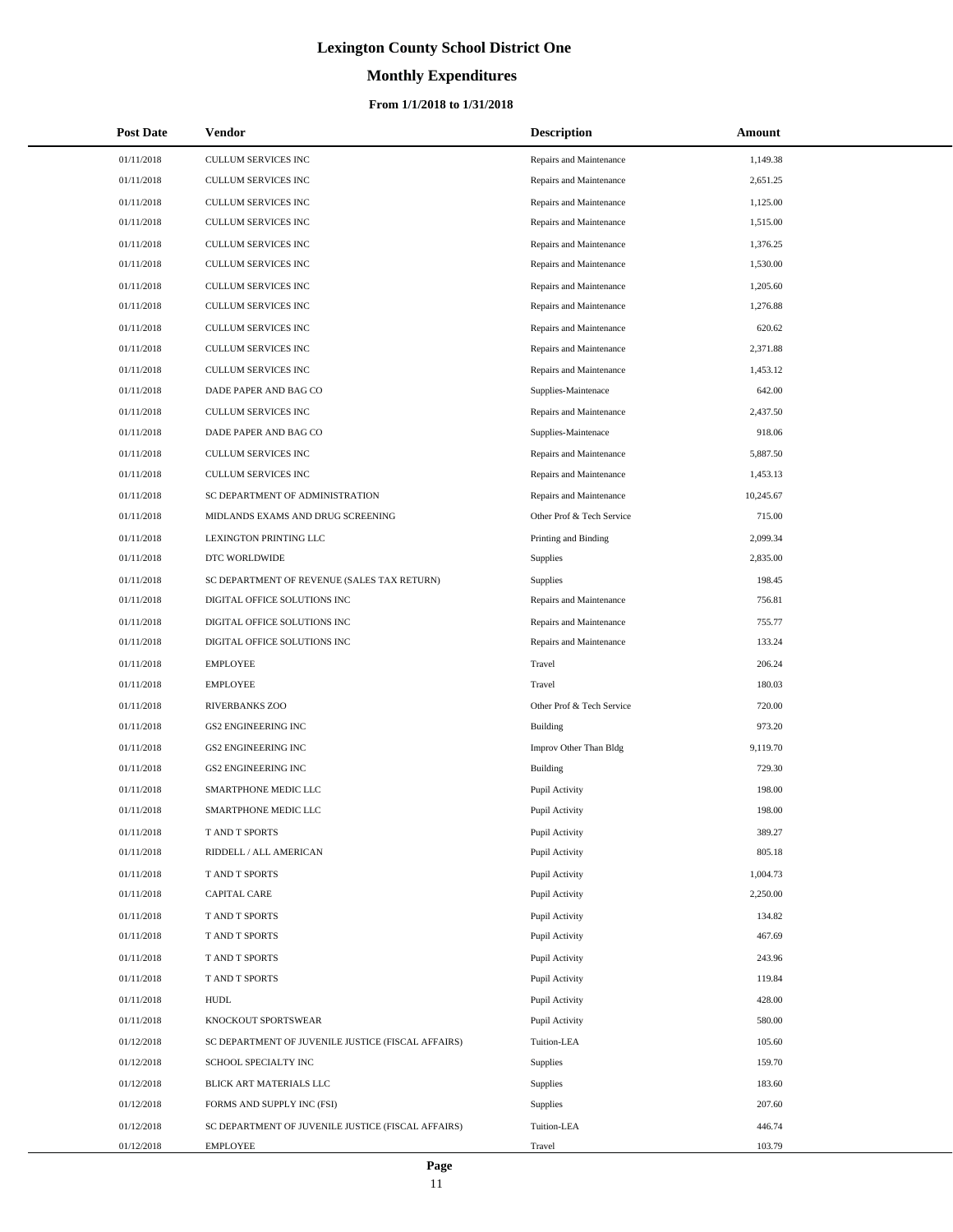# Lexington County School District One

## Monthly Expenditures

### From 1/1/2018 to 1/31/2018

| Post Date | Vendor | Description | Amount |
|---|---|---|---|
| 01/11/2018 | CULLUM SERVICES INC | Repairs and Maintenance | 1,149.38 |
| 01/11/2018 | CULLUM SERVICES INC | Repairs and Maintenance | 2,651.25 |
| 01/11/2018 | CULLUM SERVICES INC | Repairs and Maintenance | 1,125.00 |
| 01/11/2018 | CULLUM SERVICES INC | Repairs and Maintenance | 1,515.00 |
| 01/11/2018 | CULLUM SERVICES INC | Repairs and Maintenance | 1,376.25 |
| 01/11/2018 | CULLUM SERVICES INC | Repairs and Maintenance | 1,530.00 |
| 01/11/2018 | CULLUM SERVICES INC | Repairs and Maintenance | 1,205.60 |
| 01/11/2018 | CULLUM SERVICES INC | Repairs and Maintenance | 1,276.88 |
| 01/11/2018 | CULLUM SERVICES INC | Repairs and Maintenance | 620.62 |
| 01/11/2018 | CULLUM SERVICES INC | Repairs and Maintenance | 2,371.88 |
| 01/11/2018 | CULLUM SERVICES INC | Repairs and Maintenance | 1,453.12 |
| 01/11/2018 | DADE PAPER AND BAG CO | Supplies-Maintenace | 642.00 |
| 01/11/2018 | CULLUM SERVICES INC | Repairs and Maintenance | 2,437.50 |
| 01/11/2018 | DADE PAPER AND BAG CO | Supplies-Maintenace | 918.06 |
| 01/11/2018 | CULLUM SERVICES INC | Repairs and Maintenance | 5,887.50 |
| 01/11/2018 | CULLUM SERVICES INC | Repairs and Maintenance | 1,453.13 |
| 01/11/2018 | SC DEPARTMENT OF ADMINISTRATION | Repairs and Maintenance | 10,245.67 |
| 01/11/2018 | MIDLANDS EXAMS AND DRUG SCREENING | Other Prof & Tech Service | 715.00 |
| 01/11/2018 | LEXINGTON PRINTING LLC | Printing and Binding | 2,099.34 |
| 01/11/2018 | DTC WORLDWIDE | Supplies | 2,835.00 |
| 01/11/2018 | SC DEPARTMENT OF REVENUE (SALES TAX RETURN) | Supplies | 198.45 |
| 01/11/2018 | DIGITAL OFFICE SOLUTIONS INC | Repairs and Maintenance | 756.81 |
| 01/11/2018 | DIGITAL OFFICE SOLUTIONS INC | Repairs and Maintenance | 755.77 |
| 01/11/2018 | DIGITAL OFFICE SOLUTIONS INC | Repairs and Maintenance | 133.24 |
| 01/11/2018 | EMPLOYEE | Travel | 206.24 |
| 01/11/2018 | EMPLOYEE | Travel | 180.03 |
| 01/11/2018 | RIVERBANKS ZOO | Other Prof & Tech Service | 720.00 |
| 01/11/2018 | GS2 ENGINEERING INC | Building | 973.20 |
| 01/11/2018 | GS2 ENGINEERING INC | Improv Other Than Bldg | 9,119.70 |
| 01/11/2018 | GS2 ENGINEERING INC | Building | 729.30 |
| 01/11/2018 | SMARTPHONE MEDIC LLC | Pupil Activity | 198.00 |
| 01/11/2018 | SMARTPHONE MEDIC LLC | Pupil Activity | 198.00 |
| 01/11/2018 | T AND T SPORTS | Pupil Activity | 389.27 |
| 01/11/2018 | RIDDELL / ALL AMERICAN | Pupil Activity | 805.18 |
| 01/11/2018 | T AND T SPORTS | Pupil Activity | 1,004.73 |
| 01/11/2018 | CAPITAL CARE | Pupil Activity | 2,250.00 |
| 01/11/2018 | T AND T SPORTS | Pupil Activity | 134.82 |
| 01/11/2018 | T AND T SPORTS | Pupil Activity | 467.69 |
| 01/11/2018 | T AND T SPORTS | Pupil Activity | 243.96 |
| 01/11/2018 | T AND T SPORTS | Pupil Activity | 119.84 |
| 01/11/2018 | HUDL | Pupil Activity | 428.00 |
| 01/11/2018 | KNOCKOUT SPORTSWEAR | Pupil Activity | 580.00 |
| 01/12/2018 | SC DEPARTMENT OF JUVENILE JUSTICE (FISCAL AFFAIRS) | Tuition-LEA | 105.60 |
| 01/12/2018 | SCHOOL SPECIALTY INC | Supplies | 159.70 |
| 01/12/2018 | BLICK ART MATERIALS LLC | Supplies | 183.60 |
| 01/12/2018 | FORMS AND SUPPLY INC (FSI) | Supplies | 207.60 |
| 01/12/2018 | SC DEPARTMENT OF JUVENILE JUSTICE (FISCAL AFFAIRS) | Tuition-LEA | 446.74 |
| 01/12/2018 | EMPLOYEE | Travel | 103.79 |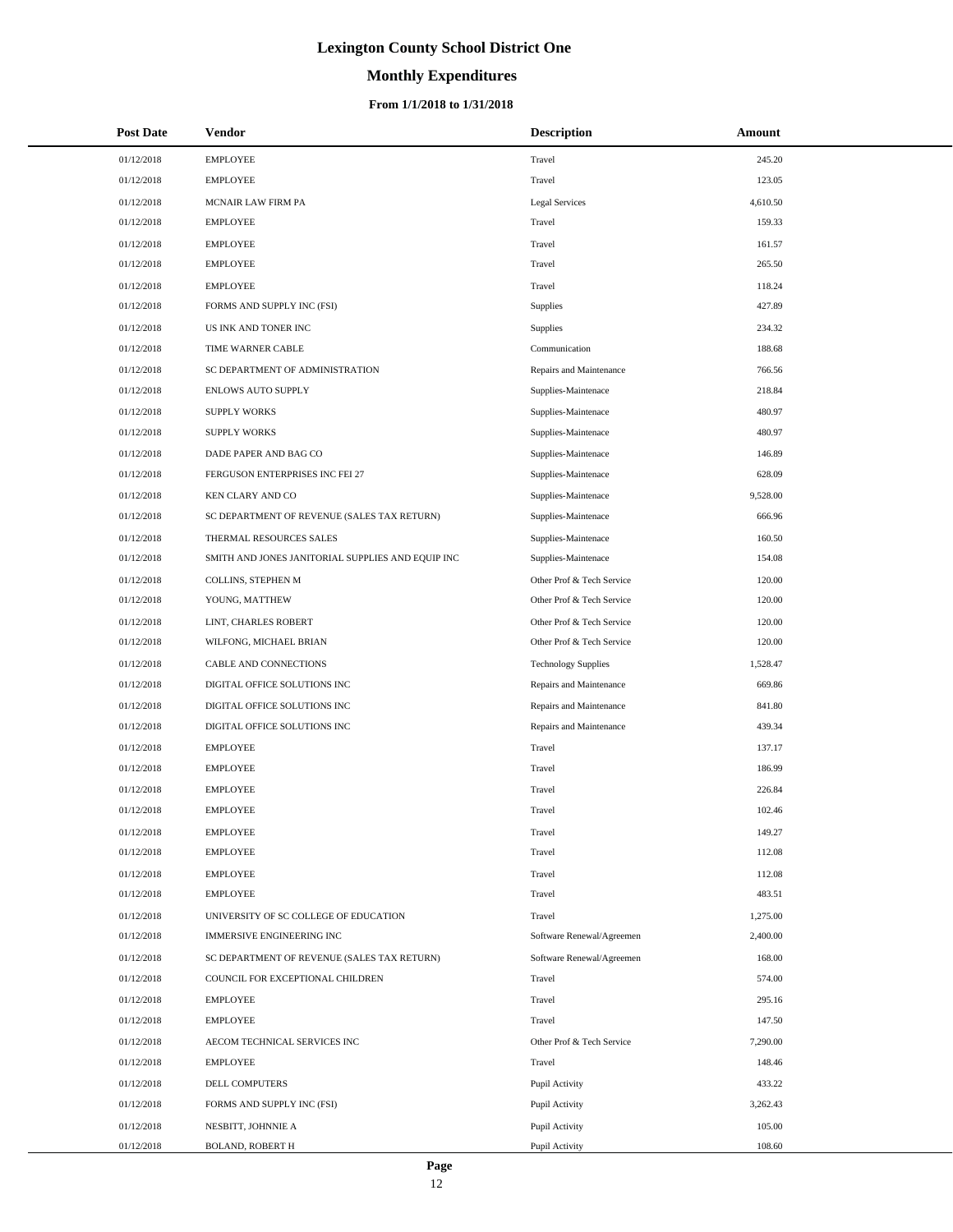# Lexington County School District One

## Monthly Expenditures

### From 1/1/2018 to 1/31/2018

| Post Date | Vendor | Description | Amount |
|---|---|---|---|
| 01/12/2018 | EMPLOYEE | Travel | 245.20 |
| 01/12/2018 | EMPLOYEE | Travel | 123.05 |
| 01/12/2018 | MCNAIR LAW FIRM PA | Legal Services | 4,610.50 |
| 01/12/2018 | EMPLOYEE | Travel | 159.33 |
| 01/12/2018 | EMPLOYEE | Travel | 161.57 |
| 01/12/2018 | EMPLOYEE | Travel | 265.50 |
| 01/12/2018 | EMPLOYEE | Travel | 118.24 |
| 01/12/2018 | FORMS AND SUPPLY INC (FSI) | Supplies | 427.89 |
| 01/12/2018 | US INK AND TONER INC | Supplies | 234.32 |
| 01/12/2018 | TIME WARNER CABLE | Communication | 188.68 |
| 01/12/2018 | SC DEPARTMENT OF ADMINISTRATION | Repairs and Maintenance | 766.56 |
| 01/12/2018 | ENLOWS AUTO SUPPLY | Supplies-Maintenace | 218.84 |
| 01/12/2018 | SUPPLY WORKS | Supplies-Maintenace | 480.97 |
| 01/12/2018 | SUPPLY WORKS | Supplies-Maintenace | 480.97 |
| 01/12/2018 | DADE PAPER AND BAG CO | Supplies-Maintenace | 146.89 |
| 01/12/2018 | FERGUSON ENTERPRISES INC FEI 27 | Supplies-Maintenace | 628.09 |
| 01/12/2018 | KEN CLARY AND CO | Supplies-Maintenace | 9,528.00 |
| 01/12/2018 | SC DEPARTMENT OF REVENUE (SALES TAX RETURN) | Supplies-Maintenace | 666.96 |
| 01/12/2018 | THERMAL RESOURCES SALES | Supplies-Maintenace | 160.50 |
| 01/12/2018 | SMITH AND JONES JANITORIAL SUPPLIES AND EQUIP INC | Supplies-Maintenace | 154.08 |
| 01/12/2018 | COLLINS, STEPHEN M | Other Prof & Tech Service | 120.00 |
| 01/12/2018 | YOUNG, MATTHEW | Other Prof & Tech Service | 120.00 |
| 01/12/2018 | LINT, CHARLES ROBERT | Other Prof & Tech Service | 120.00 |
| 01/12/2018 | WILFONG, MICHAEL BRIAN | Other Prof & Tech Service | 120.00 |
| 01/12/2018 | CABLE AND CONNECTIONS | Technology Supplies | 1,528.47 |
| 01/12/2018 | DIGITAL OFFICE SOLUTIONS INC | Repairs and Maintenance | 669.86 |
| 01/12/2018 | DIGITAL OFFICE SOLUTIONS INC | Repairs and Maintenance | 841.80 |
| 01/12/2018 | DIGITAL OFFICE SOLUTIONS INC | Repairs and Maintenance | 439.34 |
| 01/12/2018 | EMPLOYEE | Travel | 137.17 |
| 01/12/2018 | EMPLOYEE | Travel | 186.99 |
| 01/12/2018 | EMPLOYEE | Travel | 226.84 |
| 01/12/2018 | EMPLOYEE | Travel | 102.46 |
| 01/12/2018 | EMPLOYEE | Travel | 149.27 |
| 01/12/2018 | EMPLOYEE | Travel | 112.08 |
| 01/12/2018 | EMPLOYEE | Travel | 112.08 |
| 01/12/2018 | EMPLOYEE | Travel | 483.51 |
| 01/12/2018 | UNIVERSITY OF SC COLLEGE OF EDUCATION | Travel | 1,275.00 |
| 01/12/2018 | IMMERSIVE ENGINEERING INC | Software Renewal/Agreemen | 2,400.00 |
| 01/12/2018 | SC DEPARTMENT OF REVENUE (SALES TAX RETURN) | Software Renewal/Agreemen | 168.00 |
| 01/12/2018 | COUNCIL FOR EXCEPTIONAL CHILDREN | Travel | 574.00 |
| 01/12/2018 | EMPLOYEE | Travel | 295.16 |
| 01/12/2018 | EMPLOYEE | Travel | 147.50 |
| 01/12/2018 | AECOM TECHNICAL SERVICES INC | Other Prof & Tech Service | 7,290.00 |
| 01/12/2018 | EMPLOYEE | Travel | 148.46 |
| 01/12/2018 | DELL COMPUTERS | Pupil Activity | 433.22 |
| 01/12/2018 | FORMS AND SUPPLY INC (FSI) | Pupil Activity | 3,262.43 |
| 01/12/2018 | NESBITT, JOHNNIE A | Pupil Activity | 105.00 |
| 01/12/2018 | BOLAND, ROBERT H | Pupil Activity | 108.60 |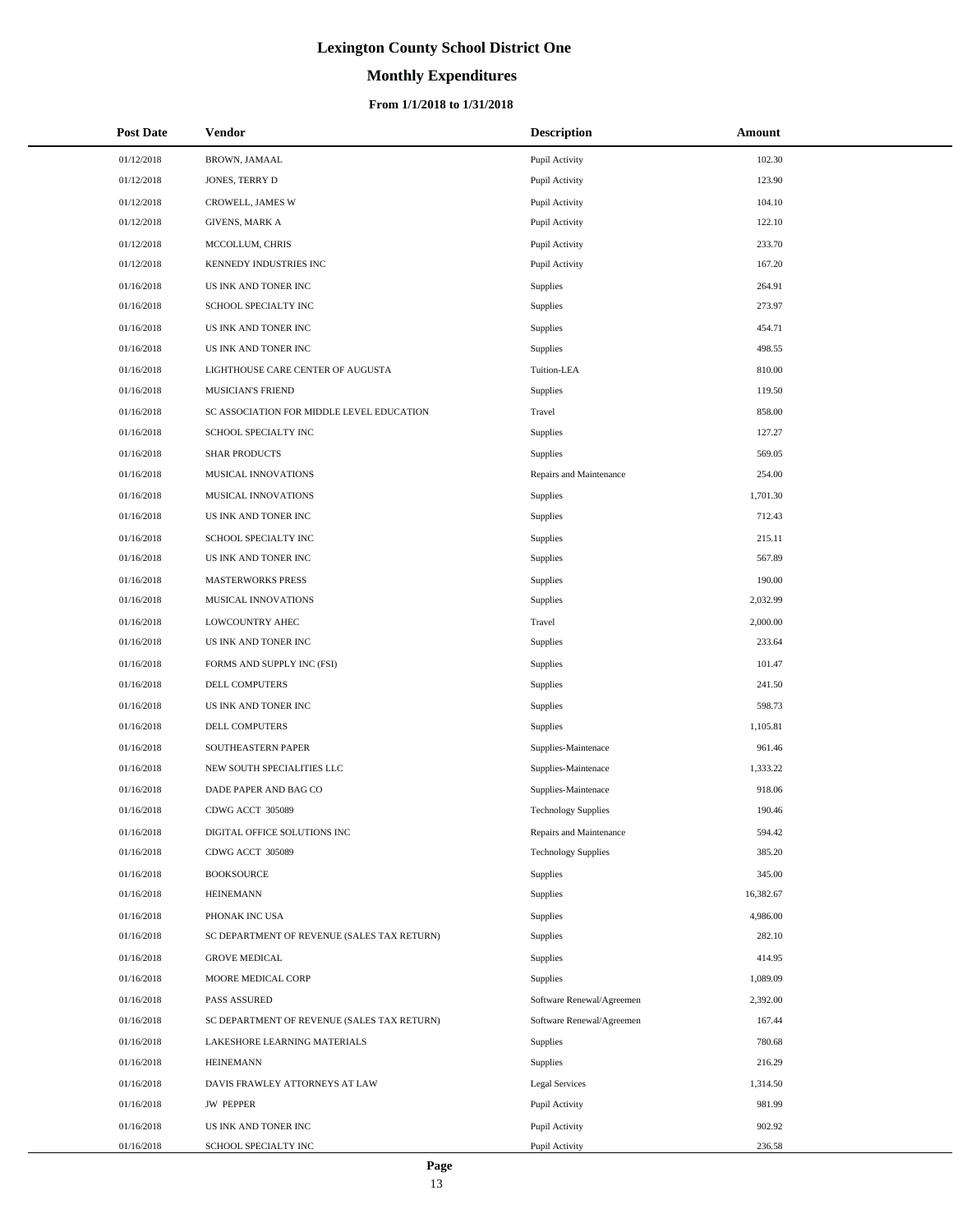# Lexington County School District One

## Monthly Expenditures

### From 1/1/2018 to 1/31/2018

| Post Date | Vendor | Description | Amount |
|---|---|---|---|
| 01/12/2018 | BROWN, JAMAAL | Pupil Activity | 102.30 |
| 01/12/2018 | JONES, TERRY D | Pupil Activity | 123.90 |
| 01/12/2018 | CROWELL, JAMES W | Pupil Activity | 104.10 |
| 01/12/2018 | GIVENS, MARK A | Pupil Activity | 122.10 |
| 01/12/2018 | MCCOLLUM, CHRIS | Pupil Activity | 233.70 |
| 01/12/2018 | KENNEDY INDUSTRIES INC | Pupil Activity | 167.20 |
| 01/16/2018 | US INK AND TONER INC | Supplies | 264.91 |
| 01/16/2018 | SCHOOL SPECIALTY INC | Supplies | 273.97 |
| 01/16/2018 | US INK AND TONER INC | Supplies | 454.71 |
| 01/16/2018 | US INK AND TONER INC | Supplies | 498.55 |
| 01/16/2018 | LIGHTHOUSE CARE CENTER OF AUGUSTA | Tuition-LEA | 810.00 |
| 01/16/2018 | MUSICIAN'S FRIEND | Supplies | 119.50 |
| 01/16/2018 | SC ASSOCIATION FOR MIDDLE LEVEL EDUCATION | Travel | 858.00 |
| 01/16/2018 | SCHOOL SPECIALTY INC | Supplies | 127.27 |
| 01/16/2018 | SHAR PRODUCTS | Supplies | 569.05 |
| 01/16/2018 | MUSICAL INNOVATIONS | Repairs and Maintenance | 254.00 |
| 01/16/2018 | MUSICAL INNOVATIONS | Supplies | 1,701.30 |
| 01/16/2018 | US INK AND TONER INC | Supplies | 712.43 |
| 01/16/2018 | SCHOOL SPECIALTY INC | Supplies | 215.11 |
| 01/16/2018 | US INK AND TONER INC | Supplies | 567.89 |
| 01/16/2018 | MASTERWORKS PRESS | Supplies | 190.00 |
| 01/16/2018 | MUSICAL INNOVATIONS | Supplies | 2,032.99 |
| 01/16/2018 | LOWCOUNTRY AHEC | Travel | 2,000.00 |
| 01/16/2018 | US INK AND TONER INC | Supplies | 233.64 |
| 01/16/2018 | FORMS AND SUPPLY INC (FSI) | Supplies | 101.47 |
| 01/16/2018 | DELL COMPUTERS | Supplies | 241.50 |
| 01/16/2018 | US INK AND TONER INC | Supplies | 598.73 |
| 01/16/2018 | DELL COMPUTERS | Supplies | 1,105.81 |
| 01/16/2018 | SOUTHEASTERN PAPER | Supplies-Maintenace | 961.46 |
| 01/16/2018 | NEW SOUTH SPECIALITIES LLC | Supplies-Maintenace | 1,333.22 |
| 01/16/2018 | DADE PAPER AND BAG CO | Supplies-Maintenace | 918.06 |
| 01/16/2018 | CDWG ACCT 305089 | Technology Supplies | 190.46 |
| 01/16/2018 | DIGITAL OFFICE SOLUTIONS INC | Repairs and Maintenance | 594.42 |
| 01/16/2018 | CDWG ACCT 305089 | Technology Supplies | 385.20 |
| 01/16/2018 | BOOKSOURCE | Supplies | 345.00 |
| 01/16/2018 | HEINEMANN | Supplies | 16,382.67 |
| 01/16/2018 | PHONAK INC USA | Supplies | 4,986.00 |
| 01/16/2018 | SC DEPARTMENT OF REVENUE (SALES TAX RETURN) | Supplies | 282.10 |
| 01/16/2018 | GROVE MEDICAL | Supplies | 414.95 |
| 01/16/2018 | MOORE MEDICAL CORP | Supplies | 1,089.09 |
| 01/16/2018 | PASS ASSURED | Software Renewal/Agreemen | 2,392.00 |
| 01/16/2018 | SC DEPARTMENT OF REVENUE (SALES TAX RETURN) | Software Renewal/Agreemen | 167.44 |
| 01/16/2018 | LAKESHORE LEARNING MATERIALS | Supplies | 780.68 |
| 01/16/2018 | HEINEMANN | Supplies | 216.29 |
| 01/16/2018 | DAVIS FRAWLEY ATTORNEYS AT LAW | Legal Services | 1,314.50 |
| 01/16/2018 | JW PEPPER | Pupil Activity | 981.99 |
| 01/16/2018 | US INK AND TONER INC | Pupil Activity | 902.92 |
| 01/16/2018 | SCHOOL SPECIALTY INC | Pupil Activity | 236.58 |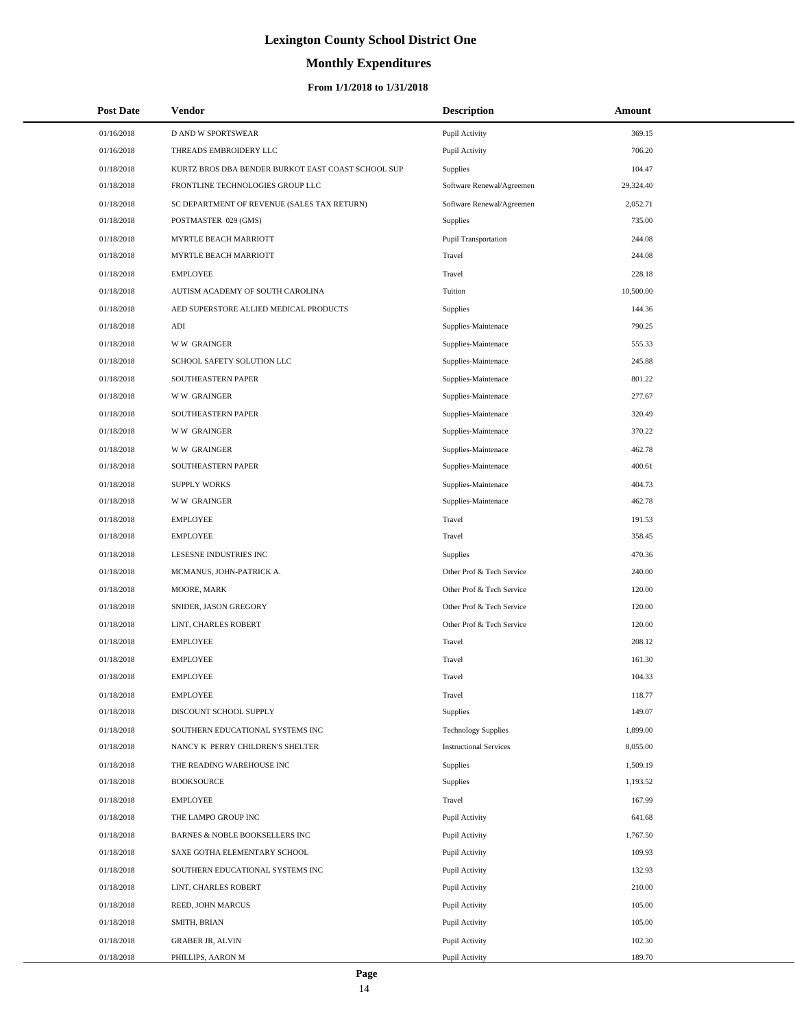# Lexington County School District One

## Monthly Expenditures

### From 1/1/2018 to 1/31/2018

| Post Date | Vendor | Description | Amount |
|---|---|---|---|
| 01/16/2018 | D AND W SPORTSWEAR | Pupil Activity | 369.15 |
| 01/16/2018 | THREADS EMBROIDERY LLC | Pupil Activity | 706.20 |
| 01/18/2018 | KURTZ BROS DBA BENDER BURKOT EAST COAST SCHOOL SUP | Supplies | 104.47 |
| 01/18/2018 | FRONTLINE TECHNOLOGIES GROUP LLC | Software Renewal/Agreemen | 29,324.40 |
| 01/18/2018 | SC DEPARTMENT OF REVENUE (SALES TAX RETURN) | Software Renewal/Agreemen | 2,052.71 |
| 01/18/2018 | POSTMASTER 029 (GMS) | Supplies | 735.00 |
| 01/18/2018 | MYRTLE BEACH MARRIOTT | Pupil Transportation | 244.08 |
| 01/18/2018 | MYRTLE BEACH MARRIOTT | Travel | 244.08 |
| 01/18/2018 | EMPLOYEE | Travel | 228.18 |
| 01/18/2018 | AUTISM ACADEMY OF SOUTH CAROLINA | Tuition | 10,500.00 |
| 01/18/2018 | AED SUPERSTORE ALLIED MEDICAL PRODUCTS | Supplies | 144.36 |
| 01/18/2018 | ADI | Supplies-Maintenace | 790.25 |
| 01/18/2018 | W W GRAINGER | Supplies-Maintenace | 555.33 |
| 01/18/2018 | SCHOOL SAFETY SOLUTION LLC | Supplies-Maintenace | 245.88 |
| 01/18/2018 | SOUTHEASTERN PAPER | Supplies-Maintenace | 801.22 |
| 01/18/2018 | W W GRAINGER | Supplies-Maintenace | 277.67 |
| 01/18/2018 | SOUTHEASTERN PAPER | Supplies-Maintenace | 320.49 |
| 01/18/2018 | W W GRAINGER | Supplies-Maintenace | 370.22 |
| 01/18/2018 | W W GRAINGER | Supplies-Maintenace | 462.78 |
| 01/18/2018 | SOUTHEASTERN PAPER | Supplies-Maintenace | 400.61 |
| 01/18/2018 | SUPPLY WORKS | Supplies-Maintenace | 404.73 |
| 01/18/2018 | W W GRAINGER | Supplies-Maintenace | 462.78 |
| 01/18/2018 | EMPLOYEE | Travel | 191.53 |
| 01/18/2018 | EMPLOYEE | Travel | 358.45 |
| 01/18/2018 | LESESNE INDUSTRIES INC | Supplies | 470.36 |
| 01/18/2018 | MCMANUS, JOHN-PATRICK A. | Other Prof & Tech Service | 240.00 |
| 01/18/2018 | MOORE, MARK | Other Prof & Tech Service | 120.00 |
| 01/18/2018 | SNIDER, JASON GREGORY | Other Prof & Tech Service | 120.00 |
| 01/18/2018 | LINT, CHARLES ROBERT | Other Prof & Tech Service | 120.00 |
| 01/18/2018 | EMPLOYEE | Travel | 208.12 |
| 01/18/2018 | EMPLOYEE | Travel | 161.30 |
| 01/18/2018 | EMPLOYEE | Travel | 104.33 |
| 01/18/2018 | EMPLOYEE | Travel | 118.77 |
| 01/18/2018 | DISCOUNT SCHOOL SUPPLY | Supplies | 149.07 |
| 01/18/2018 | SOUTHERN EDUCATIONAL SYSTEMS INC | Technology Supplies | 1,899.00 |
| 01/18/2018 | NANCY K PERRY CHILDREN'S SHELTER | Instructional Services | 8,055.00 |
| 01/18/2018 | THE READING WAREHOUSE INC | Supplies | 1,509.19 |
| 01/18/2018 | BOOKSOURCE | Supplies | 1,193.52 |
| 01/18/2018 | EMPLOYEE | Travel | 167.99 |
| 01/18/2018 | THE LAMPO GROUP INC | Pupil Activity | 641.68 |
| 01/18/2018 | BARNES & NOBLE BOOKSELLERS INC | Pupil Activity | 1,767.50 |
| 01/18/2018 | SAXE GOTHA ELEMENTARY SCHOOL | Pupil Activity | 109.93 |
| 01/18/2018 | SOUTHERN EDUCATIONAL SYSTEMS INC | Pupil Activity | 132.93 |
| 01/18/2018 | LINT, CHARLES ROBERT | Pupil Activity | 210.00 |
| 01/18/2018 | REED, JOHN MARCUS | Pupil Activity | 105.00 |
| 01/18/2018 | SMITH, BRIAN | Pupil Activity | 105.00 |
| 01/18/2018 | GRABER JR, ALVIN | Pupil Activity | 102.30 |
| 01/18/2018 | PHILLIPS, AARON M | Pupil Activity | 189.70 |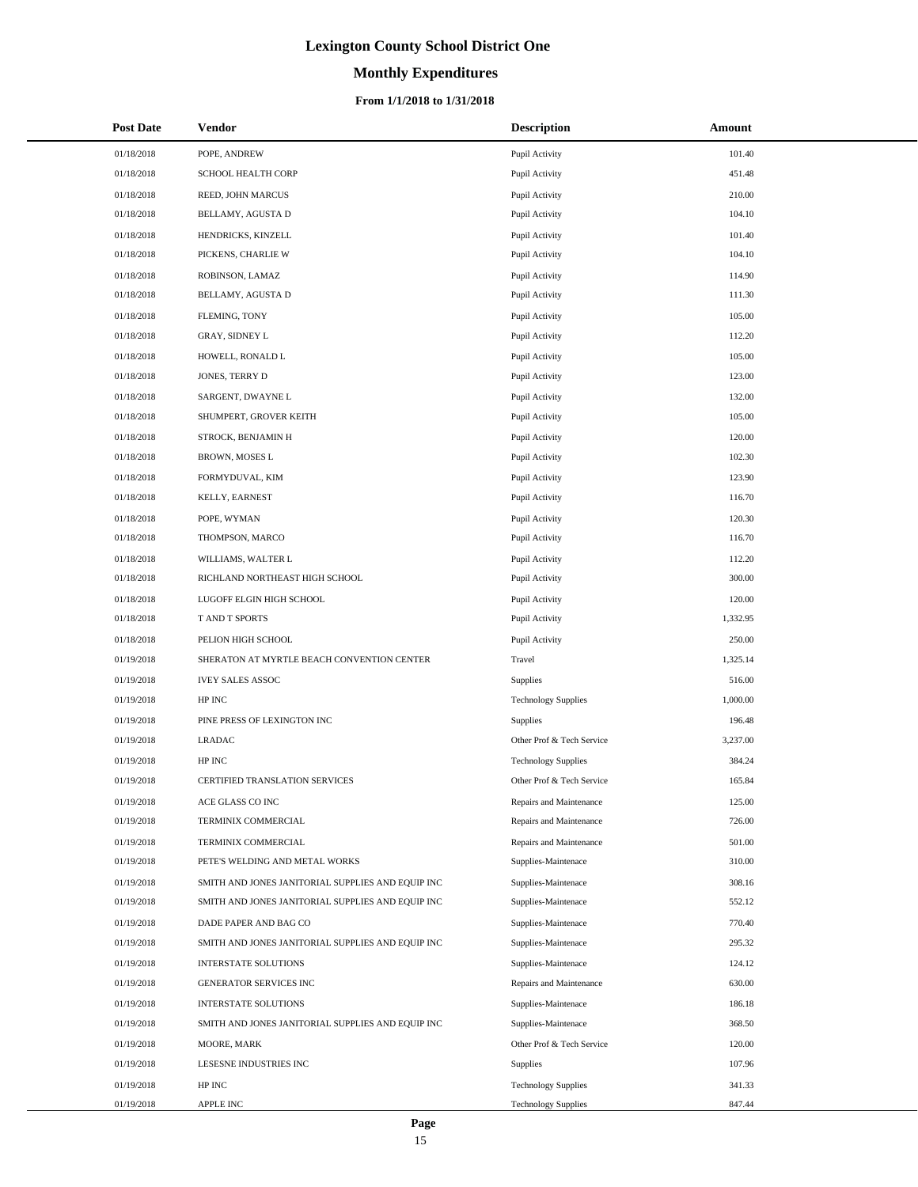# Lexington County School District One

## Monthly Expenditures

### From 1/1/2018 to 1/31/2018

| Post Date | Vendor | Description | Amount |
|---|---|---|---|
| 01/18/2018 | POPE, ANDREW | Pupil Activity | 101.40 |
| 01/18/2018 | SCHOOL HEALTH CORP | Pupil Activity | 451.48 |
| 01/18/2018 | REED, JOHN MARCUS | Pupil Activity | 210.00 |
| 01/18/2018 | BELLAMY, AGUSTA D | Pupil Activity | 104.10 |
| 01/18/2018 | HENDRICKS, KINZELL | Pupil Activity | 101.40 |
| 01/18/2018 | PICKENS, CHARLIE W | Pupil Activity | 104.10 |
| 01/18/2018 | ROBINSON, LAMAZ | Pupil Activity | 114.90 |
| 01/18/2018 | BELLAMY, AGUSTA D | Pupil Activity | 111.30 |
| 01/18/2018 | FLEMING, TONY | Pupil Activity | 105.00 |
| 01/18/2018 | GRAY, SIDNEY L | Pupil Activity | 112.20 |
| 01/18/2018 | HOWELL, RONALD L | Pupil Activity | 105.00 |
| 01/18/2018 | JONES, TERRY D | Pupil Activity | 123.00 |
| 01/18/2018 | SARGENT, DWAYNE L | Pupil Activity | 132.00 |
| 01/18/2018 | SHUMPERT, GROVER KEITH | Pupil Activity | 105.00 |
| 01/18/2018 | STROCK, BENJAMIN H | Pupil Activity | 120.00 |
| 01/18/2018 | BROWN, MOSES L | Pupil Activity | 102.30 |
| 01/18/2018 | FORMYDUVAL, KIM | Pupil Activity | 123.90 |
| 01/18/2018 | KELLY, EARNEST | Pupil Activity | 116.70 |
| 01/18/2018 | POPE, WYMAN | Pupil Activity | 120.30 |
| 01/18/2018 | THOMPSON, MARCO | Pupil Activity | 116.70 |
| 01/18/2018 | WILLIAMS, WALTER L | Pupil Activity | 112.20 |
| 01/18/2018 | RICHLAND NORTHEAST HIGH SCHOOL | Pupil Activity | 300.00 |
| 01/18/2018 | LUGOFF ELGIN HIGH SCHOOL | Pupil Activity | 120.00 |
| 01/18/2018 | T AND T SPORTS | Pupil Activity | 1,332.95 |
| 01/18/2018 | PELION HIGH SCHOOL | Pupil Activity | 250.00 |
| 01/19/2018 | SHERATON AT MYRTLE BEACH CONVENTION CENTER | Travel | 1,325.14 |
| 01/19/2018 | IVEY SALES ASSOC | Supplies | 516.00 |
| 01/19/2018 | HP INC | Technology Supplies | 1,000.00 |
| 01/19/2018 | PINE PRESS OF LEXINGTON INC | Supplies | 196.48 |
| 01/19/2018 | LRADAC | Other Prof & Tech Service | 3,237.00 |
| 01/19/2018 | HP INC | Technology Supplies | 384.24 |
| 01/19/2018 | CERTIFIED TRANSLATION SERVICES | Other Prof & Tech Service | 165.84 |
| 01/19/2018 | ACE GLASS CO INC | Repairs and Maintenance | 125.00 |
| 01/19/2018 | TERMINIX COMMERCIAL | Repairs and Maintenance | 726.00 |
| 01/19/2018 | TERMINIX COMMERCIAL | Repairs and Maintenance | 501.00 |
| 01/19/2018 | PETE'S WELDING AND METAL WORKS | Supplies-Maintenace | 310.00 |
| 01/19/2018 | SMITH AND JONES JANITORIAL SUPPLIES AND EQUIP INC | Supplies-Maintenace | 308.16 |
| 01/19/2018 | SMITH AND JONES JANITORIAL SUPPLIES AND EQUIP INC | Supplies-Maintenace | 552.12 |
| 01/19/2018 | DADE PAPER AND BAG CO | Supplies-Maintenace | 770.40 |
| 01/19/2018 | SMITH AND JONES JANITORIAL SUPPLIES AND EQUIP INC | Supplies-Maintenace | 295.32 |
| 01/19/2018 | INTERSTATE SOLUTIONS | Supplies-Maintenace | 124.12 |
| 01/19/2018 | GENERATOR SERVICES INC | Repairs and Maintenance | 630.00 |
| 01/19/2018 | INTERSTATE SOLUTIONS | Supplies-Maintenace | 186.18 |
| 01/19/2018 | SMITH AND JONES JANITORIAL SUPPLIES AND EQUIP INC | Supplies-Maintenace | 368.50 |
| 01/19/2018 | MOORE, MARK | Other Prof & Tech Service | 120.00 |
| 01/19/2018 | LESESNE INDUSTRIES INC | Supplies | 107.96 |
| 01/19/2018 | HP INC | Technology Supplies | 341.33 |
| 01/19/2018 | APPLE INC | Technology Supplies | 847.44 |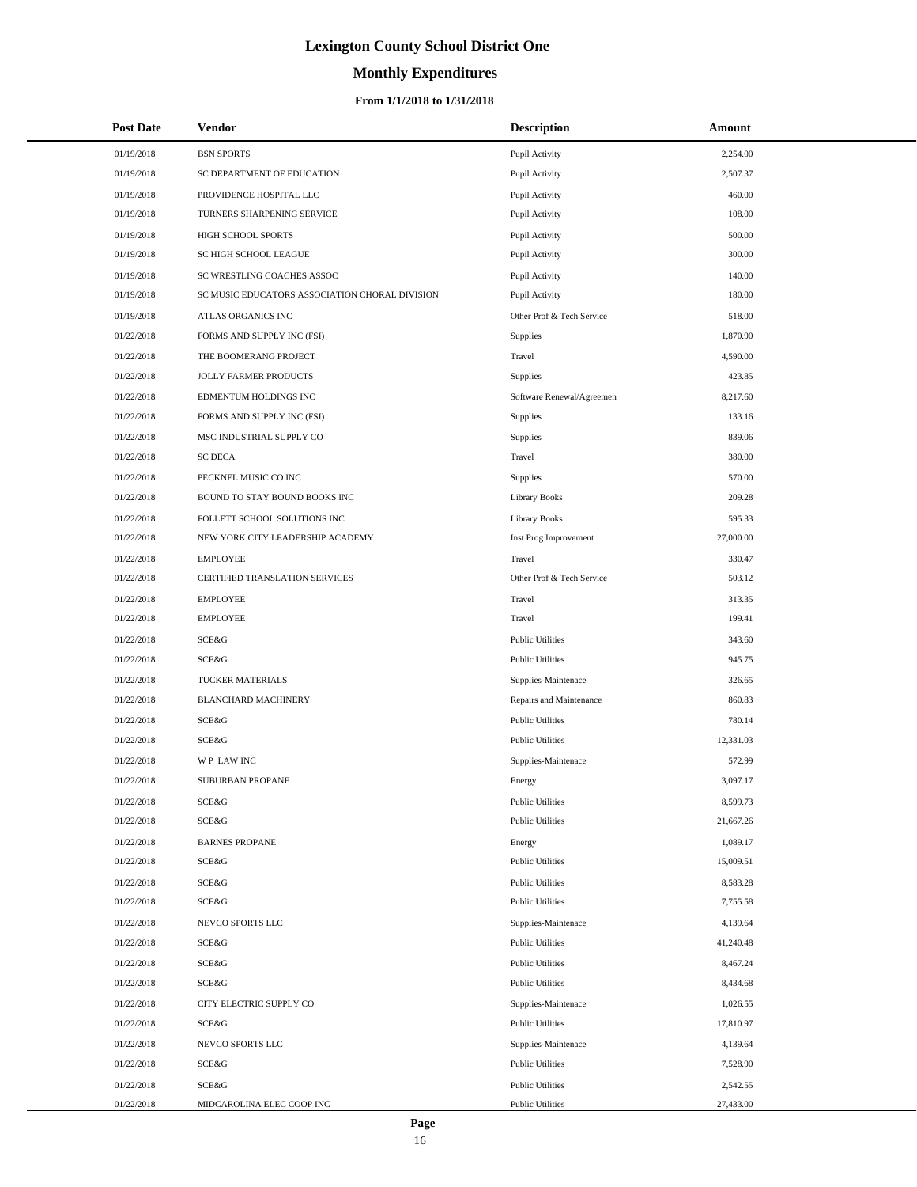# Lexington County School District One

## Monthly Expenditures

### From 1/1/2018 to 1/31/2018

| Post Date | Vendor | Description | Amount |
|---|---|---|---|
| 01/19/2018 | BSN SPORTS | Pupil Activity | 2,254.00 |
| 01/19/2018 | SC DEPARTMENT OF EDUCATION | Pupil Activity | 2,507.37 |
| 01/19/2018 | PROVIDENCE HOSPITAL LLC | Pupil Activity | 460.00 |
| 01/19/2018 | TURNERS SHARPENING SERVICE | Pupil Activity | 108.00 |
| 01/19/2018 | HIGH SCHOOL SPORTS | Pupil Activity | 500.00 |
| 01/19/2018 | SC HIGH SCHOOL LEAGUE | Pupil Activity | 300.00 |
| 01/19/2018 | SC WRESTLING COACHES ASSOC | Pupil Activity | 140.00 |
| 01/19/2018 | SC MUSIC EDUCATORS ASSOCIATION CHORAL DIVISION | Pupil Activity | 180.00 |
| 01/19/2018 | ATLAS ORGANICS INC | Other Prof & Tech Service | 518.00 |
| 01/22/2018 | FORMS AND SUPPLY INC (FSI) | Supplies | 1,870.90 |
| 01/22/2018 | THE BOOMERANG PROJECT | Travel | 4,590.00 |
| 01/22/2018 | JOLLY FARMER PRODUCTS | Supplies | 423.85 |
| 01/22/2018 | EDMENTUM HOLDINGS INC | Software Renewal/Agreemen | 8,217.60 |
| 01/22/2018 | FORMS AND SUPPLY INC (FSI) | Supplies | 133.16 |
| 01/22/2018 | MSC INDUSTRIAL SUPPLY CO | Supplies | 839.06 |
| 01/22/2018 | SC DECA | Travel | 380.00 |
| 01/22/2018 | PECKNEL MUSIC CO INC | Supplies | 570.00 |
| 01/22/2018 | BOUND TO STAY BOUND BOOKS INC | Library Books | 209.28 |
| 01/22/2018 | FOLLETT SCHOOL SOLUTIONS INC | Library Books | 595.33 |
| 01/22/2018 | NEW YORK CITY LEADERSHIP ACADEMY | Inst Prog Improvement | 27,000.00 |
| 01/22/2018 | EMPLOYEE | Travel | 330.47 |
| 01/22/2018 | CERTIFIED TRANSLATION SERVICES | Other Prof & Tech Service | 503.12 |
| 01/22/2018 | EMPLOYEE | Travel | 313.35 |
| 01/22/2018 | EMPLOYEE | Travel | 199.41 |
| 01/22/2018 | SCE&G | Public Utilities | 343.60 |
| 01/22/2018 | SCE&G | Public Utilities | 945.75 |
| 01/22/2018 | TUCKER MATERIALS | Supplies-Maintenace | 326.65 |
| 01/22/2018 | BLANCHARD MACHINERY | Repairs and Maintenance | 860.83 |
| 01/22/2018 | SCE&G | Public Utilities | 780.14 |
| 01/22/2018 | SCE&G | Public Utilities | 12,331.03 |
| 01/22/2018 | W P LAW INC | Supplies-Maintenace | 572.99 |
| 01/22/2018 | SUBURBAN PROPANE | Energy | 3,097.17 |
| 01/22/2018 | SCE&G | Public Utilities | 8,599.73 |
| 01/22/2018 | SCE&G | Public Utilities | 21,667.26 |
| 01/22/2018 | BARNES PROPANE | Energy | 1,089.17 |
| 01/22/2018 | SCE&G | Public Utilities | 15,009.51 |
| 01/22/2018 | SCE&G | Public Utilities | 8,583.28 |
| 01/22/2018 | SCE&G | Public Utilities | 7,755.58 |
| 01/22/2018 | NEVCO SPORTS LLC | Supplies-Maintenace | 4,139.64 |
| 01/22/2018 | SCE&G | Public Utilities | 41,240.48 |
| 01/22/2018 | SCE&G | Public Utilities | 8,467.24 |
| 01/22/2018 | SCE&G | Public Utilities | 8,434.68 |
| 01/22/2018 | CITY ELECTRIC SUPPLY CO | Supplies-Maintenace | 1,026.55 |
| 01/22/2018 | SCE&G | Public Utilities | 17,810.97 |
| 01/22/2018 | NEVCO SPORTS LLC | Supplies-Maintenace | 4,139.64 |
| 01/22/2018 | SCE&G | Public Utilities | 7,528.90 |
| 01/22/2018 | SCE&G | Public Utilities | 2,542.55 |
| 01/22/2018 | MIDCAROLINA ELEC COOP INC | Public Utilities | 27,433.00 |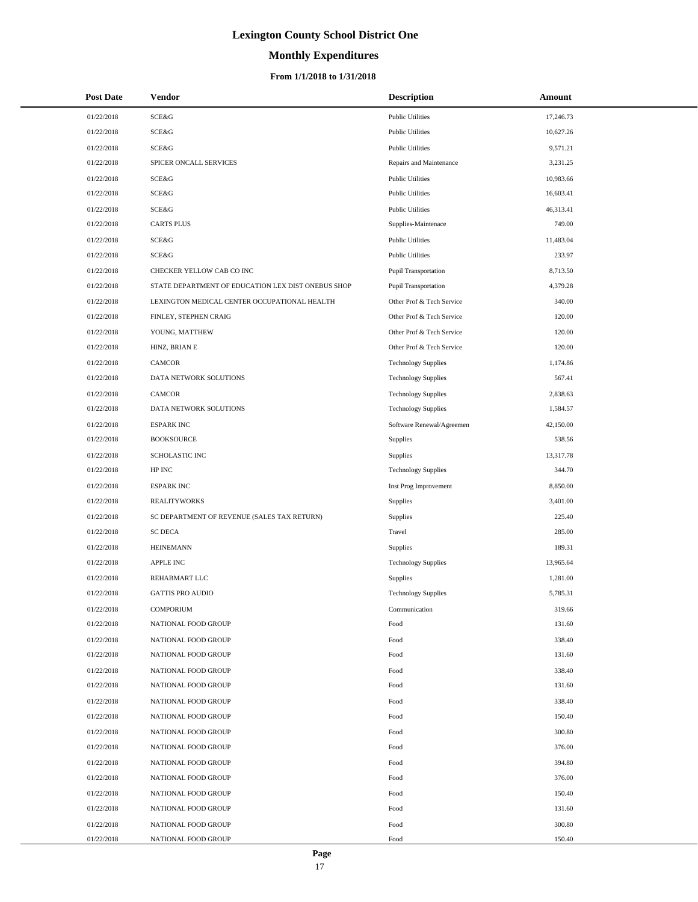# Lexington County School District One

## Monthly Expenditures

### From 1/1/2018 to 1/31/2018

| Post Date | Vendor | Description | Amount |
|---|---|---|---|
| 01/22/2018 | SCE&G | Public Utilities | 17,246.73 |
| 01/22/2018 | SCE&G | Public Utilities | 10,627.26 |
| 01/22/2018 | SCE&G | Public Utilities | 9,571.21 |
| 01/22/2018 | SPICER ONCALL SERVICES | Repairs and Maintenance | 3,231.25 |
| 01/22/2018 | SCE&G | Public Utilities | 10,983.66 |
| 01/22/2018 | SCE&G | Public Utilities | 16,603.41 |
| 01/22/2018 | SCE&G | Public Utilities | 46,313.41 |
| 01/22/2018 | CARTS PLUS | Supplies-Maintenace | 749.00 |
| 01/22/2018 | SCE&G | Public Utilities | 11,483.04 |
| 01/22/2018 | SCE&G | Public Utilities | 233.97 |
| 01/22/2018 | CHECKER YELLOW CAB CO INC | Pupil Transportation | 8,713.50 |
| 01/22/2018 | STATE DEPARTMENT OF EDUCATION LEX DIST ONEBUS SHOP | Pupil Transportation | 4,379.28 |
| 01/22/2018 | LEXINGTON MEDICAL CENTER OCCUPATIONAL HEALTH | Other Prof & Tech Service | 340.00 |
| 01/22/2018 | FINLEY, STEPHEN CRAIG | Other Prof & Tech Service | 120.00 |
| 01/22/2018 | YOUNG, MATTHEW | Other Prof & Tech Service | 120.00 |
| 01/22/2018 | HINZ, BRIAN E | Other Prof & Tech Service | 120.00 |
| 01/22/2018 | CAMCOR | Technology Supplies | 1,174.86 |
| 01/22/2018 | DATA NETWORK SOLUTIONS | Technology Supplies | 567.41 |
| 01/22/2018 | CAMCOR | Technology Supplies | 2,838.63 |
| 01/22/2018 | DATA NETWORK SOLUTIONS | Technology Supplies | 1,584.57 |
| 01/22/2018 | ESPARK INC | Software Renewal/Agreemen | 42,150.00 |
| 01/22/2018 | BOOKSOURCE | Supplies | 538.56 |
| 01/22/2018 | SCHOLASTIC INC | Supplies | 13,317.78 |
| 01/22/2018 | HP INC | Technology Supplies | 344.70 |
| 01/22/2018 | ESPARK INC | Inst Prog Improvement | 8,850.00 |
| 01/22/2018 | REALITYWORKS | Supplies | 3,401.00 |
| 01/22/2018 | SC DEPARTMENT OF REVENUE (SALES TAX RETURN) | Supplies | 225.40 |
| 01/22/2018 | SC DECA | Travel | 285.00 |
| 01/22/2018 | HEINEMANN | Supplies | 189.31 |
| 01/22/2018 | APPLE INC | Technology Supplies | 13,965.64 |
| 01/22/2018 | REHABMART LLC | Supplies | 1,281.00 |
| 01/22/2018 | GATTIS PRO AUDIO | Technology Supplies | 5,785.31 |
| 01/22/2018 | COMPORIUM | Communication | 319.66 |
| 01/22/2018 | NATIONAL FOOD GROUP | Food | 131.60 |
| 01/22/2018 | NATIONAL FOOD GROUP | Food | 338.40 |
| 01/22/2018 | NATIONAL FOOD GROUP | Food | 131.60 |
| 01/22/2018 | NATIONAL FOOD GROUP | Food | 338.40 |
| 01/22/2018 | NATIONAL FOOD GROUP | Food | 131.60 |
| 01/22/2018 | NATIONAL FOOD GROUP | Food | 338.40 |
| 01/22/2018 | NATIONAL FOOD GROUP | Food | 150.40 |
| 01/22/2018 | NATIONAL FOOD GROUP | Food | 300.80 |
| 01/22/2018 | NATIONAL FOOD GROUP | Food | 376.00 |
| 01/22/2018 | NATIONAL FOOD GROUP | Food | 394.80 |
| 01/22/2018 | NATIONAL FOOD GROUP | Food | 376.00 |
| 01/22/2018 | NATIONAL FOOD GROUP | Food | 150.40 |
| 01/22/2018 | NATIONAL FOOD GROUP | Food | 131.60 |
| 01/22/2018 | NATIONAL FOOD GROUP | Food | 300.80 |
| 01/22/2018 | NATIONAL FOOD GROUP | Food | 150.40 |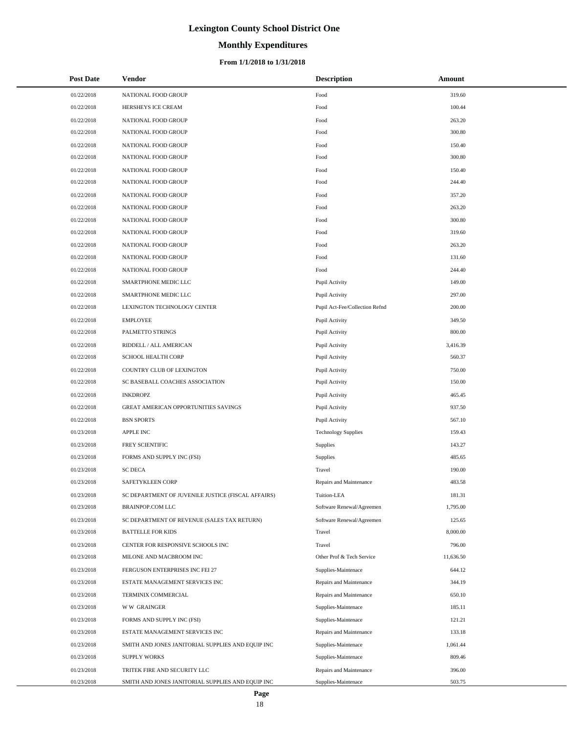# Lexington County School District One

## Monthly Expenditures

### From 1/1/2018 to 1/31/2018

| Post Date | Vendor | Description | Amount |
|---|---|---|---|
| 01/22/2018 | NATIONAL FOOD GROUP | Food | 319.60 |
| 01/22/2018 | HERSHEYS ICE CREAM | Food | 100.44 |
| 01/22/2018 | NATIONAL FOOD GROUP | Food | 263.20 |
| 01/22/2018 | NATIONAL FOOD GROUP | Food | 300.80 |
| 01/22/2018 | NATIONAL FOOD GROUP | Food | 150.40 |
| 01/22/2018 | NATIONAL FOOD GROUP | Food | 300.80 |
| 01/22/2018 | NATIONAL FOOD GROUP | Food | 150.40 |
| 01/22/2018 | NATIONAL FOOD GROUP | Food | 244.40 |
| 01/22/2018 | NATIONAL FOOD GROUP | Food | 357.20 |
| 01/22/2018 | NATIONAL FOOD GROUP | Food | 263.20 |
| 01/22/2018 | NATIONAL FOOD GROUP | Food | 300.80 |
| 01/22/2018 | NATIONAL FOOD GROUP | Food | 319.60 |
| 01/22/2018 | NATIONAL FOOD GROUP | Food | 263.20 |
| 01/22/2018 | NATIONAL FOOD GROUP | Food | 131.60 |
| 01/22/2018 | NATIONAL FOOD GROUP | Food | 244.40 |
| 01/22/2018 | SMARTPHONE MEDIC LLC | Pupil Activity | 149.00 |
| 01/22/2018 | SMARTPHONE MEDIC LLC | Pupil Activity | 297.00 |
| 01/22/2018 | LEXINGTON TECHNOLOGY CENTER | Pupil Act-Fee/Collection Refnd | 200.00 |
| 01/22/2018 | EMPLOYEE | Pupil Activity | 349.50 |
| 01/22/2018 | PALMETTO STRINGS | Pupil Activity | 800.00 |
| 01/22/2018 | RIDDELL / ALL AMERICAN | Pupil Activity | 3,416.39 |
| 01/22/2018 | SCHOOL HEALTH CORP | Pupil Activity | 560.37 |
| 01/22/2018 | COUNTRY CLUB OF LEXINGTON | Pupil Activity | 750.00 |
| 01/22/2018 | SC BASEBALL COACHES ASSOCIATION | Pupil Activity | 150.00 |
| 01/22/2018 | INKDROPZ | Pupil Activity | 465.45 |
| 01/22/2018 | GREAT AMERICAN OPPORTUNITIES SAVINGS | Pupil Activity | 937.50 |
| 01/22/2018 | BSN SPORTS | Pupil Activity | 567.10 |
| 01/23/2018 | APPLE INC | Technology Supplies | 159.43 |
| 01/23/2018 | FREY SCIENTIFIC | Supplies | 143.27 |
| 01/23/2018 | FORMS AND SUPPLY INC (FSI) | Supplies | 485.65 |
| 01/23/2018 | SC DECA | Travel | 190.00 |
| 01/23/2018 | SAFETYKLEEN CORP | Repairs and Maintenance | 483.58 |
| 01/23/2018 | SC DEPARTMENT OF JUVENILE JUSTICE (FISCAL AFFAIRS) | Tuition-LEA | 181.31 |
| 01/23/2018 | BRAINPOP.COM LLC | Software Renewal/Agreemen | 1,795.00 |
| 01/23/2018 | SC DEPARTMENT OF REVENUE (SALES TAX RETURN) | Software Renewal/Agreemen | 125.65 |
| 01/23/2018 | BATTELLE FOR KIDS | Travel | 8,000.00 |
| 01/23/2018 | CENTER FOR RESPONSIVE SCHOOLS INC | Travel | 796.00 |
| 01/23/2018 | MILONE AND MACBROOM INC | Other Prof & Tech Service | 11,636.50 |
| 01/23/2018 | FERGUSON ENTERPRISES INC FEI 27 | Supplies-Maintenace | 644.12 |
| 01/23/2018 | ESTATE MANAGEMENT SERVICES INC | Repairs and Maintenance | 344.19 |
| 01/23/2018 | TERMINIX COMMERCIAL | Repairs and Maintenance | 650.10 |
| 01/23/2018 | W W GRAINGER | Supplies-Maintenace | 185.11 |
| 01/23/2018 | FORMS AND SUPPLY INC (FSI) | Supplies-Maintenace | 121.21 |
| 01/23/2018 | ESTATE MANAGEMENT SERVICES INC | Repairs and Maintenance | 133.18 |
| 01/23/2018 | SMITH AND JONES JANITORIAL SUPPLIES AND EQUIP INC | Supplies-Maintenace | 1,061.44 |
| 01/23/2018 | SUPPLY WORKS | Supplies-Maintenace | 809.46 |
| 01/23/2018 | TRITEK FIRE AND SECURITY LLC | Repairs and Maintenance | 396.00 |
| 01/23/2018 | SMITH AND JONES JANITORIAL SUPPLIES AND EQUIP INC | Supplies-Maintenace | 503.75 |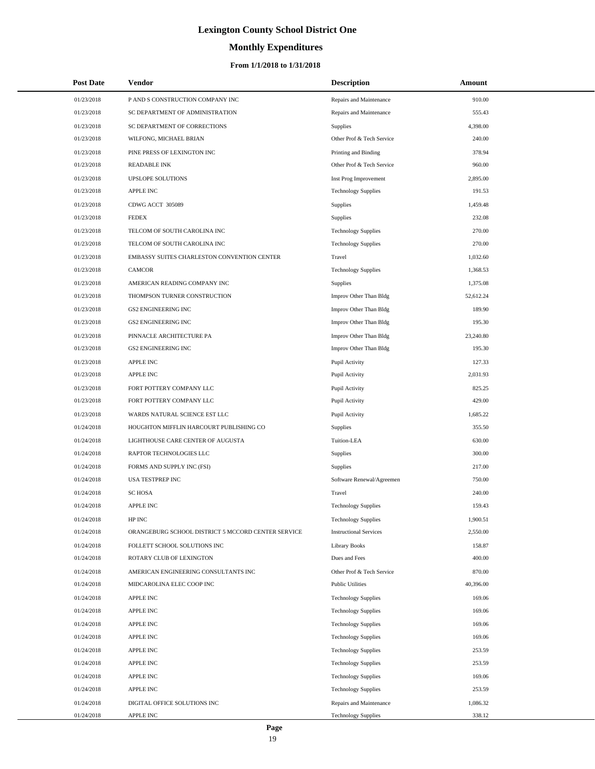# Lexington County School District One

## Monthly Expenditures

### From 1/1/2018 to 1/31/2018

| Post Date | Vendor | Description | Amount |
|---|---|---|---|
| 01/23/2018 | P AND S CONSTRUCTION COMPANY INC | Repairs and Maintenance | 910.00 |
| 01/23/2018 | SC DEPARTMENT OF ADMINISTRATION | Repairs and Maintenance | 555.43 |
| 01/23/2018 | SC DEPARTMENT OF CORRECTIONS | Supplies | 4,398.00 |
| 01/23/2018 | WILFONG, MICHAEL BRIAN | Other Prof & Tech Service | 240.00 |
| 01/23/2018 | PINE PRESS OF LEXINGTON INC | Printing and Binding | 378.94 |
| 01/23/2018 | READABLE INK | Other Prof & Tech Service | 960.00 |
| 01/23/2018 | UPSLOPE SOLUTIONS | Inst Prog Improvement | 2,895.00 |
| 01/23/2018 | APPLE INC | Technology Supplies | 191.53 |
| 01/23/2018 | CDWG ACCT 305089 | Supplies | 1,459.48 |
| 01/23/2018 | FEDEX | Supplies | 232.08 |
| 01/23/2018 | TELCOM OF SOUTH CAROLINA INC | Technology Supplies | 270.00 |
| 01/23/2018 | TELCOM OF SOUTH CAROLINA INC | Technology Supplies | 270.00 |
| 01/23/2018 | EMBASSY SUITES CHARLESTON CONVENTION CENTER | Travel | 1,032.60 |
| 01/23/2018 | CAMCOR | Technology Supplies | 1,368.53 |
| 01/23/2018 | AMERICAN READING COMPANY INC | Supplies | 1,375.08 |
| 01/23/2018 | THOMPSON TURNER CONSTRUCTION | Improv Other Than Bldg | 52,612.24 |
| 01/23/2018 | GS2 ENGINEERING INC | Improv Other Than Bldg | 189.90 |
| 01/23/2018 | GS2 ENGINEERING INC | Improv Other Than Bldg | 195.30 |
| 01/23/2018 | PINNACLE ARCHITECTURE PA | Improv Other Than Bldg | 23,240.80 |
| 01/23/2018 | GS2 ENGINEERING INC | Improv Other Than Bldg | 195.30 |
| 01/23/2018 | APPLE INC | Pupil Activity | 127.33 |
| 01/23/2018 | APPLE INC | Pupil Activity | 2,031.93 |
| 01/23/2018 | FORT POTTERY COMPANY LLC | Pupil Activity | 825.25 |
| 01/23/2018 | FORT POTTERY COMPANY LLC | Pupil Activity | 429.00 |
| 01/23/2018 | WARDS NATURAL SCIENCE EST LLC | Pupil Activity | 1,685.22 |
| 01/24/2018 | HOUGHTON MIFFLIN HARCOURT PUBLISHING CO | Supplies | 355.50 |
| 01/24/2018 | LIGHTHOUSE CARE CENTER OF AUGUSTA | Tuition-LEA | 630.00 |
| 01/24/2018 | RAPTOR TECHNOLOGIES LLC | Supplies | 300.00 |
| 01/24/2018 | FORMS AND SUPPLY INC (FSI) | Supplies | 217.00 |
| 01/24/2018 | USA TESTPREP INC | Software Renewal/Agreemen | 750.00 |
| 01/24/2018 | SC HOSA | Travel | 240.00 |
| 01/24/2018 | APPLE INC | Technology Supplies | 159.43 |
| 01/24/2018 | HP INC | Technology Supplies | 1,900.51 |
| 01/24/2018 | ORANGEBURG SCHOOL DISTRICT 5 MCCORD CENTER SERVICE | Instructional Services | 2,550.00 |
| 01/24/2018 | FOLLETT SCHOOL SOLUTIONS INC | Library Books | 158.87 |
| 01/24/2018 | ROTARY CLUB OF LEXINGTON | Dues and Fees | 400.00 |
| 01/24/2018 | AMERICAN ENGINEERING CONSULTANTS INC | Other Prof & Tech Service | 870.00 |
| 01/24/2018 | MIDCAROLINA ELEC COOP INC | Public Utilities | 40,396.00 |
| 01/24/2018 | APPLE INC | Technology Supplies | 169.06 |
| 01/24/2018 | APPLE INC | Technology Supplies | 169.06 |
| 01/24/2018 | APPLE INC | Technology Supplies | 169.06 |
| 01/24/2018 | APPLE INC | Technology Supplies | 169.06 |
| 01/24/2018 | APPLE INC | Technology Supplies | 253.59 |
| 01/24/2018 | APPLE INC | Technology Supplies | 253.59 |
| 01/24/2018 | APPLE INC | Technology Supplies | 169.06 |
| 01/24/2018 | APPLE INC | Technology Supplies | 253.59 |
| 01/24/2018 | DIGITAL OFFICE SOLUTIONS INC | Repairs and Maintenance | 1,086.32 |
| 01/24/2018 | APPLE INC | Technology Supplies | 338.12 |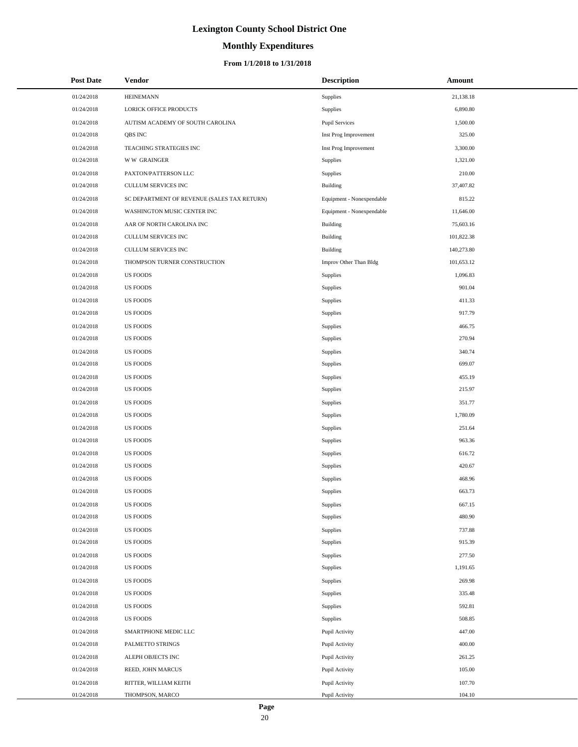# Lexington County School District One

## Monthly Expenditures

### From 1/1/2018 to 1/31/2018

| Post Date | Vendor | Description | Amount |
|---|---|---|---|
| 01/24/2018 | HEINEMANN | Supplies | 21,138.18 |
| 01/24/2018 | LORICK OFFICE PRODUCTS | Supplies | 6,890.80 |
| 01/24/2018 | AUTISM ACADEMY OF SOUTH CAROLINA | Pupil Services | 1,500.00 |
| 01/24/2018 | QBS INC | Inst Prog Improvement | 325.00 |
| 01/24/2018 | TEACHING STRATEGIES INC | Inst Prog Improvement | 3,300.00 |
| 01/24/2018 | W W GRAINGER | Supplies | 1,321.00 |
| 01/24/2018 | PAXTON/PATTERSON LLC | Supplies | 210.00 |
| 01/24/2018 | CULLUM SERVICES INC | Building | 37,407.82 |
| 01/24/2018 | SC DEPARTMENT OF REVENUE (SALES TAX RETURN) | Equipment - Nonexpendable | 815.22 |
| 01/24/2018 | WASHINGTON MUSIC CENTER INC | Equipment - Nonexpendable | 11,646.00 |
| 01/24/2018 | AAR OF NORTH CAROLINA INC | Building | 75,603.16 |
| 01/24/2018 | CULLUM SERVICES INC | Building | 101,822.38 |
| 01/24/2018 | CULLUM SERVICES INC | Building | 140,273.80 |
| 01/24/2018 | THOMPSON TURNER CONSTRUCTION | Improv Other Than Bldg | 101,653.12 |
| 01/24/2018 | US FOODS | Supplies | 1,096.83 |
| 01/24/2018 | US FOODS | Supplies | 901.04 |
| 01/24/2018 | US FOODS | Supplies | 411.33 |
| 01/24/2018 | US FOODS | Supplies | 917.79 |
| 01/24/2018 | US FOODS | Supplies | 466.75 |
| 01/24/2018 | US FOODS | Supplies | 270.94 |
| 01/24/2018 | US FOODS | Supplies | 340.74 |
| 01/24/2018 | US FOODS | Supplies | 699.07 |
| 01/24/2018 | US FOODS | Supplies | 455.19 |
| 01/24/2018 | US FOODS | Supplies | 215.97 |
| 01/24/2018 | US FOODS | Supplies | 351.77 |
| 01/24/2018 | US FOODS | Supplies | 1,780.09 |
| 01/24/2018 | US FOODS | Supplies | 251.64 |
| 01/24/2018 | US FOODS | Supplies | 963.36 |
| 01/24/2018 | US FOODS | Supplies | 616.72 |
| 01/24/2018 | US FOODS | Supplies | 420.67 |
| 01/24/2018 | US FOODS | Supplies | 468.96 |
| 01/24/2018 | US FOODS | Supplies | 663.73 |
| 01/24/2018 | US FOODS | Supplies | 667.15 |
| 01/24/2018 | US FOODS | Supplies | 480.90 |
| 01/24/2018 | US FOODS | Supplies | 737.88 |
| 01/24/2018 | US FOODS | Supplies | 915.39 |
| 01/24/2018 | US FOODS | Supplies | 277.50 |
| 01/24/2018 | US FOODS | Supplies | 1,191.65 |
| 01/24/2018 | US FOODS | Supplies | 269.98 |
| 01/24/2018 | US FOODS | Supplies | 335.48 |
| 01/24/2018 | US FOODS | Supplies | 592.81 |
| 01/24/2018 | US FOODS | Supplies | 508.85 |
| 01/24/2018 | SMARTPHONE MEDIC LLC | Pupil Activity | 447.00 |
| 01/24/2018 | PALMETTO STRINGS | Pupil Activity | 400.00 |
| 01/24/2018 | ALEPH OBJECTS INC | Pupil Activity | 261.25 |
| 01/24/2018 | REED, JOHN MARCUS | Pupil Activity | 105.00 |
| 01/24/2018 | RITTER, WILLIAM KEITH | Pupil Activity | 107.70 |
| 01/24/2018 | THOMPSON, MARCO | Pupil Activity | 104.10 |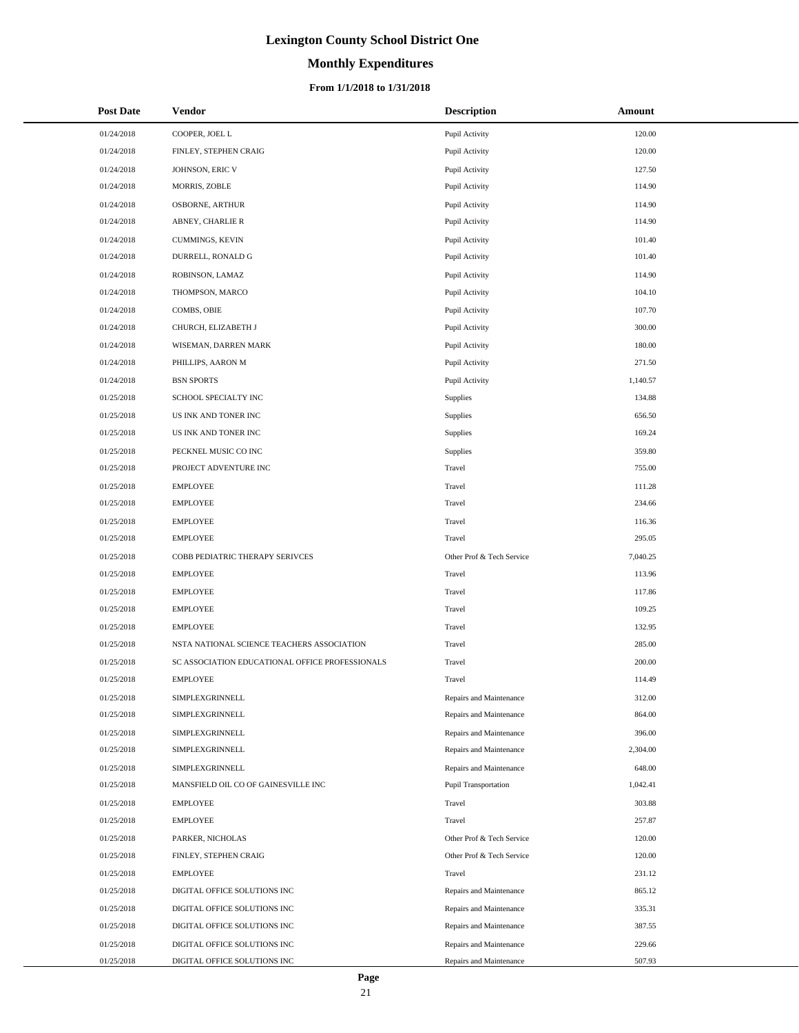# Lexington County School District One

## Monthly Expenditures

### From 1/1/2018 to 1/31/2018

| Post Date | Vendor | Description | Amount |
|---|---|---|---|
| 01/24/2018 | COOPER, JOEL L | Pupil Activity | 120.00 |
| 01/24/2018 | FINLEY, STEPHEN CRAIG | Pupil Activity | 120.00 |
| 01/24/2018 | JOHNSON, ERIC V | Pupil Activity | 127.50 |
| 01/24/2018 | MORRIS, ZOBLE | Pupil Activity | 114.90 |
| 01/24/2018 | OSBORNE, ARTHUR | Pupil Activity | 114.90 |
| 01/24/2018 | ABNEY, CHARLIE R | Pupil Activity | 114.90 |
| 01/24/2018 | CUMMINGS, KEVIN | Pupil Activity | 101.40 |
| 01/24/2018 | DURRELL, RONALD G | Pupil Activity | 101.40 |
| 01/24/2018 | ROBINSON, LAMAZ | Pupil Activity | 114.90 |
| 01/24/2018 | THOMPSON, MARCO | Pupil Activity | 104.10 |
| 01/24/2018 | COMBS, OBIE | Pupil Activity | 107.70 |
| 01/24/2018 | CHURCH, ELIZABETH J | Pupil Activity | 300.00 |
| 01/24/2018 | WISEMAN, DARREN MARK | Pupil Activity | 180.00 |
| 01/24/2018 | PHILLIPS, AARON M | Pupil Activity | 271.50 |
| 01/24/2018 | BSN SPORTS | Pupil Activity | 1,140.57 |
| 01/25/2018 | SCHOOL SPECIALTY INC | Supplies | 134.88 |
| 01/25/2018 | US INK AND TONER INC | Supplies | 656.50 |
| 01/25/2018 | US INK AND TONER INC | Supplies | 169.24 |
| 01/25/2018 | PECKNEL MUSIC CO INC | Supplies | 359.80 |
| 01/25/2018 | PROJECT ADVENTURE INC | Travel | 755.00 |
| 01/25/2018 | EMPLOYEE | Travel | 111.28 |
| 01/25/2018 | EMPLOYEE | Travel | 234.66 |
| 01/25/2018 | EMPLOYEE | Travel | 116.36 |
| 01/25/2018 | EMPLOYEE | Travel | 295.05 |
| 01/25/2018 | COBB PEDIATRIC THERAPY SERIVCES | Other Prof & Tech Service | 7,040.25 |
| 01/25/2018 | EMPLOYEE | Travel | 113.96 |
| 01/25/2018 | EMPLOYEE | Travel | 117.86 |
| 01/25/2018 | EMPLOYEE | Travel | 109.25 |
| 01/25/2018 | EMPLOYEE | Travel | 132.95 |
| 01/25/2018 | NSTA NATIONAL SCIENCE TEACHERS ASSOCIATION | Travel | 285.00 |
| 01/25/2018 | SC ASSOCIATION EDUCATIONAL OFFICE PROFESSIONALS | Travel | 200.00 |
| 01/25/2018 | EMPLOYEE | Travel | 114.49 |
| 01/25/2018 | SIMPLEXGRINNELL | Repairs and Maintenance | 312.00 |
| 01/25/2018 | SIMPLEXGRINNELL | Repairs and Maintenance | 864.00 |
| 01/25/2018 | SIMPLEXGRINNELL | Repairs and Maintenance | 396.00 |
| 01/25/2018 | SIMPLEXGRINNELL | Repairs and Maintenance | 2,304.00 |
| 01/25/2018 | SIMPLEXGRINNELL | Repairs and Maintenance | 648.00 |
| 01/25/2018 | MANSFIELD OIL CO OF GAINESVILLE INC | Pupil Transportation | 1,042.41 |
| 01/25/2018 | EMPLOYEE | Travel | 303.88 |
| 01/25/2018 | EMPLOYEE | Travel | 257.87 |
| 01/25/2018 | PARKER, NICHOLAS | Other Prof & Tech Service | 120.00 |
| 01/25/2018 | FINLEY, STEPHEN CRAIG | Other Prof & Tech Service | 120.00 |
| 01/25/2018 | EMPLOYEE | Travel | 231.12 |
| 01/25/2018 | DIGITAL OFFICE SOLUTIONS INC | Repairs and Maintenance | 865.12 |
| 01/25/2018 | DIGITAL OFFICE SOLUTIONS INC | Repairs and Maintenance | 335.31 |
| 01/25/2018 | DIGITAL OFFICE SOLUTIONS INC | Repairs and Maintenance | 387.55 |
| 01/25/2018 | DIGITAL OFFICE SOLUTIONS INC | Repairs and Maintenance | 229.66 |
| 01/25/2018 | DIGITAL OFFICE SOLUTIONS INC | Repairs and Maintenance | 507.93 |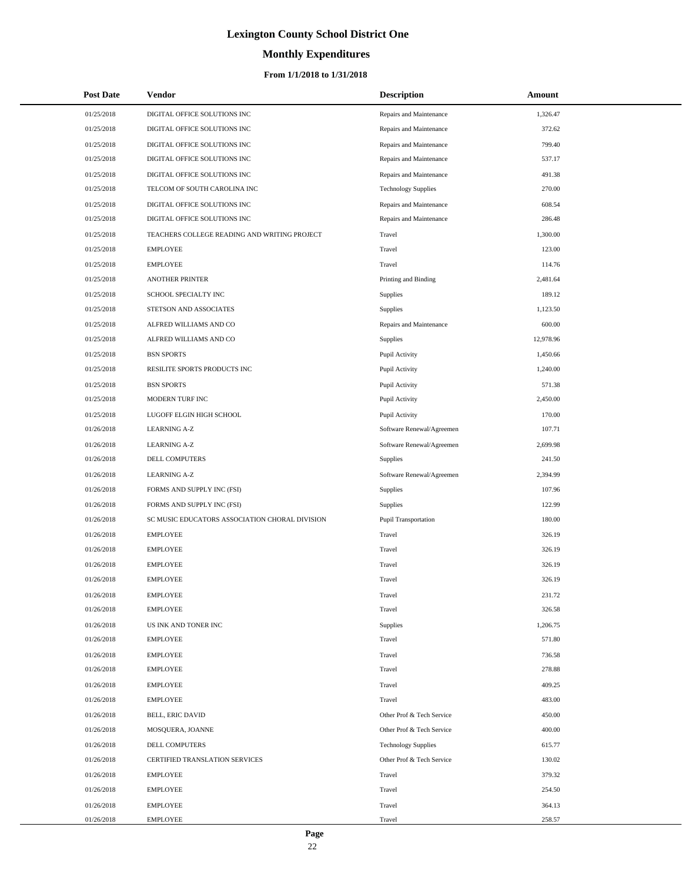# Lexington County School District One

## Monthly Expenditures

### From 1/1/2018 to 1/31/2018

| Post Date | Vendor | Description | Amount |
|---|---|---|---|
| 01/25/2018 | DIGITAL OFFICE SOLUTIONS INC | Repairs and Maintenance | 1,326.47 |
| 01/25/2018 | DIGITAL OFFICE SOLUTIONS INC | Repairs and Maintenance | 372.62 |
| 01/25/2018 | DIGITAL OFFICE SOLUTIONS INC | Repairs and Maintenance | 799.40 |
| 01/25/2018 | DIGITAL OFFICE SOLUTIONS INC | Repairs and Maintenance | 537.17 |
| 01/25/2018 | DIGITAL OFFICE SOLUTIONS INC | Repairs and Maintenance | 491.38 |
| 01/25/2018 | TELCOM OF SOUTH CAROLINA INC | Technology Supplies | 270.00 |
| 01/25/2018 | DIGITAL OFFICE SOLUTIONS INC | Repairs and Maintenance | 608.54 |
| 01/25/2018 | DIGITAL OFFICE SOLUTIONS INC | Repairs and Maintenance | 286.48 |
| 01/25/2018 | TEACHERS COLLEGE READING AND WRITING PROJECT | Travel | 1,300.00 |
| 01/25/2018 | EMPLOYEE | Travel | 123.00 |
| 01/25/2018 | EMPLOYEE | Travel | 114.76 |
| 01/25/2018 | ANOTHER PRINTER | Printing and Binding | 2,481.64 |
| 01/25/2018 | SCHOOL SPECIALTY INC | Supplies | 189.12 |
| 01/25/2018 | STETSON AND ASSOCIATES | Supplies | 1,123.50 |
| 01/25/2018 | ALFRED WILLIAMS AND CO | Repairs and Maintenance | 600.00 |
| 01/25/2018 | ALFRED WILLIAMS AND CO | Supplies | 12,978.96 |
| 01/25/2018 | BSN SPORTS | Pupil Activity | 1,450.66 |
| 01/25/2018 | RESILITE SPORTS PRODUCTS INC | Pupil Activity | 1,240.00 |
| 01/25/2018 | BSN SPORTS | Pupil Activity | 571.38 |
| 01/25/2018 | MODERN TURF INC | Pupil Activity | 2,450.00 |
| 01/25/2018 | LUGOFF ELGIN HIGH SCHOOL | Pupil Activity | 170.00 |
| 01/26/2018 | LEARNING A-Z | Software Renewal/Agreemen | 107.71 |
| 01/26/2018 | LEARNING A-Z | Software Renewal/Agreemen | 2,699.98 |
| 01/26/2018 | DELL COMPUTERS | Supplies | 241.50 |
| 01/26/2018 | LEARNING A-Z | Software Renewal/Agreemen | 2,394.99 |
| 01/26/2018 | FORMS AND SUPPLY INC (FSI) | Supplies | 107.96 |
| 01/26/2018 | FORMS AND SUPPLY INC (FSI) | Supplies | 122.99 |
| 01/26/2018 | SC MUSIC EDUCATORS ASSOCIATION CHORAL DIVISION | Pupil Transportation | 180.00 |
| 01/26/2018 | EMPLOYEE | Travel | 326.19 |
| 01/26/2018 | EMPLOYEE | Travel | 326.19 |
| 01/26/2018 | EMPLOYEE | Travel | 326.19 |
| 01/26/2018 | EMPLOYEE | Travel | 326.19 |
| 01/26/2018 | EMPLOYEE | Travel | 231.72 |
| 01/26/2018 | EMPLOYEE | Travel | 326.58 |
| 01/26/2018 | US INK AND TONER INC | Supplies | 1,206.75 |
| 01/26/2018 | EMPLOYEE | Travel | 571.80 |
| 01/26/2018 | EMPLOYEE | Travel | 736.58 |
| 01/26/2018 | EMPLOYEE | Travel | 278.88 |
| 01/26/2018 | EMPLOYEE | Travel | 409.25 |
| 01/26/2018 | EMPLOYEE | Travel | 483.00 |
| 01/26/2018 | BELL, ERIC DAVID | Other Prof & Tech Service | 450.00 |
| 01/26/2018 | MOSQUERA, JOANNE | Other Prof & Tech Service | 400.00 |
| 01/26/2018 | DELL COMPUTERS | Technology Supplies | 615.77 |
| 01/26/2018 | CERTIFIED TRANSLATION SERVICES | Other Prof & Tech Service | 130.02 |
| 01/26/2018 | EMPLOYEE | Travel | 379.32 |
| 01/26/2018 | EMPLOYEE | Travel | 254.50 |
| 01/26/2018 | EMPLOYEE | Travel | 364.13 |
| 01/26/2018 | EMPLOYEE | Travel | 258.57 |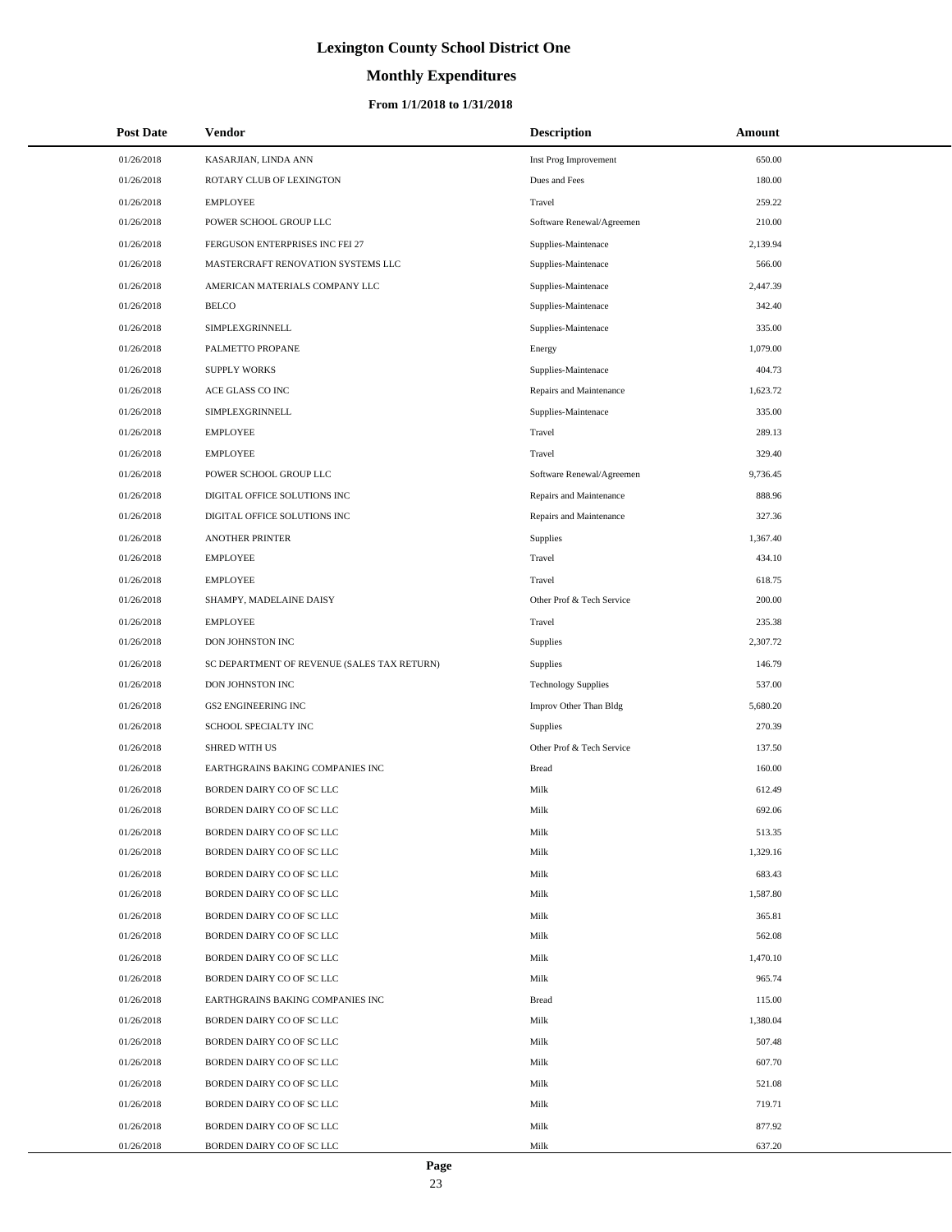# Lexington County School District One

## Monthly Expenditures

### From 1/1/2018 to 1/31/2018

| Post Date | Vendor | Description | Amount |
|---|---|---|---|
| 01/26/2018 | KASARJIAN, LINDA ANN | Inst Prog Improvement | 650.00 |
| 01/26/2018 | ROTARY CLUB OF LEXINGTON | Dues and Fees | 180.00 |
| 01/26/2018 | EMPLOYEE | Travel | 259.22 |
| 01/26/2018 | POWER SCHOOL GROUP LLC | Software Renewal/Agreemen | 210.00 |
| 01/26/2018 | FERGUSON ENTERPRISES INC FEI 27 | Supplies-Maintenace | 2,139.94 |
| 01/26/2018 | MASTERCRAFT RENOVATION SYSTEMS LLC | Supplies-Maintenace | 566.00 |
| 01/26/2018 | AMERICAN MATERIALS COMPANY LLC | Supplies-Maintenace | 2,447.39 |
| 01/26/2018 | BELCO | Supplies-Maintenace | 342.40 |
| 01/26/2018 | SIMPLEXGRINNELL | Supplies-Maintenace | 335.00 |
| 01/26/2018 | PALMETTO PROPANE | Energy | 1,079.00 |
| 01/26/2018 | SUPPLY WORKS | Supplies-Maintenace | 404.73 |
| 01/26/2018 | ACE GLASS CO INC | Repairs and Maintenance | 1,623.72 |
| 01/26/2018 | SIMPLEXGRINNELL | Supplies-Maintenace | 335.00 |
| 01/26/2018 | EMPLOYEE | Travel | 289.13 |
| 01/26/2018 | EMPLOYEE | Travel | 329.40 |
| 01/26/2018 | POWER SCHOOL GROUP LLC | Software Renewal/Agreemen | 9,736.45 |
| 01/26/2018 | DIGITAL OFFICE SOLUTIONS INC | Repairs and Maintenance | 888.96 |
| 01/26/2018 | DIGITAL OFFICE SOLUTIONS INC | Repairs and Maintenance | 327.36 |
| 01/26/2018 | ANOTHER PRINTER | Supplies | 1,367.40 |
| 01/26/2018 | EMPLOYEE | Travel | 434.10 |
| 01/26/2018 | EMPLOYEE | Travel | 618.75 |
| 01/26/2018 | SHAMPY, MADELAINE DAISY | Other Prof & Tech Service | 200.00 |
| 01/26/2018 | EMPLOYEE | Travel | 235.38 |
| 01/26/2018 | DON JOHNSTON INC | Supplies | 2,307.72 |
| 01/26/2018 | SC DEPARTMENT OF REVENUE (SALES TAX RETURN) | Supplies | 146.79 |
| 01/26/2018 | DON JOHNSTON INC | Technology Supplies | 537.00 |
| 01/26/2018 | GS2 ENGINEERING INC | Improv Other Than Bldg | 5,680.20 |
| 01/26/2018 | SCHOOL SPECIALTY INC | Supplies | 270.39 |
| 01/26/2018 | SHRED WITH US | Other Prof & Tech Service | 137.50 |
| 01/26/2018 | EARTHGRAINS BAKING COMPANIES INC | Bread | 160.00 |
| 01/26/2018 | BORDEN DAIRY CO OF SC LLC | Milk | 612.49 |
| 01/26/2018 | BORDEN DAIRY CO OF SC LLC | Milk | 692.06 |
| 01/26/2018 | BORDEN DAIRY CO OF SC LLC | Milk | 513.35 |
| 01/26/2018 | BORDEN DAIRY CO OF SC LLC | Milk | 1,329.16 |
| 01/26/2018 | BORDEN DAIRY CO OF SC LLC | Milk | 683.43 |
| 01/26/2018 | BORDEN DAIRY CO OF SC LLC | Milk | 1,587.80 |
| 01/26/2018 | BORDEN DAIRY CO OF SC LLC | Milk | 365.81 |
| 01/26/2018 | BORDEN DAIRY CO OF SC LLC | Milk | 562.08 |
| 01/26/2018 | BORDEN DAIRY CO OF SC LLC | Milk | 1,470.10 |
| 01/26/2018 | BORDEN DAIRY CO OF SC LLC | Milk | 965.74 |
| 01/26/2018 | EARTHGRAINS BAKING COMPANIES INC | Bread | 115.00 |
| 01/26/2018 | BORDEN DAIRY CO OF SC LLC | Milk | 1,380.04 |
| 01/26/2018 | BORDEN DAIRY CO OF SC LLC | Milk | 507.48 |
| 01/26/2018 | BORDEN DAIRY CO OF SC LLC | Milk | 607.70 |
| 01/26/2018 | BORDEN DAIRY CO OF SC LLC | Milk | 521.08 |
| 01/26/2018 | BORDEN DAIRY CO OF SC LLC | Milk | 719.71 |
| 01/26/2018 | BORDEN DAIRY CO OF SC LLC | Milk | 877.92 |
| 01/26/2018 | BORDEN DAIRY CO OF SC LLC | Milk | 637.20 |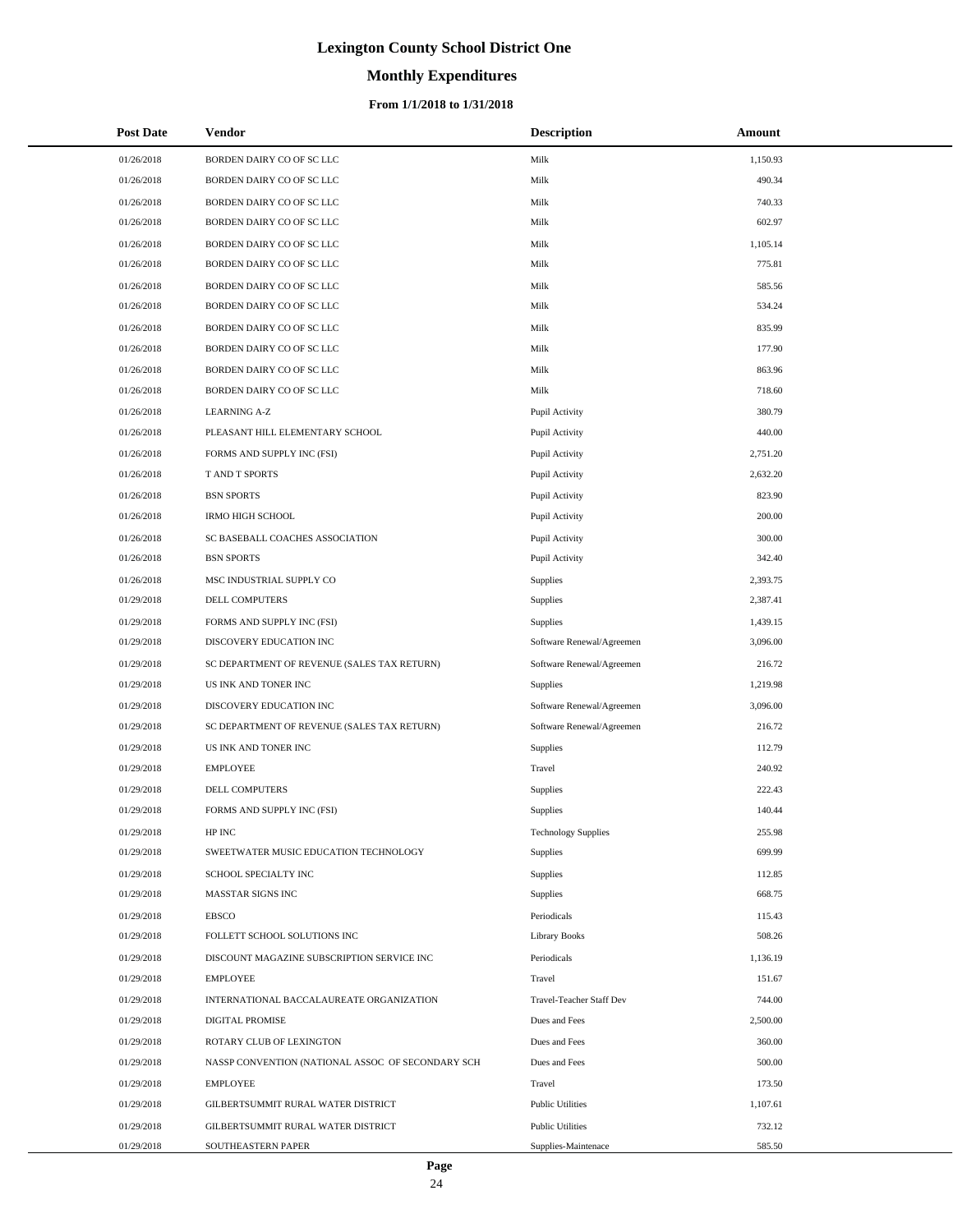# Lexington County School District One

## Monthly Expenditures

### From 1/1/2018 to 1/31/2018

| Post Date | Vendor | Description | Amount |
|---|---|---|---|
| 01/26/2018 | BORDEN DAIRY CO OF SC LLC | Milk | 1,150.93 |
| 01/26/2018 | BORDEN DAIRY CO OF SC LLC | Milk | 490.34 |
| 01/26/2018 | BORDEN DAIRY CO OF SC LLC | Milk | 740.33 |
| 01/26/2018 | BORDEN DAIRY CO OF SC LLC | Milk | 602.97 |
| 01/26/2018 | BORDEN DAIRY CO OF SC LLC | Milk | 1,105.14 |
| 01/26/2018 | BORDEN DAIRY CO OF SC LLC | Milk | 775.81 |
| 01/26/2018 | BORDEN DAIRY CO OF SC LLC | Milk | 585.56 |
| 01/26/2018 | BORDEN DAIRY CO OF SC LLC | Milk | 534.24 |
| 01/26/2018 | BORDEN DAIRY CO OF SC LLC | Milk | 835.99 |
| 01/26/2018 | BORDEN DAIRY CO OF SC LLC | Milk | 177.90 |
| 01/26/2018 | BORDEN DAIRY CO OF SC LLC | Milk | 863.96 |
| 01/26/2018 | BORDEN DAIRY CO OF SC LLC | Milk | 718.60 |
| 01/26/2018 | LEARNING A-Z | Pupil Activity | 380.79 |
| 01/26/2018 | PLEASANT HILL ELEMENTARY SCHOOL | Pupil Activity | 440.00 |
| 01/26/2018 | FORMS AND SUPPLY INC (FSI) | Pupil Activity | 2,751.20 |
| 01/26/2018 | T AND T SPORTS | Pupil Activity | 2,632.20 |
| 01/26/2018 | BSN SPORTS | Pupil Activity | 823.90 |
| 01/26/2018 | IRMO HIGH SCHOOL | Pupil Activity | 200.00 |
| 01/26/2018 | SC BASEBALL COACHES ASSOCIATION | Pupil Activity | 300.00 |
| 01/26/2018 | BSN SPORTS | Pupil Activity | 342.40 |
| 01/26/2018 | MSC INDUSTRIAL SUPPLY CO | Supplies | 2,393.75 |
| 01/29/2018 | DELL COMPUTERS | Supplies | 2,387.41 |
| 01/29/2018 | FORMS AND SUPPLY INC (FSI) | Supplies | 1,439.15 |
| 01/29/2018 | DISCOVERY EDUCATION INC | Software Renewal/Agreemen | 3,096.00 |
| 01/29/2018 | SC DEPARTMENT OF REVENUE (SALES TAX RETURN) | Software Renewal/Agreemen | 216.72 |
| 01/29/2018 | US INK AND TONER INC | Supplies | 1,219.98 |
| 01/29/2018 | DISCOVERY EDUCATION INC | Software Renewal/Agreemen | 3,096.00 |
| 01/29/2018 | SC DEPARTMENT OF REVENUE (SALES TAX RETURN) | Software Renewal/Agreemen | 216.72 |
| 01/29/2018 | US INK AND TONER INC | Supplies | 112.79 |
| 01/29/2018 | EMPLOYEE | Travel | 240.92 |
| 01/29/2018 | DELL COMPUTERS | Supplies | 222.43 |
| 01/29/2018 | FORMS AND SUPPLY INC (FSI) | Supplies | 140.44 |
| 01/29/2018 | HP INC | Technology Supplies | 255.98 |
| 01/29/2018 | SWEETWATER MUSIC EDUCATION TECHNOLOGY | Supplies | 699.99 |
| 01/29/2018 | SCHOOL SPECIALTY INC | Supplies | 112.85 |
| 01/29/2018 | MASSTAR SIGNS INC | Supplies | 668.75 |
| 01/29/2018 | EBSCO | Periodicals | 115.43 |
| 01/29/2018 | FOLLETT SCHOOL SOLUTIONS INC | Library Books | 508.26 |
| 01/29/2018 | DISCOUNT MAGAZINE SUBSCRIPTION SERVICE INC | Periodicals | 1,136.19 |
| 01/29/2018 | EMPLOYEE | Travel | 151.67 |
| 01/29/2018 | INTERNATIONAL BACCALAUREATE ORGANIZATION | Travel-Teacher Staff Dev | 744.00 |
| 01/29/2018 | DIGITAL PROMISE | Dues and Fees | 2,500.00 |
| 01/29/2018 | ROTARY CLUB OF LEXINGTON | Dues and Fees | 360.00 |
| 01/29/2018 | NASSP CONVENTION (NATIONAL ASSOC OF SECONDARY SCH | Dues and Fees | 500.00 |
| 01/29/2018 | EMPLOYEE | Travel | 173.50 |
| 01/29/2018 | GILBERTSUMMIT RURAL WATER DISTRICT | Public Utilities | 1,107.61 |
| 01/29/2018 | GILBERTSUMMIT RURAL WATER DISTRICT | Public Utilities | 732.12 |
| 01/29/2018 | SOUTHEASTERN PAPER | Supplies-Maintenace | 585.50 |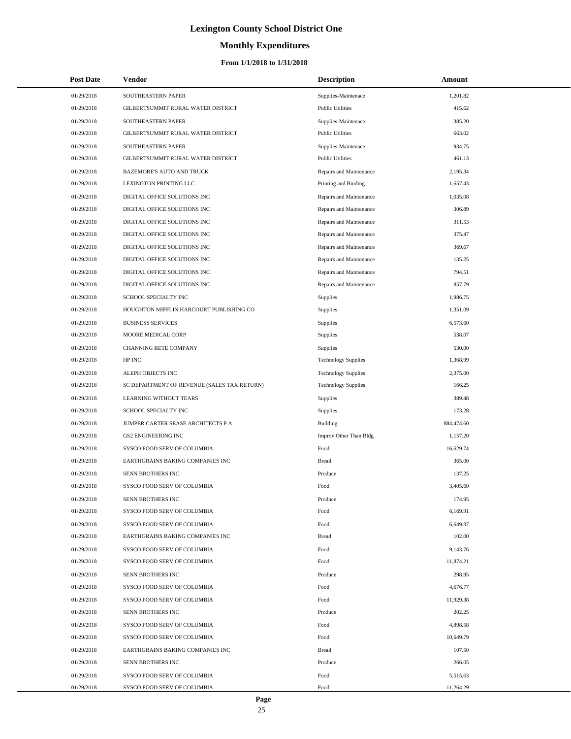# Lexington County School District One

## Monthly Expenditures

### From 1/1/2018 to 1/31/2018

| Post Date | Vendor | Description | Amount |
|---|---|---|---|
| 01/29/2018 | SOUTHEASTERN PAPER | Supplies-Maintenace | 1,201.82 |
| 01/29/2018 | GILBERTSUMMIT RURAL WATER DISTRICT | Public Utilities | 415.62 |
| 01/29/2018 | SOUTHEASTERN PAPER | Supplies-Maintenace | 385.20 |
| 01/29/2018 | GILBERTSUMMIT RURAL WATER DISTRICT | Public Utilities | 663.02 |
| 01/29/2018 | SOUTHEASTERN PAPER | Supplies-Maintenace | 934.75 |
| 01/29/2018 | GILBERTSUMMIT RURAL WATER DISTRICT | Public Utilities | 461.13 |
| 01/29/2018 | BAZEMORE'S AUTO AND TRUCK | Repairs and Maintenance | 2,195.34 |
| 01/29/2018 | LEXINGTON PRINTING LLC | Printing and Binding | 1,657.43 |
| 01/29/2018 | DIGITAL OFFICE SOLUTIONS INC | Repairs and Maintenance | 1,035.08 |
| 01/29/2018 | DIGITAL OFFICE SOLUTIONS INC | Repairs and Maintenance | 306.89 |
| 01/29/2018 | DIGITAL OFFICE SOLUTIONS INC | Repairs and Maintenance | 311.53 |
| 01/29/2018 | DIGITAL OFFICE SOLUTIONS INC | Repairs and Maintenance | 375.47 |
| 01/29/2018 | DIGITAL OFFICE SOLUTIONS INC | Repairs and Maintenance | 369.67 |
| 01/29/2018 | DIGITAL OFFICE SOLUTIONS INC | Repairs and Maintenance | 135.25 |
| 01/29/2018 | DIGITAL OFFICE SOLUTIONS INC | Repairs and Maintenance | 794.51 |
| 01/29/2018 | DIGITAL OFFICE SOLUTIONS INC | Repairs and Maintenance | 857.79 |
| 01/29/2018 | SCHOOL SPECIALTY INC | Supplies | 1,986.75 |
| 01/29/2018 | HOUGHTON MIFFLIN HARCOURT PUBLISHING CO | Supplies | 1,351.09 |
| 01/29/2018 | BUSINESS SERVICES | Supplies | 6,573.60 |
| 01/29/2018 | MOORE MEDICAL CORP | Supplies | 538.07 |
| 01/29/2018 | CHANNING BETE COMPANY | Supplies | 530.00 |
| 01/29/2018 | HP INC | Technology Supplies | 1,368.99 |
| 01/29/2018 | ALEPH OBJECTS INC | Technology Supplies | 2,375.00 |
| 01/29/2018 | SC DEPARTMENT OF REVENUE (SALES TAX RETURN) | Technology Supplies | 166.25 |
| 01/29/2018 | LEARNING WITHOUT TEARS | Supplies | 389.48 |
| 01/29/2018 | SCHOOL SPECIALTY INC | Supplies | 173.28 |
| 01/29/2018 | JUMPER CARTER SEASE ARCHITECTS P A | Building | 884,474.60 |
| 01/29/2018 | GS2 ENGINEERING INC | Improv Other Than Bldg | 1,157.20 |
| 01/29/2018 | SYSCO FOOD SERV OF COLUMBIA | Food | 16,629.74 |
| 01/29/2018 | EARTHGRAINS BAKING COMPANIES INC | Bread | 365.00 |
| 01/29/2018 | SENN BROTHERS INC | Produce | 137.25 |
| 01/29/2018 | SYSCO FOOD SERV OF COLUMBIA | Food | 3,405.60 |
| 01/29/2018 | SENN BROTHERS INC | Produce | 174.95 |
| 01/29/2018 | SYSCO FOOD SERV OF COLUMBIA | Food | 6,169.91 |
| 01/29/2018 | SYSCO FOOD SERV OF COLUMBIA | Food | 6,649.37 |
| 01/29/2018 | EARTHGRAINS BAKING COMPANIES INC | Bread | 102.00 |
| 01/29/2018 | SYSCO FOOD SERV OF COLUMBIA | Food | 9,143.76 |
| 01/29/2018 | SYSCO FOOD SERV OF COLUMBIA | Food | 11,874.21 |
| 01/29/2018 | SENN BROTHERS INC | Produce | 298.95 |
| 01/29/2018 | SYSCO FOOD SERV OF COLUMBIA | Food | 4,676.77 |
| 01/29/2018 | SYSCO FOOD SERV OF COLUMBIA | Food | 11,929.38 |
| 01/29/2018 | SENN BROTHERS INC | Produce | 202.25 |
| 01/29/2018 | SYSCO FOOD SERV OF COLUMBIA | Food | 4,898.58 |
| 01/29/2018 | SYSCO FOOD SERV OF COLUMBIA | Food | 10,649.79 |
| 01/29/2018 | EARTHGRAINS BAKING COMPANIES INC | Bread | 107.50 |
| 01/29/2018 | SENN BROTHERS INC | Produce | 266.05 |
| 01/29/2018 | SYSCO FOOD SERV OF COLUMBIA | Food | 5,515.63 |
| 01/29/2018 | SYSCO FOOD SERV OF COLUMBIA | Food | 11,264.29 |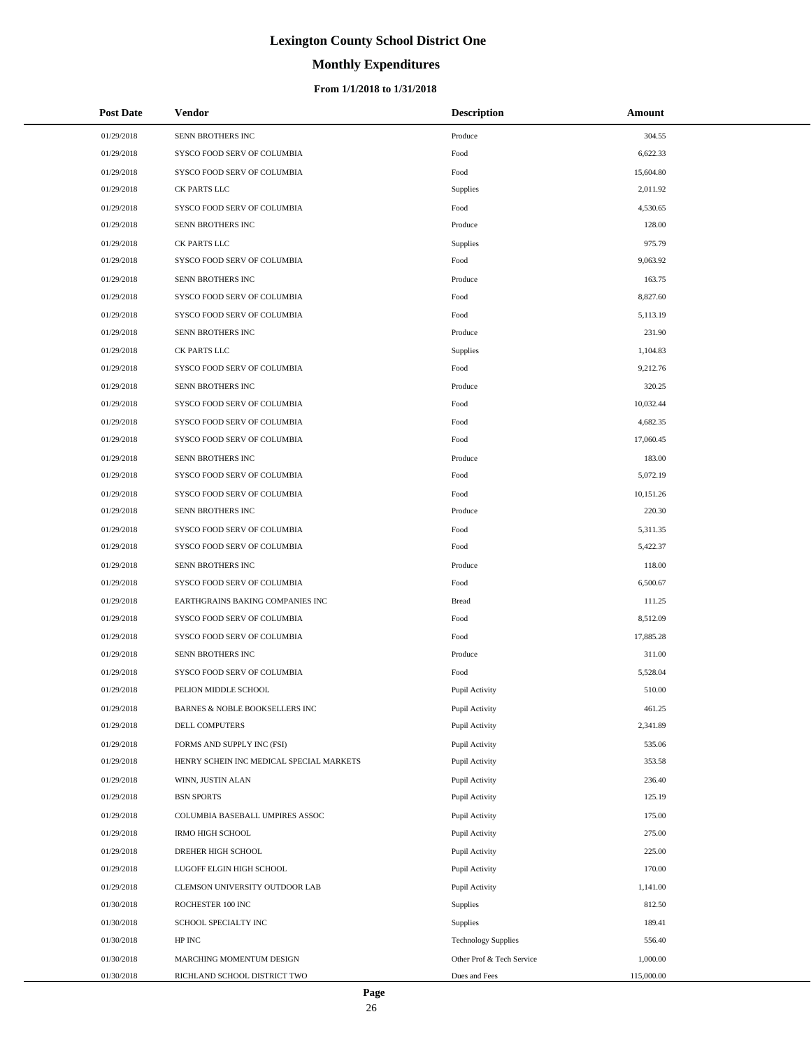# Lexington County School District One

## Monthly Expenditures

### From 1/1/2018 to 1/31/2018

| Post Date | Vendor | Description | Amount |
|---|---|---|---|
| 01/29/2018 | SENN BROTHERS INC | Produce | 304.55 |
| 01/29/2018 | SYSCO FOOD SERV OF COLUMBIA | Food | 6,622.33 |
| 01/29/2018 | SYSCO FOOD SERV OF COLUMBIA | Food | 15,604.80 |
| 01/29/2018 | CK PARTS LLC | Supplies | 2,011.92 |
| 01/29/2018 | SYSCO FOOD SERV OF COLUMBIA | Food | 4,530.65 |
| 01/29/2018 | SENN BROTHERS INC | Produce | 128.00 |
| 01/29/2018 | CK PARTS LLC | Supplies | 975.79 |
| 01/29/2018 | SYSCO FOOD SERV OF COLUMBIA | Food | 9,063.92 |
| 01/29/2018 | SENN BROTHERS INC | Produce | 163.75 |
| 01/29/2018 | SYSCO FOOD SERV OF COLUMBIA | Food | 8,827.60 |
| 01/29/2018 | SYSCO FOOD SERV OF COLUMBIA | Food | 5,113.19 |
| 01/29/2018 | SENN BROTHERS INC | Produce | 231.90 |
| 01/29/2018 | CK PARTS LLC | Supplies | 1,104.83 |
| 01/29/2018 | SYSCO FOOD SERV OF COLUMBIA | Food | 9,212.76 |
| 01/29/2018 | SENN BROTHERS INC | Produce | 320.25 |
| 01/29/2018 | SYSCO FOOD SERV OF COLUMBIA | Food | 10,032.44 |
| 01/29/2018 | SYSCO FOOD SERV OF COLUMBIA | Food | 4,682.35 |
| 01/29/2018 | SYSCO FOOD SERV OF COLUMBIA | Food | 17,060.45 |
| 01/29/2018 | SENN BROTHERS INC | Produce | 183.00 |
| 01/29/2018 | SYSCO FOOD SERV OF COLUMBIA | Food | 5,072.19 |
| 01/29/2018 | SYSCO FOOD SERV OF COLUMBIA | Food | 10,151.26 |
| 01/29/2018 | SENN BROTHERS INC | Produce | 220.30 |
| 01/29/2018 | SYSCO FOOD SERV OF COLUMBIA | Food | 5,311.35 |
| 01/29/2018 | SYSCO FOOD SERV OF COLUMBIA | Food | 5,422.37 |
| 01/29/2018 | SENN BROTHERS INC | Produce | 118.00 |
| 01/29/2018 | SYSCO FOOD SERV OF COLUMBIA | Food | 6,500.67 |
| 01/29/2018 | EARTHGRAINS BAKING COMPANIES INC | Bread | 111.25 |
| 01/29/2018 | SYSCO FOOD SERV OF COLUMBIA | Food | 8,512.09 |
| 01/29/2018 | SYSCO FOOD SERV OF COLUMBIA | Food | 17,885.28 |
| 01/29/2018 | SENN BROTHERS INC | Produce | 311.00 |
| 01/29/2018 | SYSCO FOOD SERV OF COLUMBIA | Food | 5,528.04 |
| 01/29/2018 | PELION MIDDLE SCHOOL | Pupil Activity | 510.00 |
| 01/29/2018 | BARNES & NOBLE BOOKSELLERS INC | Pupil Activity | 461.25 |
| 01/29/2018 | DELL COMPUTERS | Pupil Activity | 2,341.89 |
| 01/29/2018 | FORMS AND SUPPLY INC (FSI) | Pupil Activity | 535.06 |
| 01/29/2018 | HENRY SCHEIN INC MEDICAL SPECIAL MARKETS | Pupil Activity | 353.58 |
| 01/29/2018 | WINN, JUSTIN ALAN | Pupil Activity | 236.40 |
| 01/29/2018 | BSN SPORTS | Pupil Activity | 125.19 |
| 01/29/2018 | COLUMBIA BASEBALL UMPIRES ASSOC | Pupil Activity | 175.00 |
| 01/29/2018 | IRMO HIGH SCHOOL | Pupil Activity | 275.00 |
| 01/29/2018 | DREHER HIGH SCHOOL | Pupil Activity | 225.00 |
| 01/29/2018 | LUGOFF ELGIN HIGH SCHOOL | Pupil Activity | 170.00 |
| 01/29/2018 | CLEMSON UNIVERSITY OUTDOOR LAB | Pupil Activity | 1,141.00 |
| 01/30/2018 | ROCHESTER 100 INC | Supplies | 812.50 |
| 01/30/2018 | SCHOOL SPECIALTY INC | Supplies | 189.41 |
| 01/30/2018 | HP INC | Technology Supplies | 556.40 |
| 01/30/2018 | MARCHING MOMENTUM DESIGN | Other Prof & Tech Service | 1,000.00 |
| 01/30/2018 | RICHLAND SCHOOL DISTRICT TWO | Dues and Fees | 115,000.00 |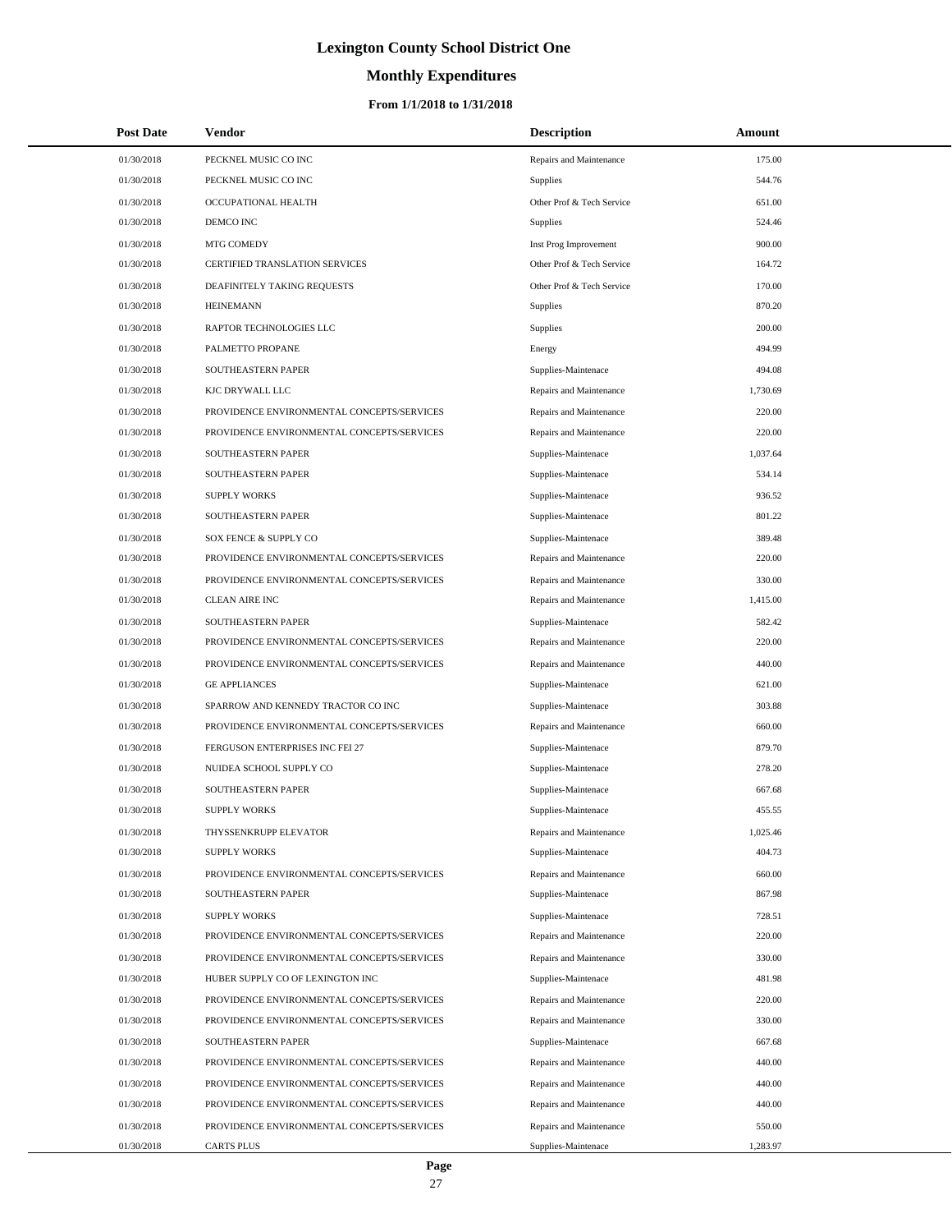# Lexington County School District One

## Monthly Expenditures

### From 1/1/2018 to 1/31/2018

| Post Date | Vendor | Description | Amount |
|---|---|---|---|
| 01/30/2018 | PECKNEL MUSIC CO INC | Repairs and Maintenance | 175.00 |
| 01/30/2018 | PECKNEL MUSIC CO INC | Supplies | 544.76 |
| 01/30/2018 | OCCUPATIONAL HEALTH | Other Prof & Tech Service | 651.00 |
| 01/30/2018 | DEMCO INC | Supplies | 524.46 |
| 01/30/2018 | MTG COMEDY | Inst Prog Improvement | 900.00 |
| 01/30/2018 | CERTIFIED TRANSLATION SERVICES | Other Prof & Tech Service | 164.72 |
| 01/30/2018 | DEAFINITELY TAKING REQUESTS | Other Prof & Tech Service | 170.00 |
| 01/30/2018 | HEINEMANN | Supplies | 870.20 |
| 01/30/2018 | RAPTOR TECHNOLOGIES LLC | Supplies | 200.00 |
| 01/30/2018 | PALMETTO PROPANE | Energy | 494.99 |
| 01/30/2018 | SOUTHEASTERN PAPER | Supplies-Maintenace | 494.08 |
| 01/30/2018 | KJC DRYWALL LLC | Repairs and Maintenance | 1,730.69 |
| 01/30/2018 | PROVIDENCE ENVIRONMENTAL CONCEPTS/SERVICES | Repairs and Maintenance | 220.00 |
| 01/30/2018 | PROVIDENCE ENVIRONMENTAL CONCEPTS/SERVICES | Repairs and Maintenance | 220.00 |
| 01/30/2018 | SOUTHEASTERN PAPER | Supplies-Maintenace | 1,037.64 |
| 01/30/2018 | SOUTHEASTERN PAPER | Supplies-Maintenace | 534.14 |
| 01/30/2018 | SUPPLY WORKS | Supplies-Maintenace | 936.52 |
| 01/30/2018 | SOUTHEASTERN PAPER | Supplies-Maintenace | 801.22 |
| 01/30/2018 | SOX FENCE & SUPPLY CO | Supplies-Maintenace | 389.48 |
| 01/30/2018 | PROVIDENCE ENVIRONMENTAL CONCEPTS/SERVICES | Repairs and Maintenance | 220.00 |
| 01/30/2018 | PROVIDENCE ENVIRONMENTAL CONCEPTS/SERVICES | Repairs and Maintenance | 330.00 |
| 01/30/2018 | CLEAN AIRE INC | Repairs and Maintenance | 1,415.00 |
| 01/30/2018 | SOUTHEASTERN PAPER | Supplies-Maintenace | 582.42 |
| 01/30/2018 | PROVIDENCE ENVIRONMENTAL CONCEPTS/SERVICES | Repairs and Maintenance | 220.00 |
| 01/30/2018 | PROVIDENCE ENVIRONMENTAL CONCEPTS/SERVICES | Repairs and Maintenance | 440.00 |
| 01/30/2018 | GE APPLIANCES | Supplies-Maintenace | 621.00 |
| 01/30/2018 | SPARROW AND KENNEDY TRACTOR CO INC | Supplies-Maintenace | 303.88 |
| 01/30/2018 | PROVIDENCE ENVIRONMENTAL CONCEPTS/SERVICES | Repairs and Maintenance | 660.00 |
| 01/30/2018 | FERGUSON ENTERPRISES INC FEI 27 | Supplies-Maintenace | 879.70 |
| 01/30/2018 | NUIDEA SCHOOL SUPPLY CO | Supplies-Maintenace | 278.20 |
| 01/30/2018 | SOUTHEASTERN PAPER | Supplies-Maintenace | 667.68 |
| 01/30/2018 | SUPPLY WORKS | Supplies-Maintenace | 455.55 |
| 01/30/2018 | THYSSENKRUPP ELEVATOR | Repairs and Maintenance | 1,025.46 |
| 01/30/2018 | SUPPLY WORKS | Supplies-Maintenace | 404.73 |
| 01/30/2018 | PROVIDENCE ENVIRONMENTAL CONCEPTS/SERVICES | Repairs and Maintenance | 660.00 |
| 01/30/2018 | SOUTHEASTERN PAPER | Supplies-Maintenace | 867.98 |
| 01/30/2018 | SUPPLY WORKS | Supplies-Maintenace | 728.51 |
| 01/30/2018 | PROVIDENCE ENVIRONMENTAL CONCEPTS/SERVICES | Repairs and Maintenance | 220.00 |
| 01/30/2018 | PROVIDENCE ENVIRONMENTAL CONCEPTS/SERVICES | Repairs and Maintenance | 330.00 |
| 01/30/2018 | HUBER SUPPLY CO OF LEXINGTON INC | Supplies-Maintenace | 481.98 |
| 01/30/2018 | PROVIDENCE ENVIRONMENTAL CONCEPTS/SERVICES | Repairs and Maintenance | 220.00 |
| 01/30/2018 | PROVIDENCE ENVIRONMENTAL CONCEPTS/SERVICES | Repairs and Maintenance | 330.00 |
| 01/30/2018 | SOUTHEASTERN PAPER | Supplies-Maintenace | 667.68 |
| 01/30/2018 | PROVIDENCE ENVIRONMENTAL CONCEPTS/SERVICES | Repairs and Maintenance | 440.00 |
| 01/30/2018 | PROVIDENCE ENVIRONMENTAL CONCEPTS/SERVICES | Repairs and Maintenance | 440.00 |
| 01/30/2018 | PROVIDENCE ENVIRONMENTAL CONCEPTS/SERVICES | Repairs and Maintenance | 440.00 |
| 01/30/2018 | PROVIDENCE ENVIRONMENTAL CONCEPTS/SERVICES | Repairs and Maintenance | 550.00 |
| 01/30/2018 | CARTS PLUS | Supplies-Maintenace | 1,283.97 |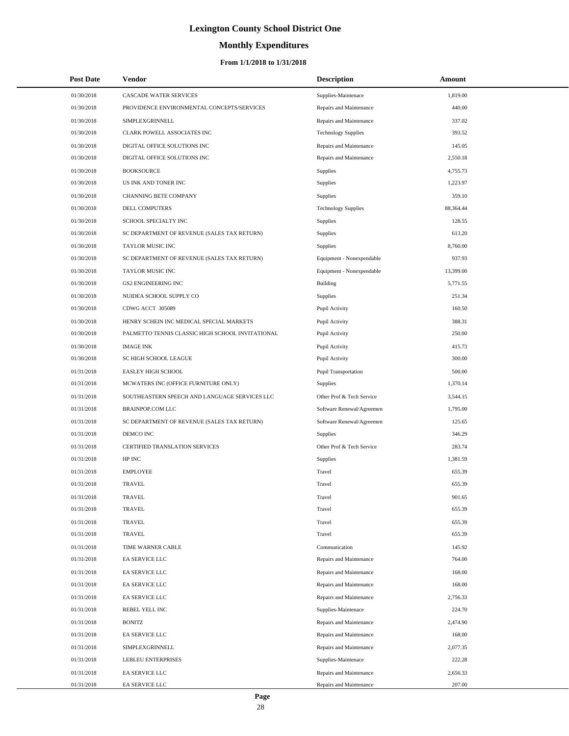# Lexington County School District One

## Monthly Expenditures

### From 1/1/2018 to 1/31/2018

| Post Date | Vendor | Description | Amount |
|---|---|---|---|
| 01/30/2018 | CASCADE WATER SERVICES | Supplies-Maintenace | 1,819.00 |
| 01/30/2018 | PROVIDENCE ENVIRONMENTAL CONCEPTS/SERVICES | Repairs and Maintenance | 440.00 |
| 01/30/2018 | SIMPLEXGRINNELL | Repairs and Maintenance | 337.02 |
| 01/30/2018 | CLARK POWELL ASSOCIATES INC | Technology Supplies | 393.52 |
| 01/30/2018 | DIGITAL OFFICE SOLUTIONS INC | Repairs and Maintenance | 145.05 |
| 01/30/2018 | DIGITAL OFFICE SOLUTIONS INC | Repairs and Maintenance | 2,550.18 |
| 01/30/2018 | BOOKSOURCE | Supplies | 4,755.73 |
| 01/30/2018 | US INK AND TONER INC | Supplies | 1,223.97 |
| 01/30/2018 | CHANNING BETE COMPANY | Supplies | 359.10 |
| 01/30/2018 | DELL COMPUTERS | Technology Supplies | 88,364.44 |
| 01/30/2018 | SCHOOL SPECIALTY INC | Supplies | 128.55 |
| 01/30/2018 | SC DEPARTMENT OF REVENUE (SALES TAX RETURN) | Supplies | 613.20 |
| 01/30/2018 | TAYLOR MUSIC INC | Supplies | 8,760.00 |
| 01/30/2018 | SC DEPARTMENT OF REVENUE (SALES TAX RETURN) | Equipment - Nonexpendable | 937.93 |
| 01/30/2018 | TAYLOR MUSIC INC | Equipment - Nonexpendable | 13,399.00 |
| 01/30/2018 | GS2 ENGINEERING INC | Building | 5,771.55 |
| 01/30/2018 | NUIDEA SCHOOL SUPPLY CO | Supplies | 251.34 |
| 01/30/2018 | CDWG ACCT 305089 | Pupil Activity | 160.50 |
| 01/30/2018 | HENRY SCHEIN INC MEDICAL SPECIAL MARKETS | Pupil Activity | 388.31 |
| 01/30/2018 | PALMETTO TENNIS CLASSIC HIGH SCHOOL INVITATIONAL | Pupil Activity | 250.00 |
| 01/30/2018 | IMAGE INK | Pupil Activity | 415.73 |
| 01/30/2018 | SC HIGH SCHOOL LEAGUE | Pupil Activity | 300.00 |
| 01/31/2018 | EASLEY HIGH SCHOOL | Pupil Transportation | 500.00 |
| 01/31/2018 | MCWATERS INC (OFFICE FURNITURE ONLY) | Supplies | 1,370.14 |
| 01/31/2018 | SOUTHEASTERN SPEECH AND LANGUAGE SERVICES LLC | Other Prof & Tech Service | 3,544.15 |
| 01/31/2018 | BRAINPOP.COM LLC | Software Renewal/Agreemen | 1,795.00 |
| 01/31/2018 | SC DEPARTMENT OF REVENUE (SALES TAX RETURN) | Software Renewal/Agreemen | 125.65 |
| 01/31/2018 | DEMCO INC | Supplies | 346.29 |
| 01/31/2018 | CERTIFIED TRANSLATION SERVICES | Other Prof & Tech Service | 283.74 |
| 01/31/2018 | HP INC | Supplies | 1,381.59 |
| 01/31/2018 | EMPLOYEE | Travel | 655.39 |
| 01/31/2018 | TRAVEL | Travel | 655.39 |
| 01/31/2018 | TRAVEL | Travel | 901.65 |
| 01/31/2018 | TRAVEL | Travel | 655.39 |
| 01/31/2018 | TRAVEL | Travel | 655.39 |
| 01/31/2018 | TRAVEL | Travel | 655.39 |
| 01/31/2018 | TIME WARNER CABLE | Communication | 145.92 |
| 01/31/2018 | EA SERVICE LLC | Repairs and Maintenance | 764.00 |
| 01/31/2018 | EA SERVICE LLC | Repairs and Maintenance | 168.00 |
| 01/31/2018 | EA SERVICE LLC | Repairs and Maintenance | 168.00 |
| 01/31/2018 | EA SERVICE LLC | Repairs and Maintenance | 2,756.33 |
| 01/31/2018 | REBEL YELL INC | Supplies-Maintenace | 224.70 |
| 01/31/2018 | BONITZ | Repairs and Maintenance | 2,474.90 |
| 01/31/2018 | EA SERVICE LLC | Repairs and Maintenance | 168.00 |
| 01/31/2018 | SIMPLEXGRINNELL | Repairs and Maintenance | 2,077.35 |
| 01/31/2018 | LEBLEU ENTERPRISES | Supplies-Maintenace | 222.28 |
| 01/31/2018 | EA SERVICE LLC | Repairs and Maintenance | 2,656.33 |
| 01/31/2018 | EA SERVICE LLC | Repairs and Maintenance | 207.00 |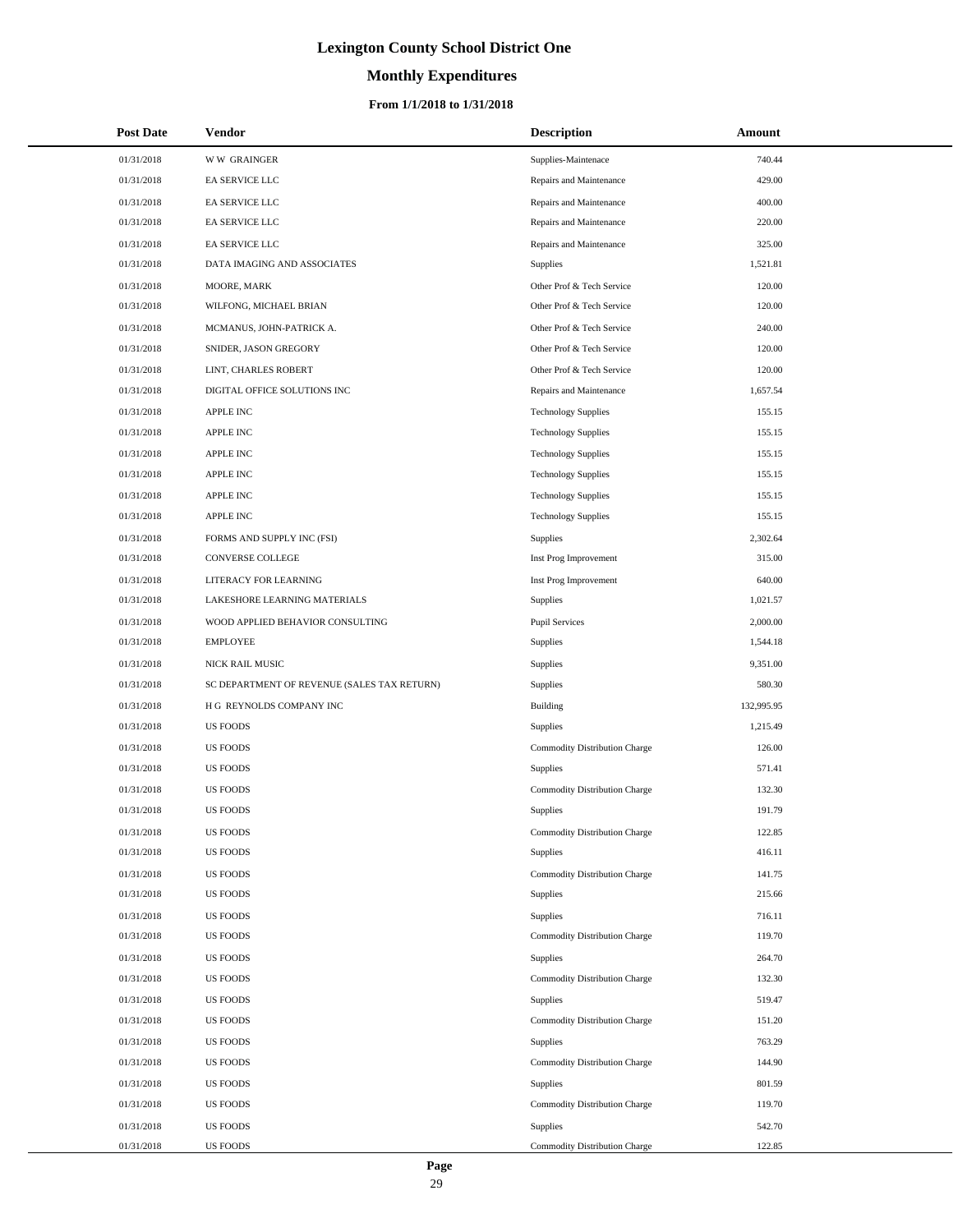# Lexington County School District One

## Monthly Expenditures

### From 1/1/2018 to 1/31/2018

| Post Date | Vendor | Description | Amount |
|---|---|---|---|
| 01/31/2018 | W W GRAINGER | Supplies-Maintenace | 740.44 |
| 01/31/2018 | EA SERVICE LLC | Repairs and Maintenance | 429.00 |
| 01/31/2018 | EA SERVICE LLC | Repairs and Maintenance | 400.00 |
| 01/31/2018 | EA SERVICE LLC | Repairs and Maintenance | 220.00 |
| 01/31/2018 | EA SERVICE LLC | Repairs and Maintenance | 325.00 |
| 01/31/2018 | DATA IMAGING AND ASSOCIATES | Supplies | 1,521.81 |
| 01/31/2018 | MOORE, MARK | Other Prof & Tech Service | 120.00 |
| 01/31/2018 | WILFONG, MICHAEL BRIAN | Other Prof & Tech Service | 120.00 |
| 01/31/2018 | MCMANUS, JOHN-PATRICK A. | Other Prof & Tech Service | 240.00 |
| 01/31/2018 | SNIDER, JASON GREGORY | Other Prof & Tech Service | 120.00 |
| 01/31/2018 | LINT, CHARLES ROBERT | Other Prof & Tech Service | 120.00 |
| 01/31/2018 | DIGITAL OFFICE SOLUTIONS INC | Repairs and Maintenance | 1,657.54 |
| 01/31/2018 | APPLE INC | Technology Supplies | 155.15 |
| 01/31/2018 | APPLE INC | Technology Supplies | 155.15 |
| 01/31/2018 | APPLE INC | Technology Supplies | 155.15 |
| 01/31/2018 | APPLE INC | Technology Supplies | 155.15 |
| 01/31/2018 | APPLE INC | Technology Supplies | 155.15 |
| 01/31/2018 | APPLE INC | Technology Supplies | 155.15 |
| 01/31/2018 | FORMS AND SUPPLY INC (FSI) | Supplies | 2,302.64 |
| 01/31/2018 | CONVERSE COLLEGE | Inst Prog Improvement | 315.00 |
| 01/31/2018 | LITERACY FOR LEARNING | Inst Prog Improvement | 640.00 |
| 01/31/2018 | LAKESHORE LEARNING MATERIALS | Supplies | 1,021.57 |
| 01/31/2018 | WOOD APPLIED BEHAVIOR CONSULTING | Pupil Services | 2,000.00 |
| 01/31/2018 | EMPLOYEE | Supplies | 1,544.18 |
| 01/31/2018 | NICK RAIL MUSIC | Supplies | 9,351.00 |
| 01/31/2018 | SC DEPARTMENT OF REVENUE (SALES TAX RETURN) | Supplies | 580.30 |
| 01/31/2018 | H G REYNOLDS COMPANY INC | Building | 132,995.95 |
| 01/31/2018 | US FOODS | Supplies | 1,215.49 |
| 01/31/2018 | US FOODS | Commodity Distribution Charge | 126.00 |
| 01/31/2018 | US FOODS | Supplies | 571.41 |
| 01/31/2018 | US FOODS | Commodity Distribution Charge | 132.30 |
| 01/31/2018 | US FOODS | Supplies | 191.79 |
| 01/31/2018 | US FOODS | Commodity Distribution Charge | 122.85 |
| 01/31/2018 | US FOODS | Supplies | 416.11 |
| 01/31/2018 | US FOODS | Commodity Distribution Charge | 141.75 |
| 01/31/2018 | US FOODS | Supplies | 215.66 |
| 01/31/2018 | US FOODS | Supplies | 716.11 |
| 01/31/2018 | US FOODS | Commodity Distribution Charge | 119.70 |
| 01/31/2018 | US FOODS | Supplies | 264.70 |
| 01/31/2018 | US FOODS | Commodity Distribution Charge | 132.30 |
| 01/31/2018 | US FOODS | Supplies | 519.47 |
| 01/31/2018 | US FOODS | Commodity Distribution Charge | 151.20 |
| 01/31/2018 | US FOODS | Supplies | 763.29 |
| 01/31/2018 | US FOODS | Commodity Distribution Charge | 144.90 |
| 01/31/2018 | US FOODS | Supplies | 801.59 |
| 01/31/2018 | US FOODS | Commodity Distribution Charge | 119.70 |
| 01/31/2018 | US FOODS | Supplies | 542.70 |
| 01/31/2018 | US FOODS | Commodity Distribution Charge | 122.85 |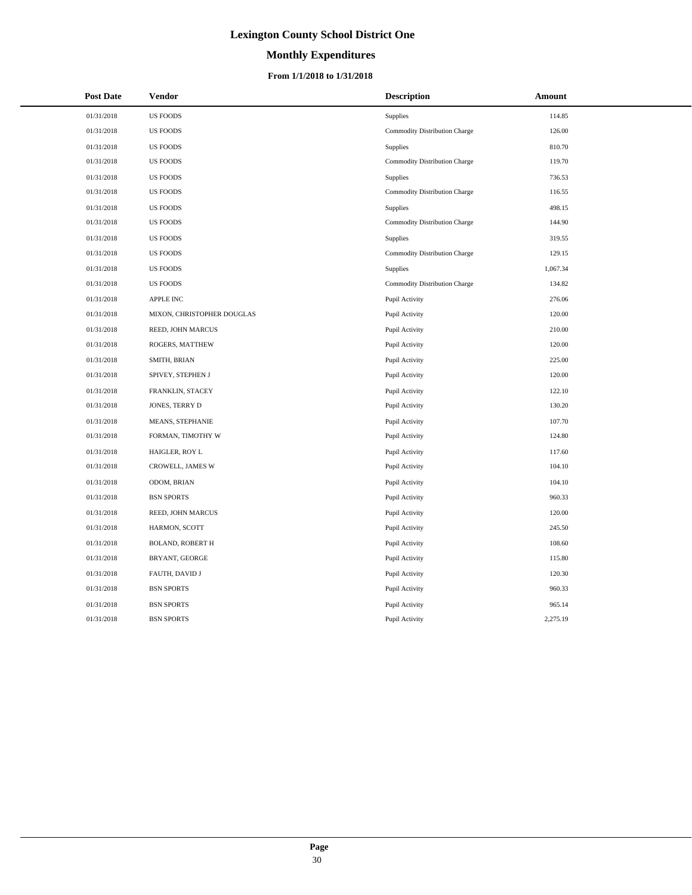# Lexington County School District One

## Monthly Expenditures

### From 1/1/2018 to 1/31/2018

| Post Date | Vendor | Description | Amount |
|---|---|---|---|
| 01/31/2018 | US FOODS | Supplies | 114.85 |
| 01/31/2018 | US FOODS | Commodity Distribution Charge | 126.00 |
| 01/31/2018 | US FOODS | Supplies | 810.70 |
| 01/31/2018 | US FOODS | Commodity Distribution Charge | 119.70 |
| 01/31/2018 | US FOODS | Supplies | 736.53 |
| 01/31/2018 | US FOODS | Commodity Distribution Charge | 116.55 |
| 01/31/2018 | US FOODS | Supplies | 498.15 |
| 01/31/2018 | US FOODS | Commodity Distribution Charge | 144.90 |
| 01/31/2018 | US FOODS | Supplies | 319.55 |
| 01/31/2018 | US FOODS | Commodity Distribution Charge | 129.15 |
| 01/31/2018 | US FOODS | Supplies | 1,067.34 |
| 01/31/2018 | US FOODS | Commodity Distribution Charge | 134.82 |
| 01/31/2018 | APPLE INC | Pupil Activity | 276.06 |
| 01/31/2018 | MIXON, CHRISTOPHER DOUGLAS | Pupil Activity | 120.00 |
| 01/31/2018 | REED, JOHN MARCUS | Pupil Activity | 210.00 |
| 01/31/2018 | ROGERS, MATTHEW | Pupil Activity | 120.00 |
| 01/31/2018 | SMITH, BRIAN | Pupil Activity | 225.00 |
| 01/31/2018 | SPIVEY, STEPHEN J | Pupil Activity | 120.00 |
| 01/31/2018 | FRANKLIN, STACEY | Pupil Activity | 122.10 |
| 01/31/2018 | JONES, TERRY D | Pupil Activity | 130.20 |
| 01/31/2018 | MEANS, STEPHANIE | Pupil Activity | 107.70 |
| 01/31/2018 | FORMAN, TIMOTHY W | Pupil Activity | 124.80 |
| 01/31/2018 | HAIGLER, ROY L | Pupil Activity | 117.60 |
| 01/31/2018 | CROWELL, JAMES W | Pupil Activity | 104.10 |
| 01/31/2018 | ODOM, BRIAN | Pupil Activity | 104.10 |
| 01/31/2018 | BSN SPORTS | Pupil Activity | 960.33 |
| 01/31/2018 | REED, JOHN MARCUS | Pupil Activity | 120.00 |
| 01/31/2018 | HARMON, SCOTT | Pupil Activity | 245.50 |
| 01/31/2018 | BOLAND, ROBERT H | Pupil Activity | 108.60 |
| 01/31/2018 | BRYANT, GEORGE | Pupil Activity | 115.80 |
| 01/31/2018 | FAUTH, DAVID J | Pupil Activity | 120.30 |
| 01/31/2018 | BSN SPORTS | Pupil Activity | 960.33 |
| 01/31/2018 | BSN SPORTS | Pupil Activity | 965.14 |
| 01/31/2018 | BSN SPORTS | Pupil Activity | 2,275.19 |